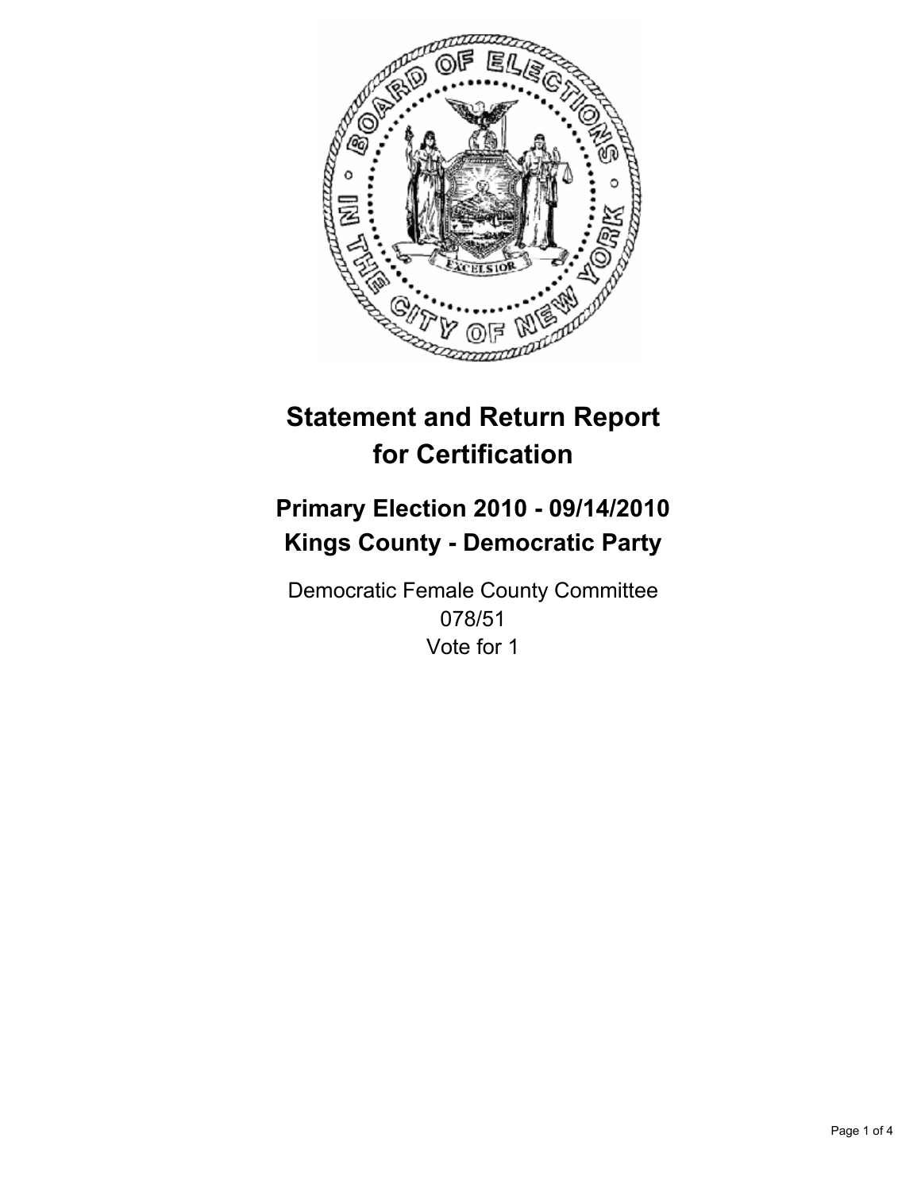# Statement and Return Report for Certification

## Primary Election 2010 - 09/14/2010
## Kings County - Democratic Party

Democratic Female County Committee
078/51
Vote for 1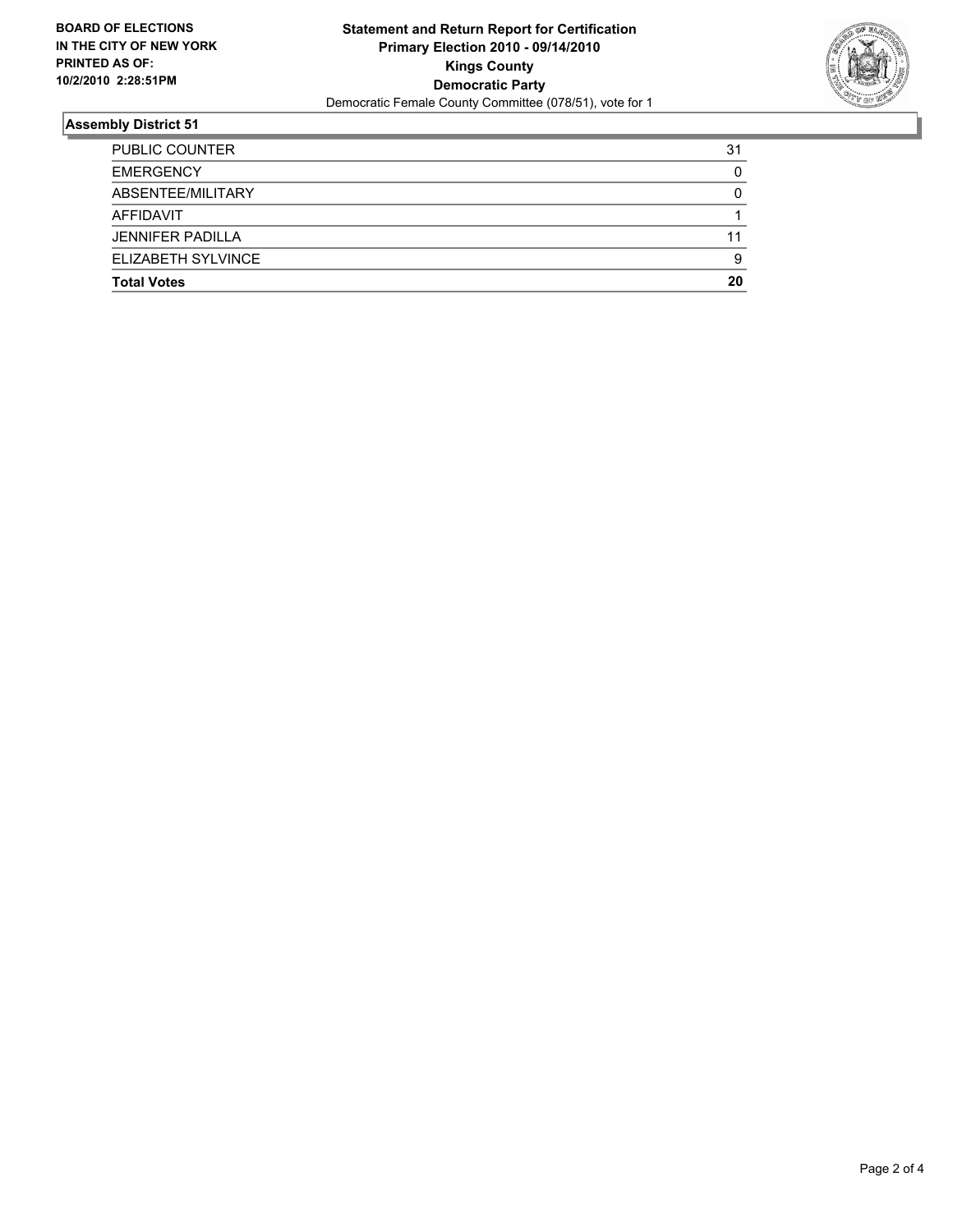**BOARD OF ELECTIONS IN THE CITY OF NEW YORK PRINTED AS OF: 10/2/2010 2:28:51PM**

**Statement and Return Report for Certification**
**Primary Election 2010 - 09/14/2010**
**Kings County**
**Democratic Party**
Democratic Female County Committee (078/51), vote for 1

## Assembly District 51

| | |
|---|---|
| PUBLIC COUNTER | 31 |
| EMERGENCY | 0 |
| ABSENTEE/MILITARY | 0 |
| AFFIDAVIT | 1 |
| JENNIFER PADILLA | 11 |
| ELIZABETH SYLVINCE | 9 |
| **Total Votes** | **20** |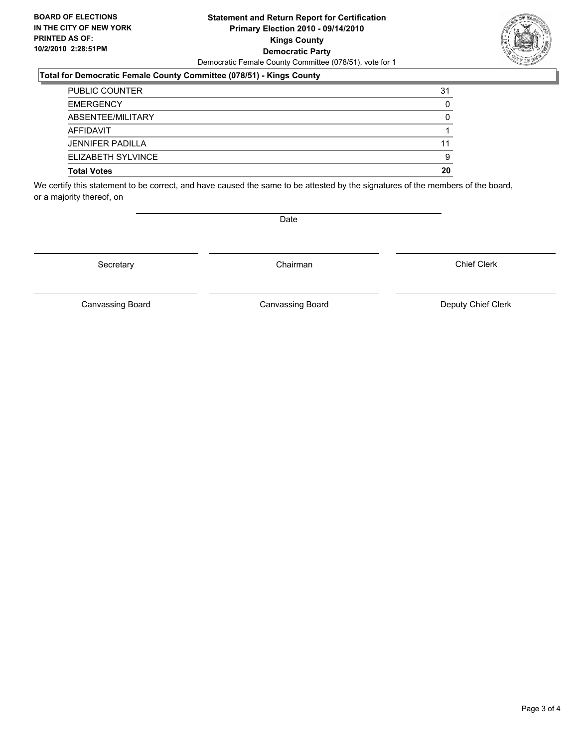**BOARD OF ELECTIONS IN THE CITY OF NEW YORK PRINTED AS OF: 10/2/2010 2:28:51PM**

**Statement and Return Report for Certification**
**Primary Election 2010 - 09/14/2010**
**Kings County**
**Democratic Party**
Democratic Female County Committee (078/51), vote for 1

**Total for Democratic Female County Committee (078/51) - Kings County**

| | |
|---|---|
| PUBLIC COUNTER | 31 |
| EMERGENCY | 0 |
| ABSENTEE/MILITARY | 0 |
| AFFIDAVIT | 1 |
| JENNIFER PADILLA | 11 |
| ELIZABETH SYLVINCE | 9 |
| **Total Votes** | **20** |

We certify this statement to be correct, and have caused the same to be attested by the signatures of the members of the board, or a majority thereof, on

Date

Secretary | Chairman | Chief Clerk

Canvassing Board | Canvassing Board | Deputy Chief Clerk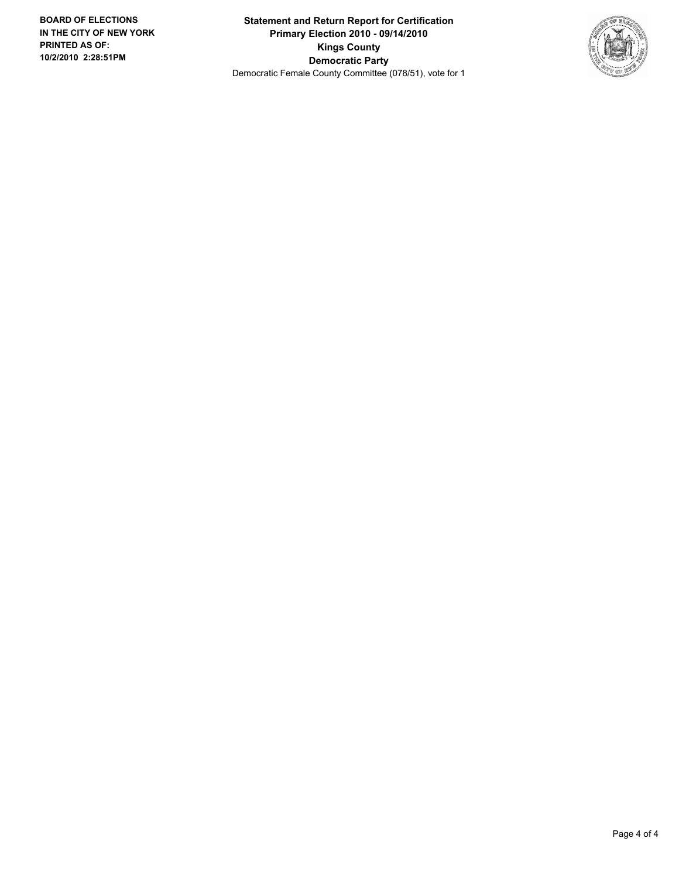**BOARD OF ELECTIONS IN THE CITY OF NEW YORK PRINTED AS OF: 10/2/2010 2:28:51PM**

**Statement and Return Report for Certification**
**Primary Election 2010 - 09/14/2010**
**Kings County**
**Democratic Party**
Democratic Female County Committee (078/51), vote for 1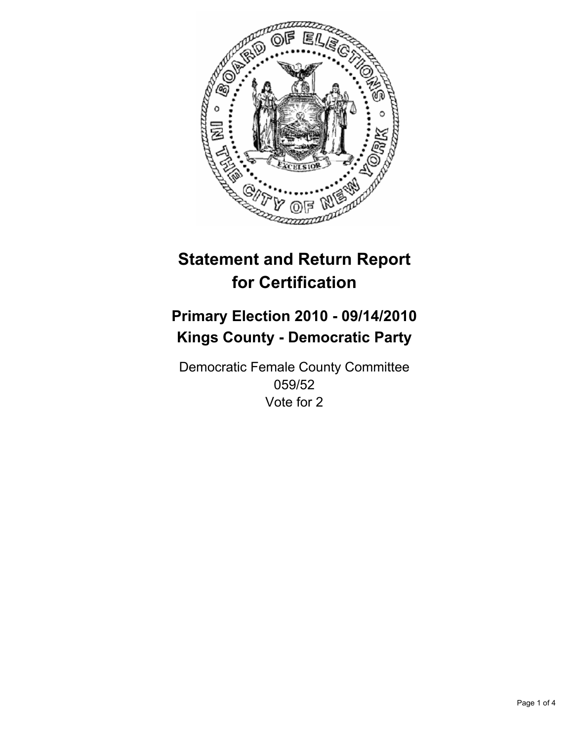# Statement and Return Report for Certification

## Primary Election 2010 - 09/14/2010
## Kings County - Democratic Party

Democratic Female County Committee
059/52
Vote for 2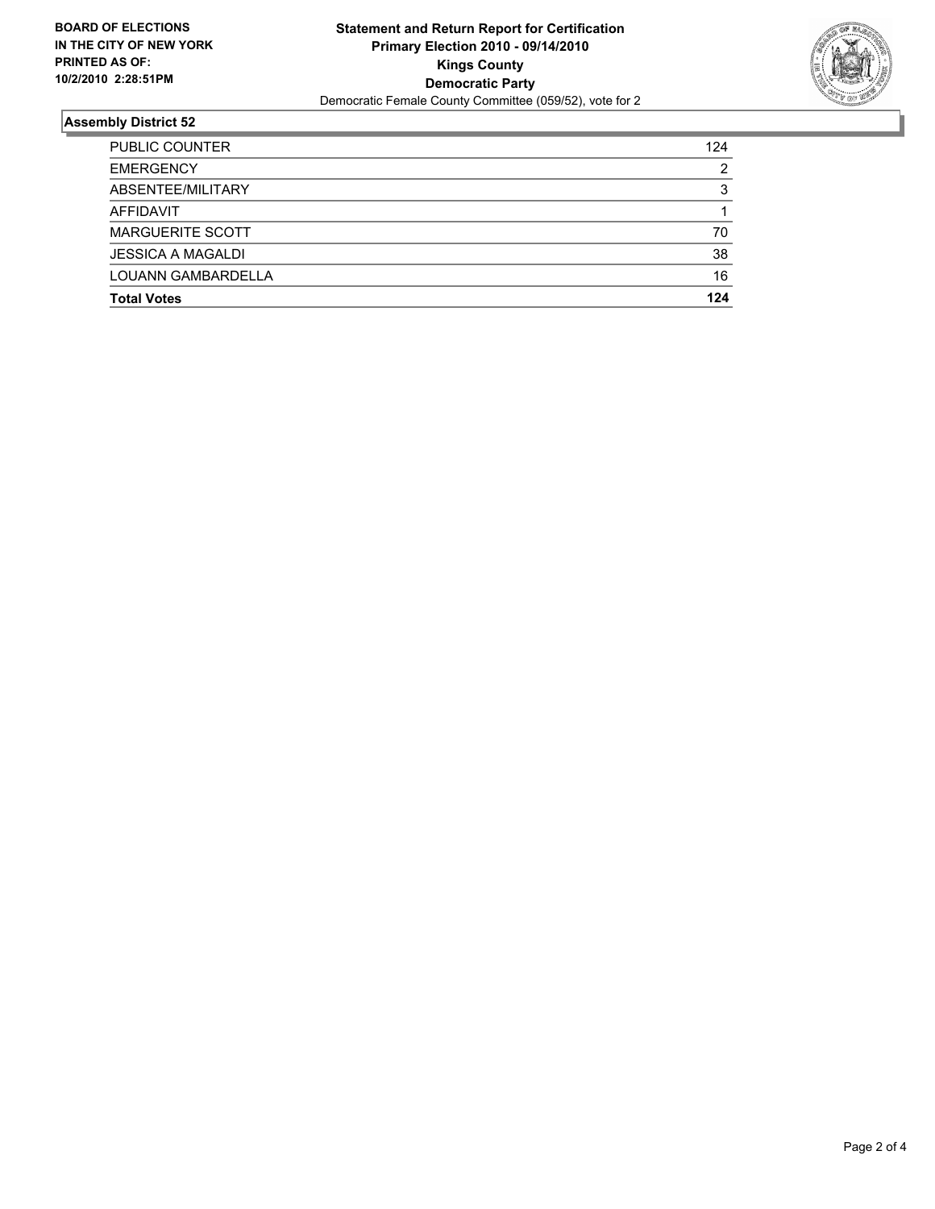**BOARD OF ELECTIONS IN THE CITY OF NEW YORK PRINTED AS OF: 10/2/2010 2:28:51PM**

# Statement and Return Report for Certification
## Primary Election 2010 - 09/14/2010
## Kings County
## Democratic Party
Democratic Female County Committee (059/52), vote for 2

### Assembly District 52

| | |
|---|---|
| PUBLIC COUNTER | 124 |
| EMERGENCY | 2 |
| ABSENTEE/MILITARY | 3 |
| AFFIDAVIT | 1 |
| MARGUERITE SCOTT | 70 |
| JESSICA A MAGALDI | 38 |
| LOUANN GAMBARDELLA | 16 |
| **Total Votes** | **124** |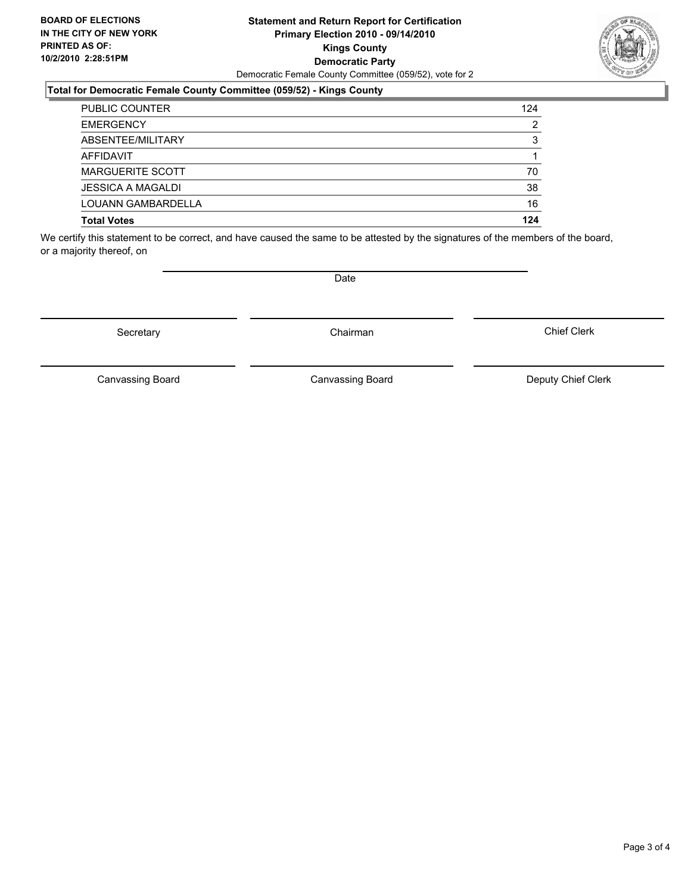**BOARD OF ELECTIONS IN THE CITY OF NEW YORK PRINTED AS OF: 10/2/2010 2:28:51PM**

**Statement and Return Report for Certification**
**Primary Election 2010 - 09/14/2010**
**Kings County**
**Democratic Party**
Democratic Female County Committee (059/52), vote for 2

### Total for Democratic Female County Committee (059/52) - Kings County

| | |
|---|---|
| PUBLIC COUNTER | 124 |
| EMERGENCY | 2 |
| ABSENTEE/MILITARY | 3 |
| AFFIDAVIT | 1 |
| MARGUERITE SCOTT | 70 |
| JESSICA A MAGALDI | 38 |
| LOUANN GAMBARDELLA | 16 |
| **Total Votes** | **124** |

We certify this statement to be correct, and have caused the same to be attested by the signatures of the members of the board, or a majority thereof, on

Date

Secretary | Chairman | Chief Clerk

Canvassing Board | Canvassing Board | Deputy Chief Clerk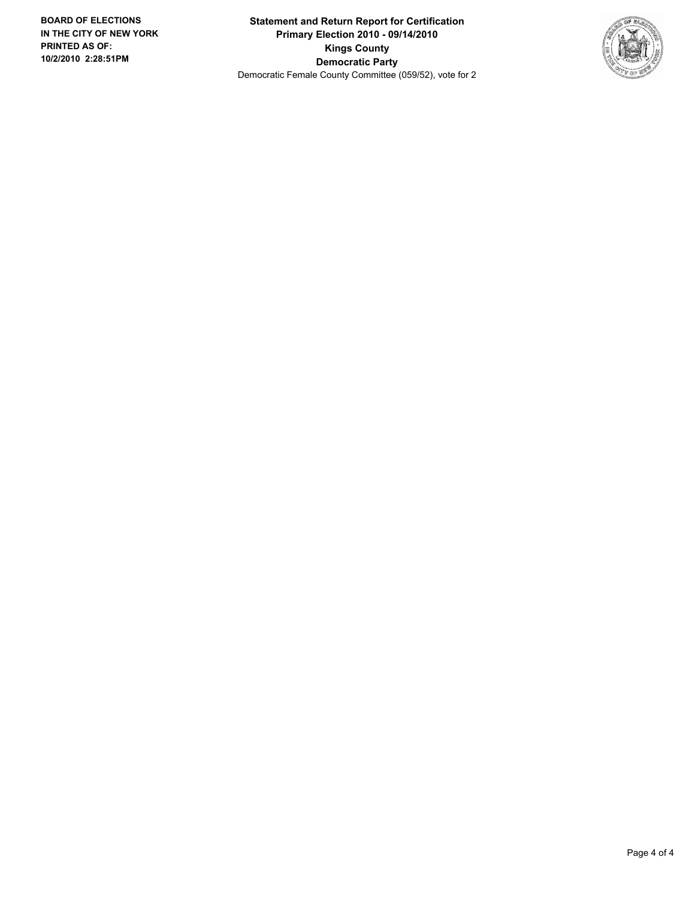**BOARD OF ELECTIONS IN THE CITY OF NEW YORK PRINTED AS OF: 10/2/2010 2:28:51PM**

**Statement and Return Report for Certification**
**Primary Election 2010 - 09/14/2010**
**Kings County**
**Democratic Party**
Democratic Female County Committee (059/52), vote for 2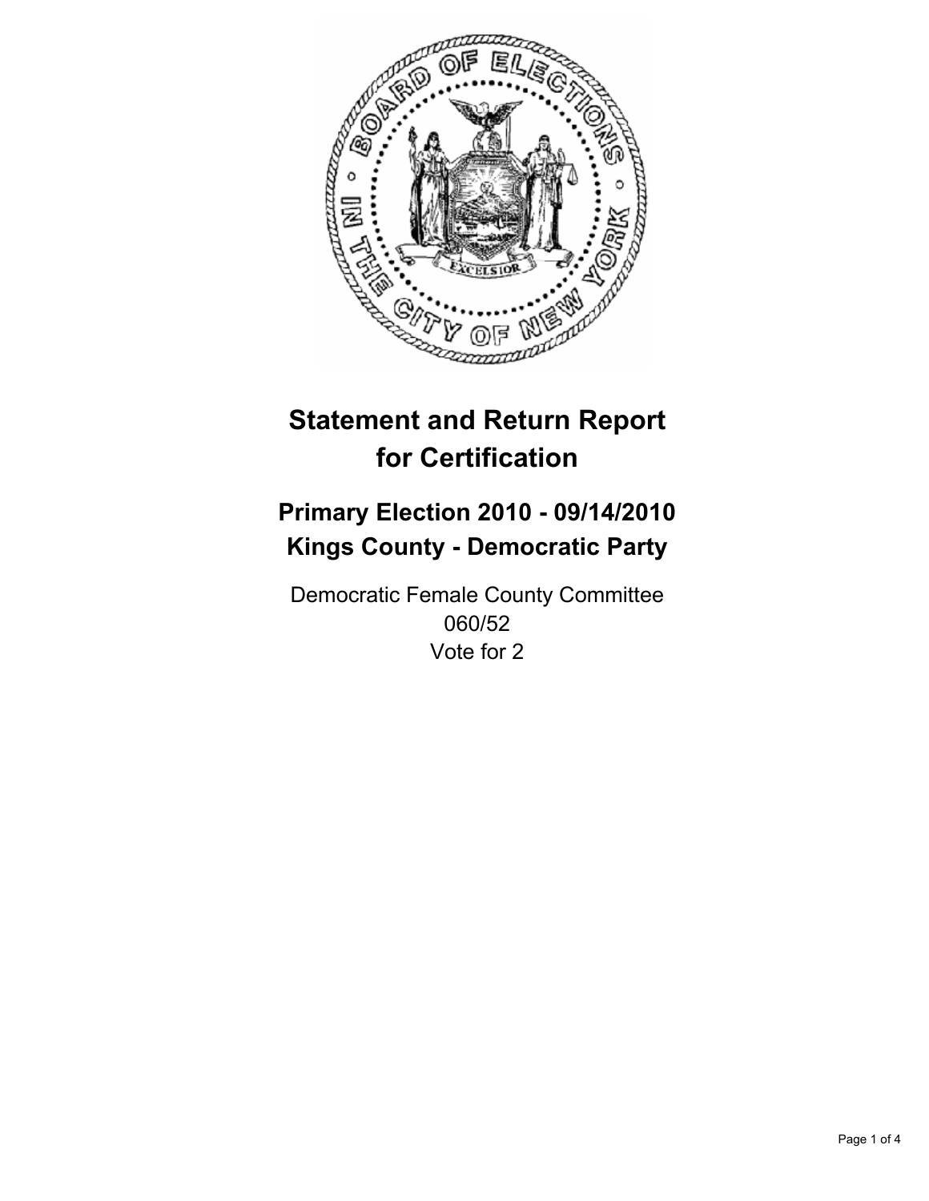# Statement and Return Report for Certification

## Primary Election 2010 - 09/14/2010
## Kings County - Democratic Party

Democratic Female County Committee
060/52
Vote for 2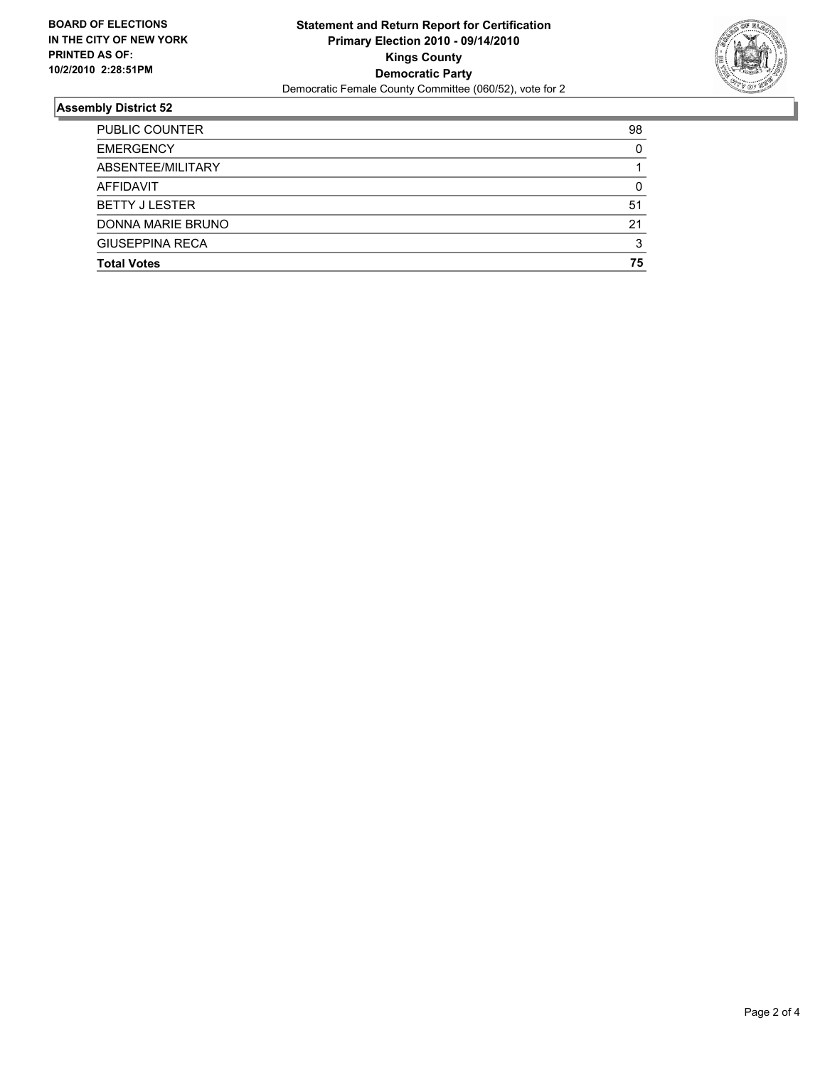**BOARD OF ELECTIONS IN THE CITY OF NEW YORK PRINTED AS OF: 10/2/2010 2:28:51PM**

**Statement and Return Report for Certification**
**Primary Election 2010 - 09/14/2010**
**Kings County**
**Democratic Party**
Democratic Female County Committee (060/52), vote for 2

## Assembly District 52

| | |
|---|---|
| PUBLIC COUNTER | 98 |
| EMERGENCY | 0 |
| ABSENTEE/MILITARY | 1 |
| AFFIDAVIT | 0 |
| BETTY J LESTER | 51 |
| DONNA MARIE BRUNO | 21 |
| GIUSEPPINA RECA | 3 |
| **Total Votes** | **75** |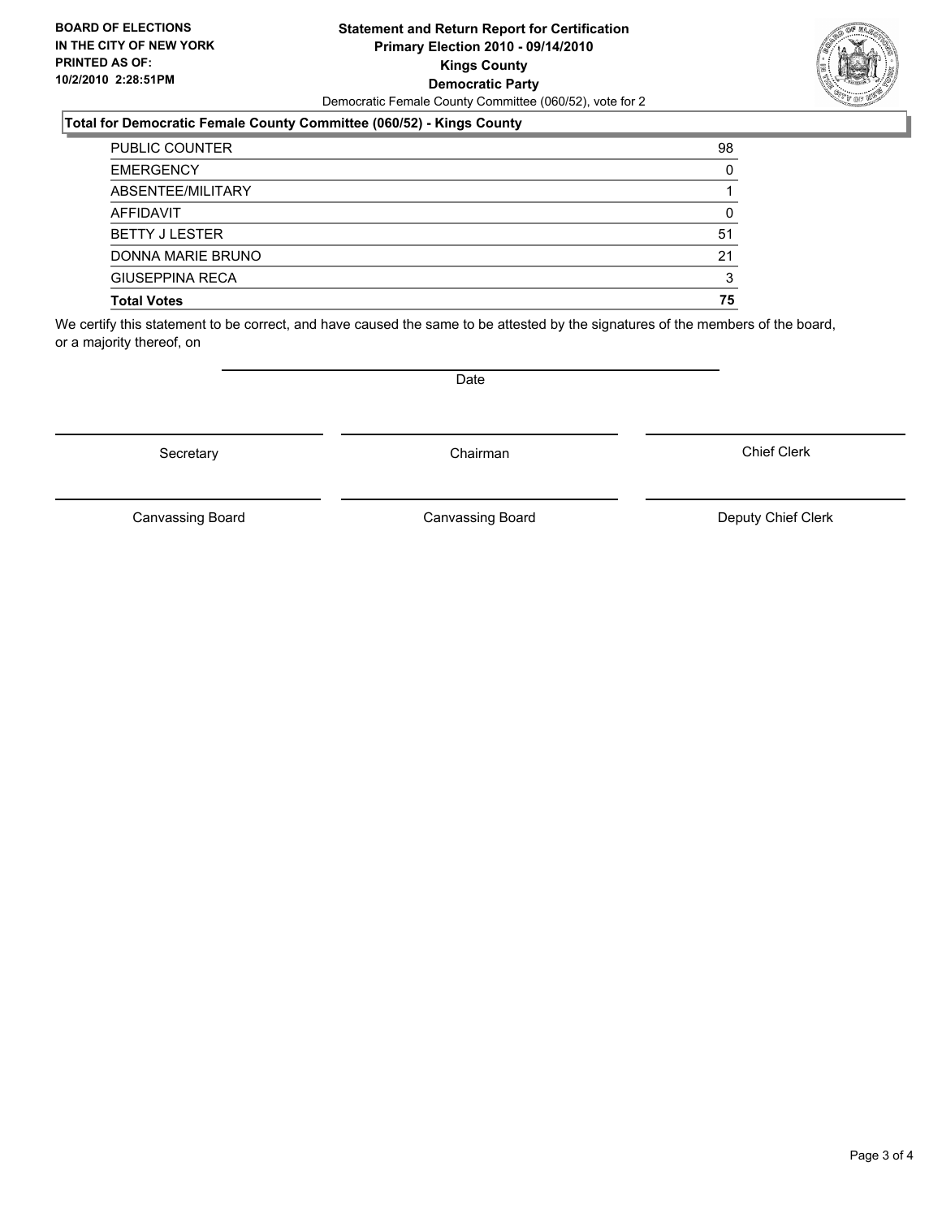**BOARD OF ELECTIONS IN THE CITY OF NEW YORK PRINTED AS OF: 10/2/2010 2:28:51PM**

**Statement and Return Report for Certification**
**Primary Election 2010 - 09/14/2010**
**Kings County**
**Democratic Party**
Democratic Female County Committee (060/52), vote for 2

**Total for Democratic Female County Committee (060/52) - Kings County**

| | |
|---|---|
| PUBLIC COUNTER | 98 |
| EMERGENCY | 0 |
| ABSENTEE/MILITARY | 1 |
| AFFIDAVIT | 0 |
| BETTY J LESTER | 51 |
| DONNA MARIE BRUNO | 21 |
| GIUSEPPINA RECA | 3 |
| **Total Votes** | **75** |

We certify this statement to be correct, and have caused the same to be attested by the signatures of the members of the board, or a majority thereof, on

Date

Secretary | Chairman | Chief Clerk

Canvassing Board | Canvassing Board | Deputy Chief Clerk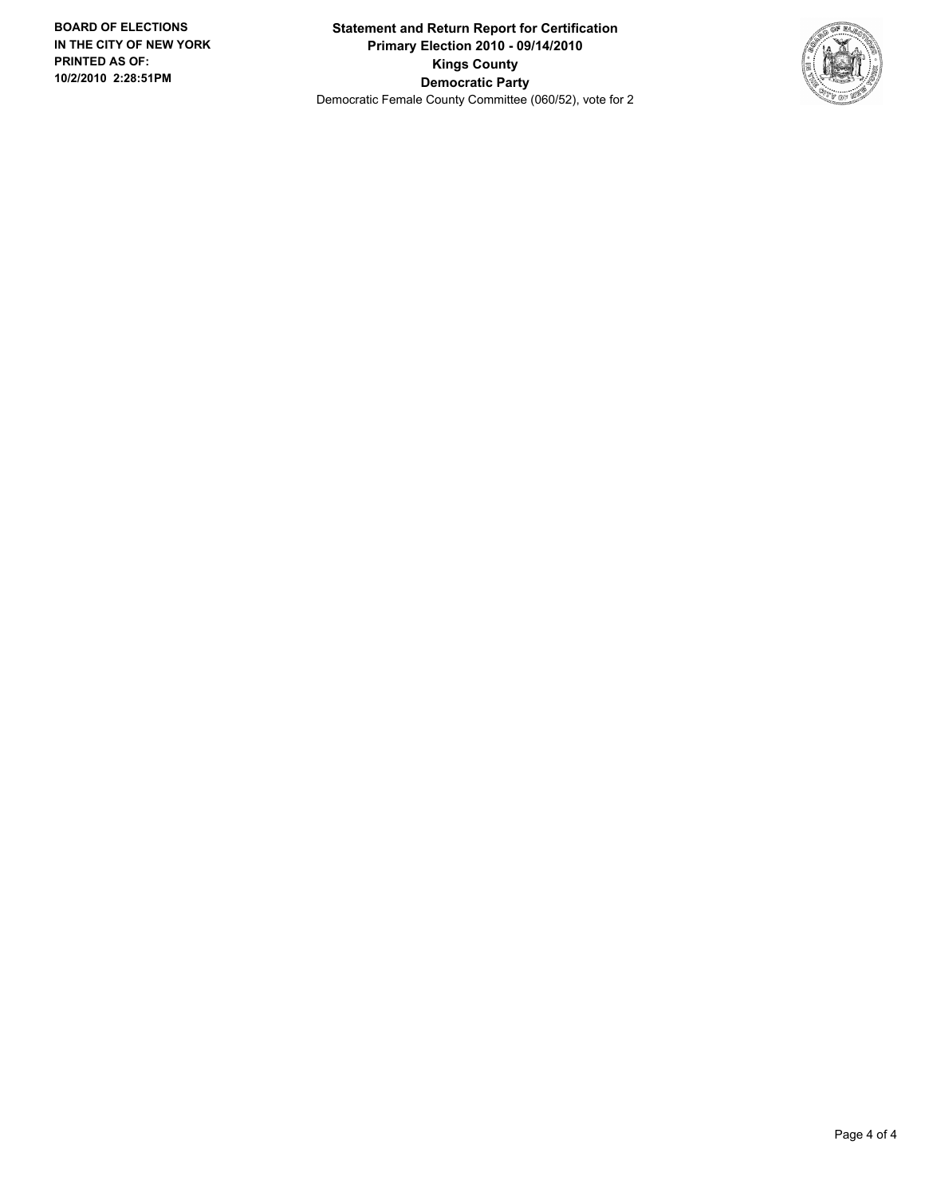**BOARD OF ELECTIONS IN THE CITY OF NEW YORK PRINTED AS OF: 10/2/2010 2:28:51PM**

**Statement and Return Report for Certification**
**Primary Election 2010 - 09/14/2010**
**Kings County**
**Democratic Party**
Democratic Female County Committee (060/52), vote for 2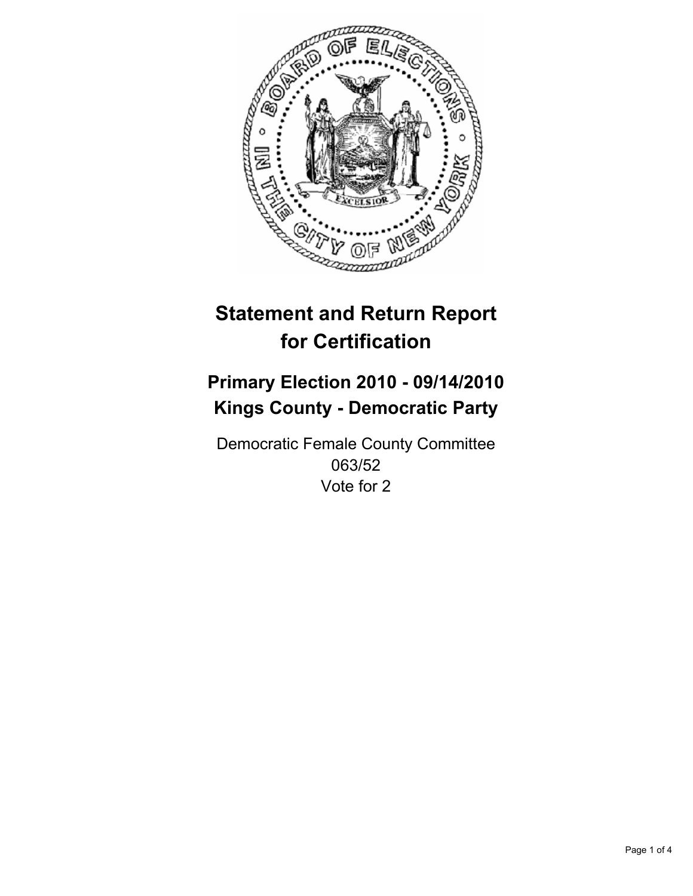# Statement and Return Report for Certification

## Primary Election 2010 - 09/14/2010
## Kings County - Democratic Party

Democratic Female County Committee
063/52
Vote for 2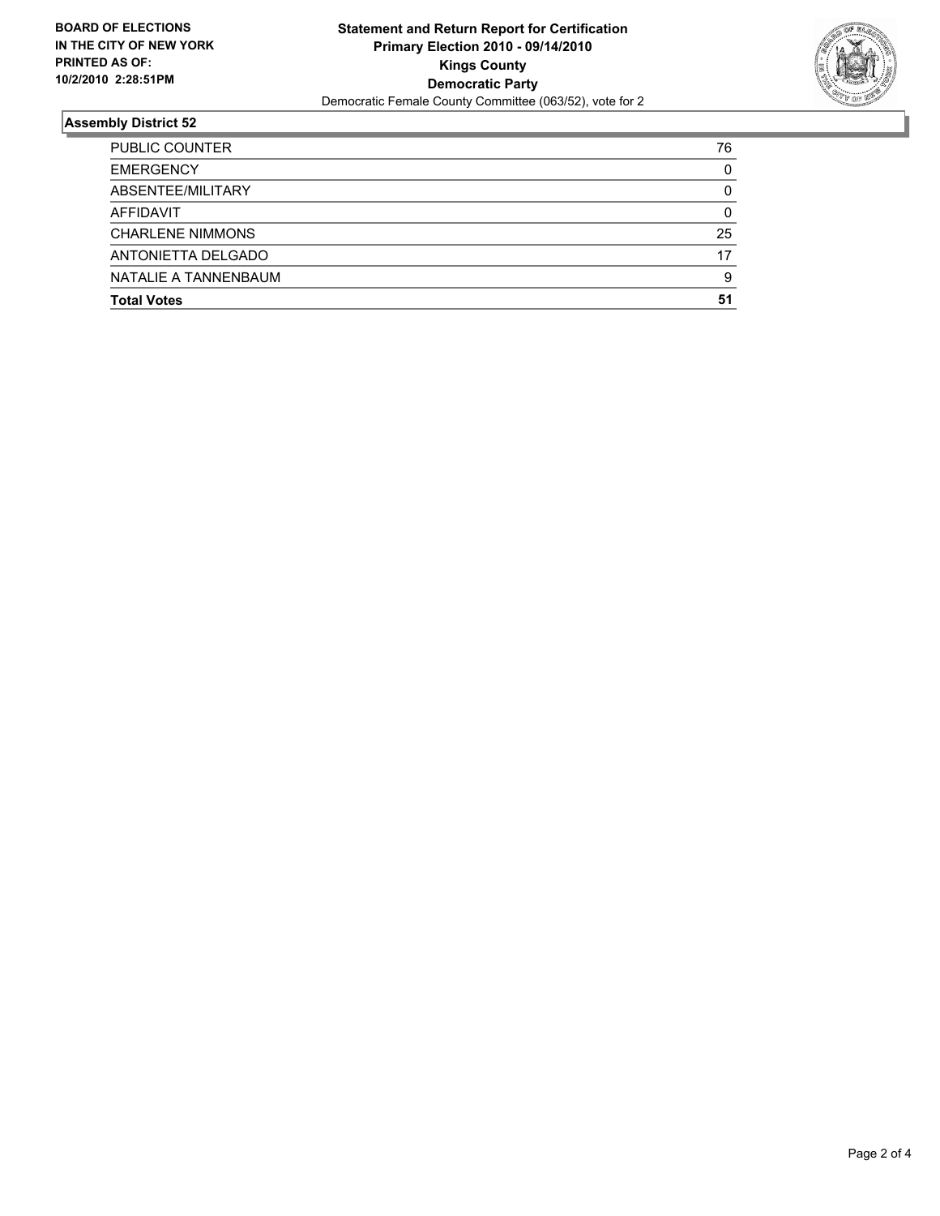**BOARD OF ELECTIONS IN THE CITY OF NEW YORK PRINTED AS OF: 10/2/2010 2:28:51PM**

**Statement and Return Report for Certification**
**Primary Election 2010 - 09/14/2010**
**Kings County**
**Democratic Party**
Democratic Female County Committee (063/52), vote for 2

## Assembly District 52

| | |
|---|---|
| PUBLIC COUNTER | 76 |
| EMERGENCY | 0 |
| ABSENTEE/MILITARY | 0 |
| AFFIDAVIT | 0 |
| CHARLENE NIMMONS | 25 |
| ANTONIETTA DELGADO | 17 |
| NATALIE A TANNENBAUM | 9 |
| **Total Votes** | **51** |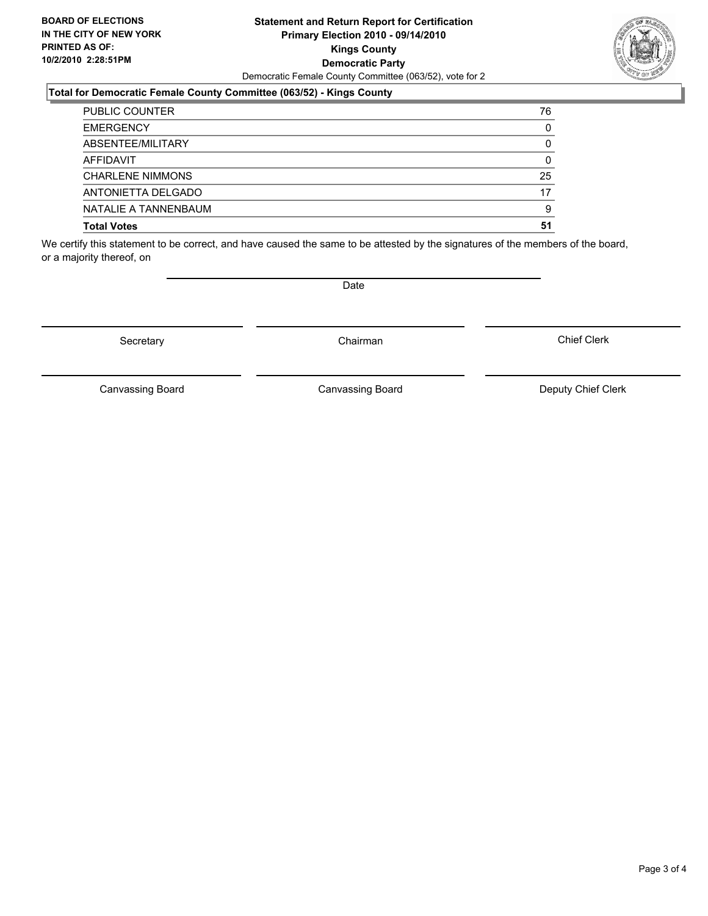**BOARD OF ELECTIONS IN THE CITY OF NEW YORK**
**PRINTED AS OF: 10/2/2010 2:28:51PM**

# Statement and Return Report for Certification
## Primary Election 2010 - 09/14/2010
## Kings County
## Democratic Party

Democratic Female County Committee (063/52), vote for 2

### Total for Democratic Female County Committee (063/52) - Kings County

| | |
|---|---|
| PUBLIC COUNTER | 76 |
| EMERGENCY | 0 |
| ABSENTEE/MILITARY | 0 |
| AFFIDAVIT | 0 |
| CHARLENE NIMMONS | 25 |
| ANTONIETTA DELGADO | 17 |
| NATALIE A TANNENBAUM | 9 |
| **Total Votes** | **51** |

We certify this statement to be correct, and have caused the same to be attested by the signatures of the members of the board, or a majority thereof, on

Date

Secretary | Chairman | Chief Clerk

Canvassing Board | Canvassing Board | Deputy Chief Clerk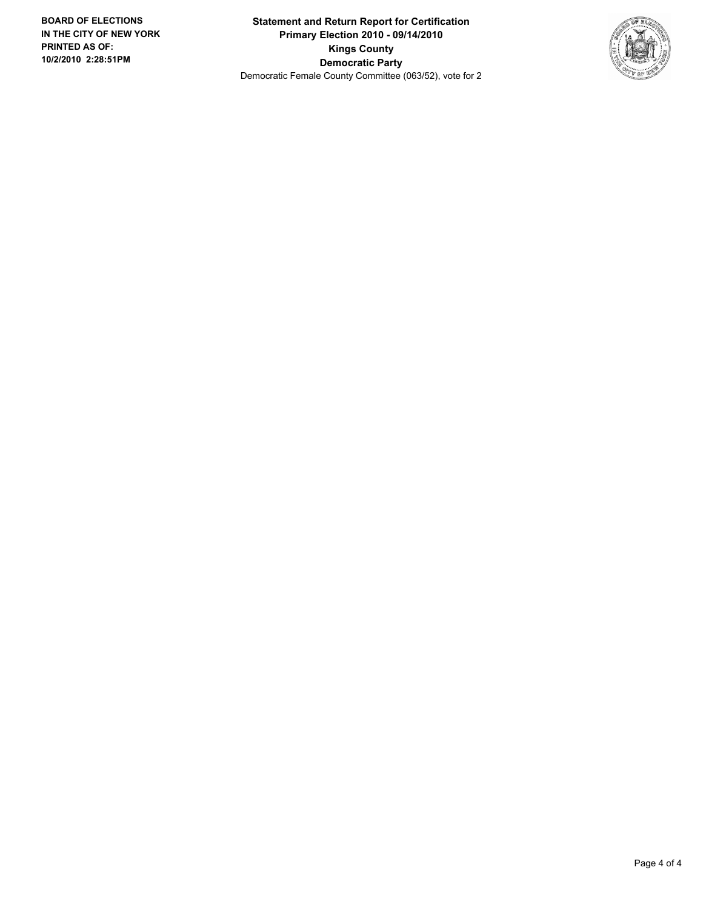**BOARD OF ELECTIONS IN THE CITY OF NEW YORK PRINTED AS OF: 10/2/2010 2:28:51PM**

**Statement and Return Report for Certification**
**Primary Election 2010 - 09/14/2010**
**Kings County**
**Democratic Party**
Democratic Female County Committee (063/52), vote for 2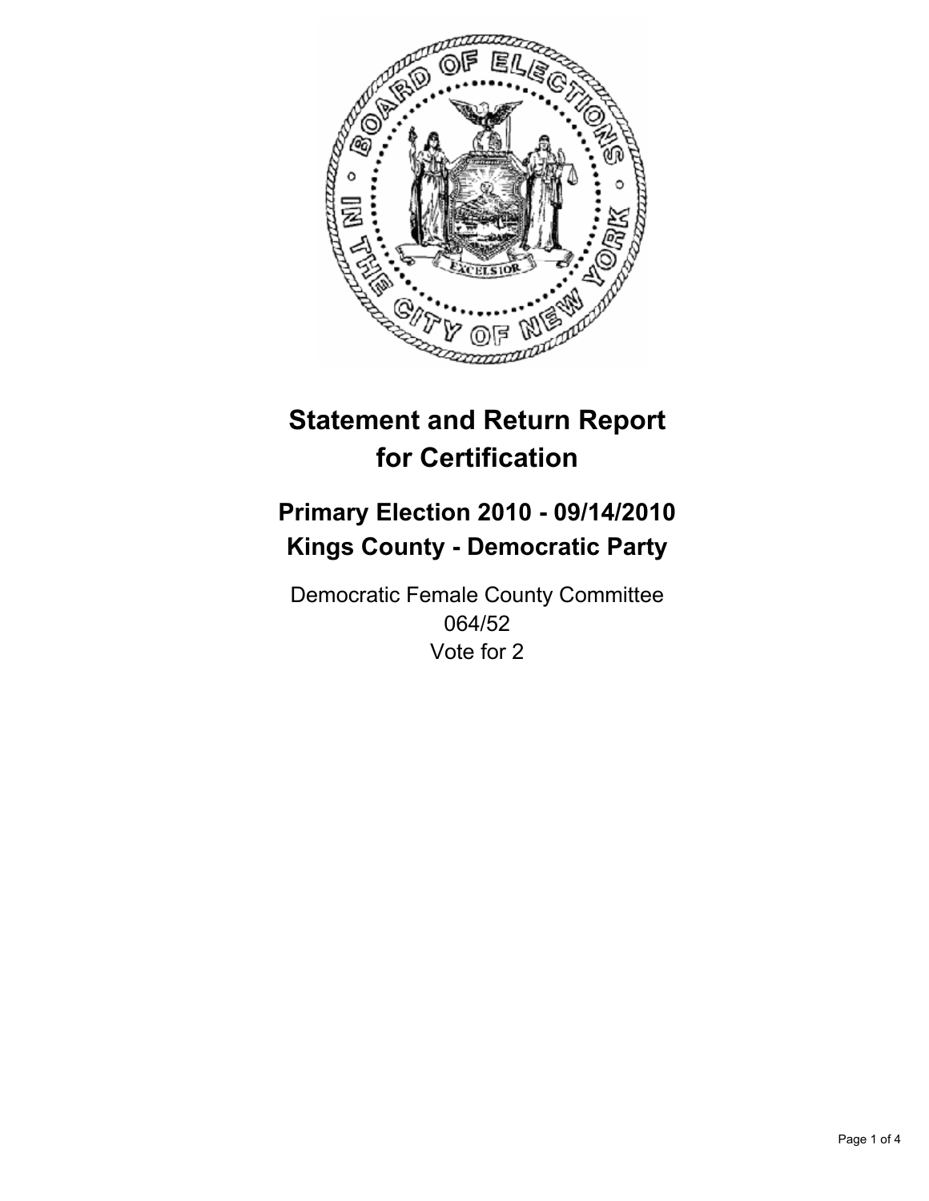# Statement and Return Report for Certification

## Primary Election 2010 - 09/14/2010
## Kings County - Democratic Party

Democratic Female County Committee
064/52
Vote for 2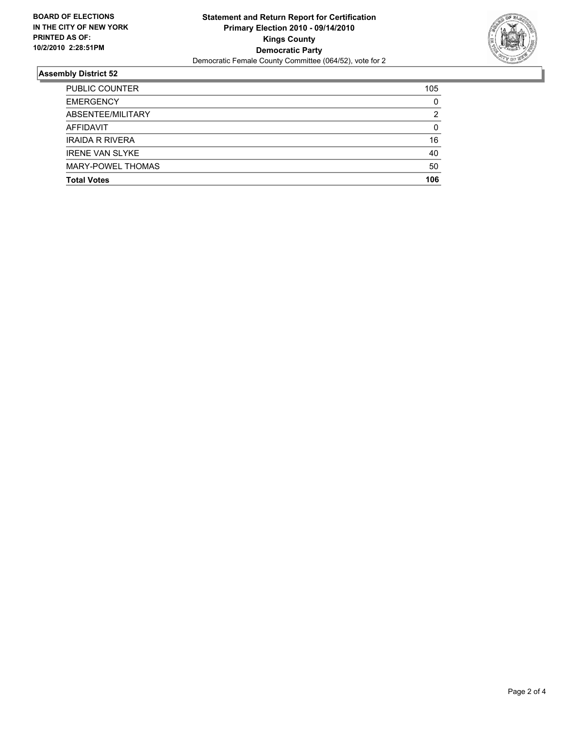**BOARD OF ELECTIONS IN THE CITY OF NEW YORK PRINTED AS OF: 10/2/2010 2:28:51PM**

**Statement and Return Report for Certification**
**Primary Election 2010 - 09/14/2010**
**Kings County**
**Democratic Party**
Democratic Female County Committee (064/52), vote for 2

## Assembly District 52

| | |
|---|---|
| PUBLIC COUNTER | 105 |
| EMERGENCY | 0 |
| ABSENTEE/MILITARY | 2 |
| AFFIDAVIT | 0 |
| IRAIDA R RIVERA | 16 |
| IRENE VAN SLYKE | 40 |
| MARY-POWEL THOMAS | 50 |
| **Total Votes** | **106** |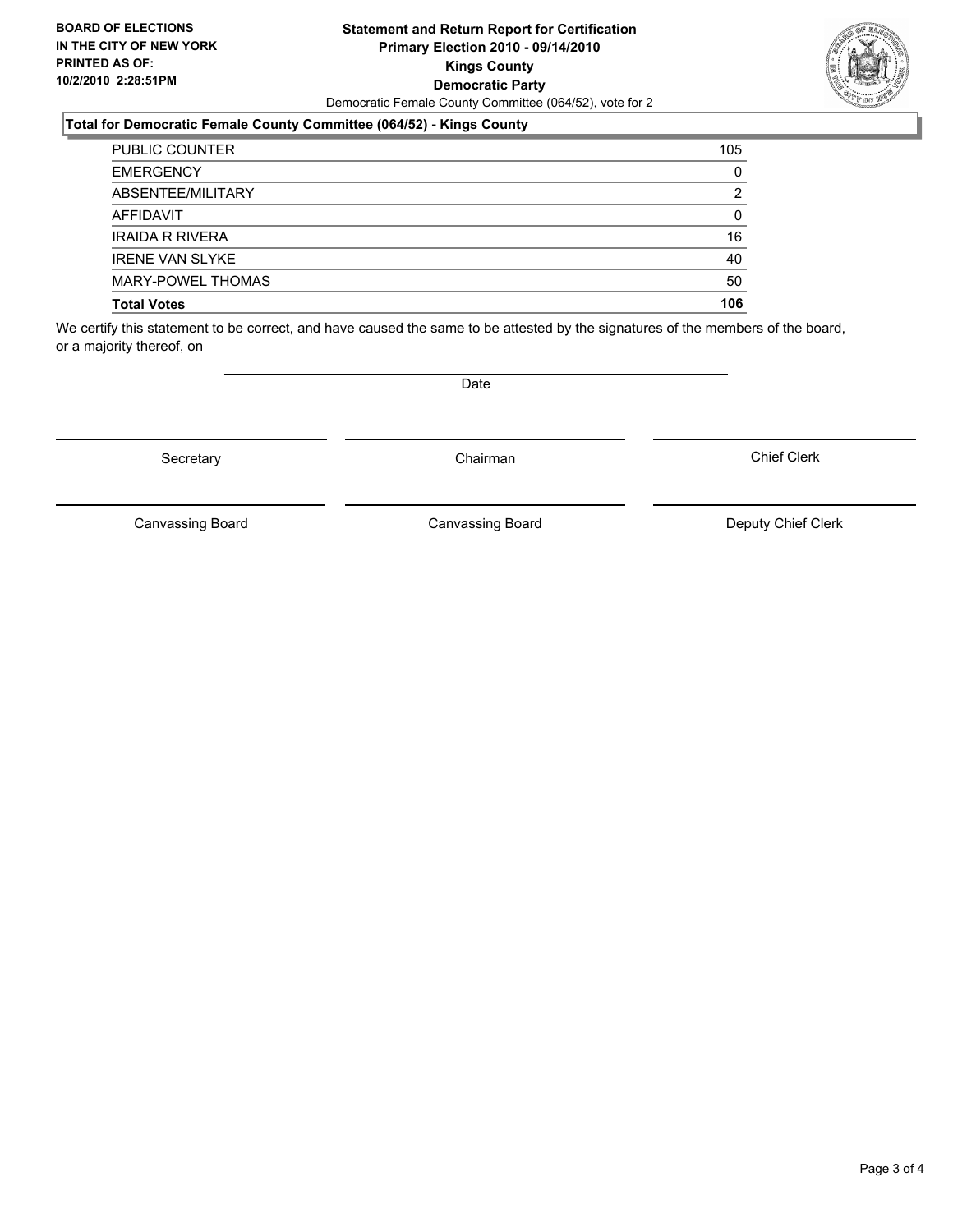**BOARD OF ELECTIONS IN THE CITY OF NEW YORK PRINTED AS OF: 10/2/2010 2:28:51PM**

**Statement and Return Report for Certification**
**Primary Election 2010 - 09/14/2010**
**Kings County**
**Democratic Party**
Democratic Female County Committee (064/52), vote for 2

### Total for Democratic Female County Committee (064/52) - Kings County

| | |
|---|---|
| PUBLIC COUNTER | 105 |
| EMERGENCY | 0 |
| ABSENTEE/MILITARY | 2 |
| AFFIDAVIT | 0 |
| IRAIDA R RIVERA | 16 |
| IRENE VAN SLYKE | 40 |
| MARY-POWEL THOMAS | 50 |
| **Total Votes** | **106** |

We certify this statement to be correct, and have caused the same to be attested by the signatures of the members of the board, or a majority thereof, on

Date

Secretary

Chairman

Chief Clerk

Canvassing Board

Canvassing Board

Deputy Chief Clerk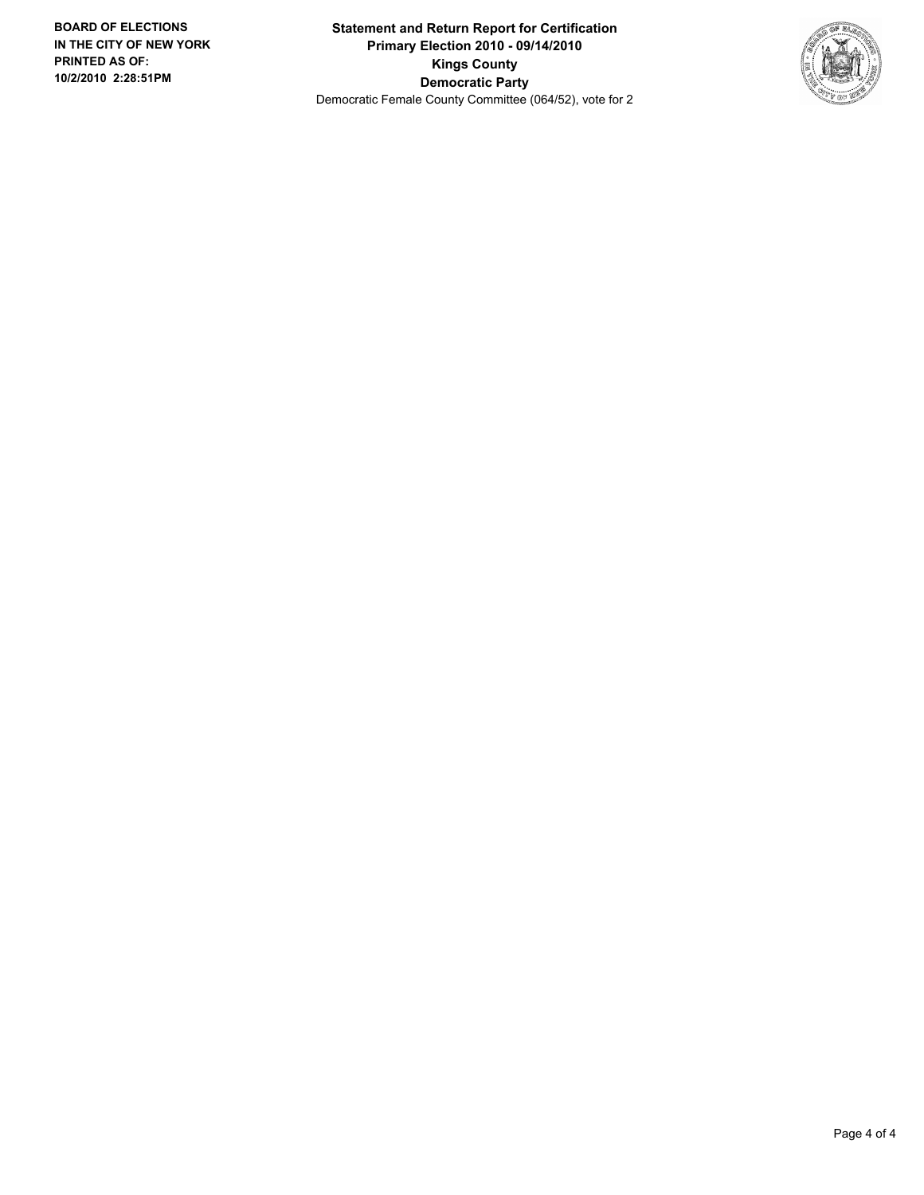**Statement and Return Report for Certification**
**Primary Election 2010 - 09/14/2010**
**Kings County**
**Democratic Party**
Democratic Female County Committee (064/52), vote for 2

**BOARD OF ELECTIONS IN THE CITY OF NEW YORK PRINTED AS OF: 10/2/2010 2:28:51PM**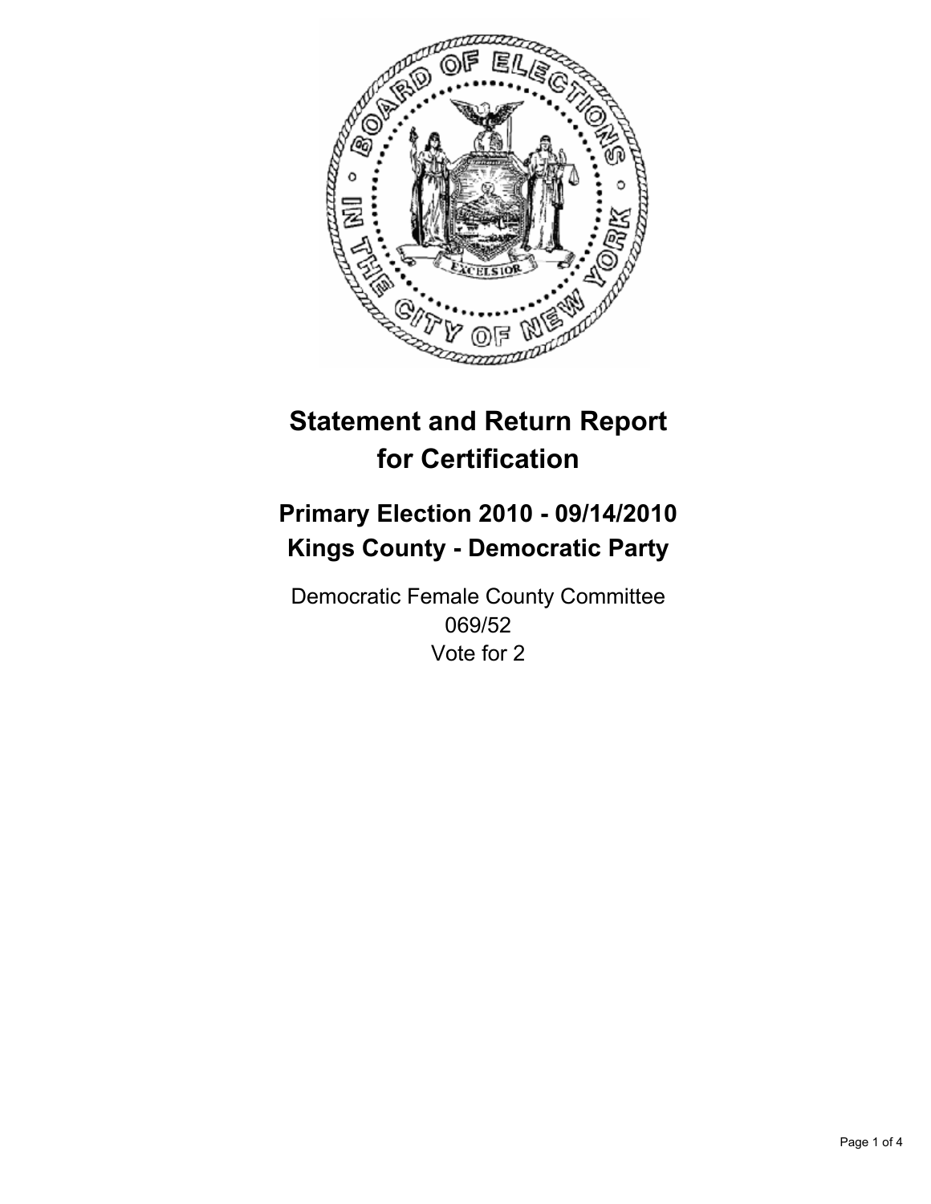# Statement and Return Report for Certification

## Primary Election 2010 - 09/14/2010
## Kings County - Democratic Party

Democratic Female County Committee
069/52
Vote for 2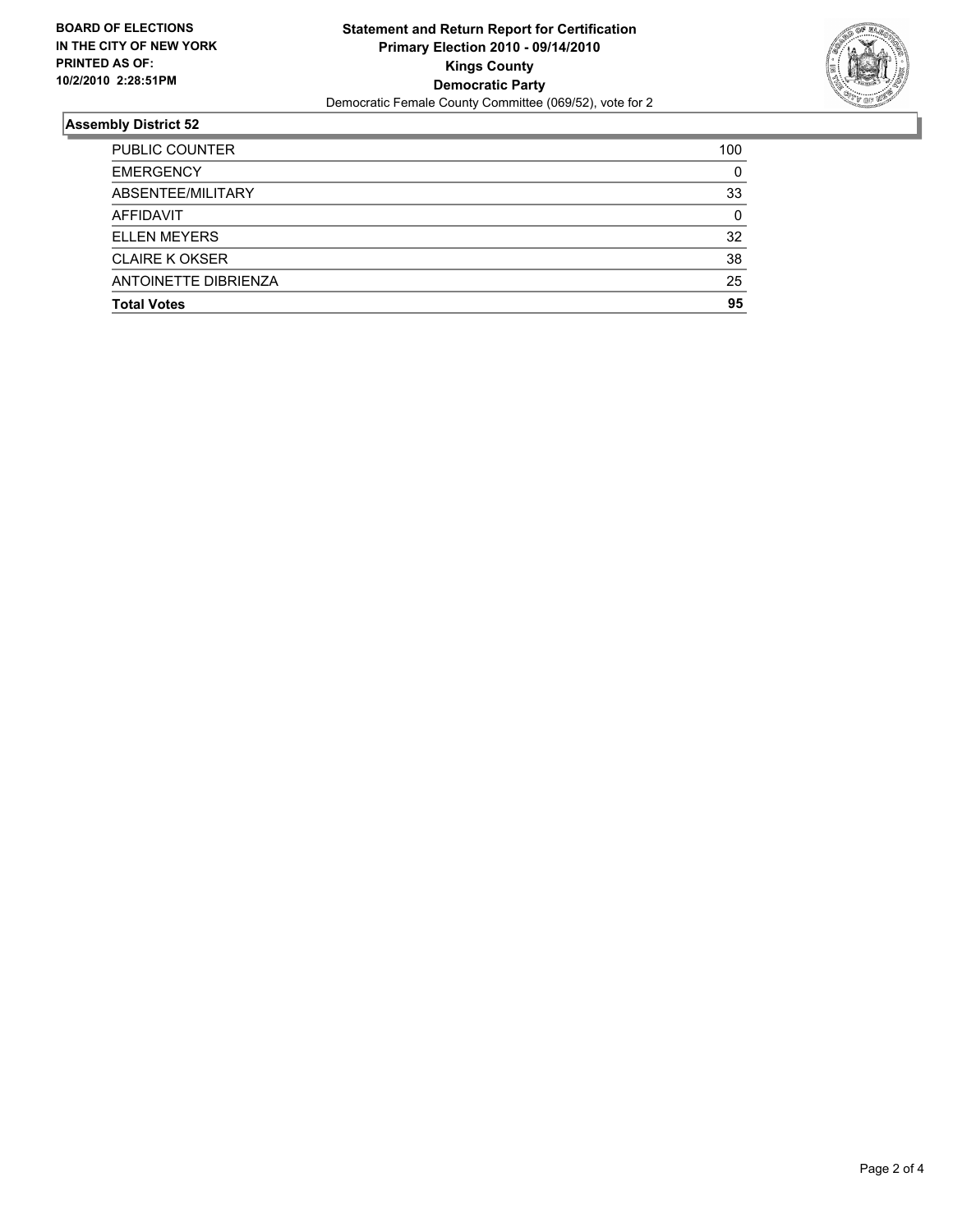**BOARD OF ELECTIONS IN THE CITY OF NEW YORK PRINTED AS OF: 10/2/2010 2:28:51PM**

**Statement and Return Report for Certification**
**Primary Election 2010 - 09/14/2010**
**Kings County**
**Democratic Party**
Democratic Female County Committee (069/52), vote for 2

## Assembly District 52

| | |
|---|---|
| PUBLIC COUNTER | 100 |
| EMERGENCY | 0 |
| ABSENTEE/MILITARY | 33 |
| AFFIDAVIT | 0 |
| ELLEN MEYERS | 32 |
| CLAIRE K OKSER | 38 |
| ANTOINETTE DIBRIENZA | 25 |
| **Total Votes** | **95** |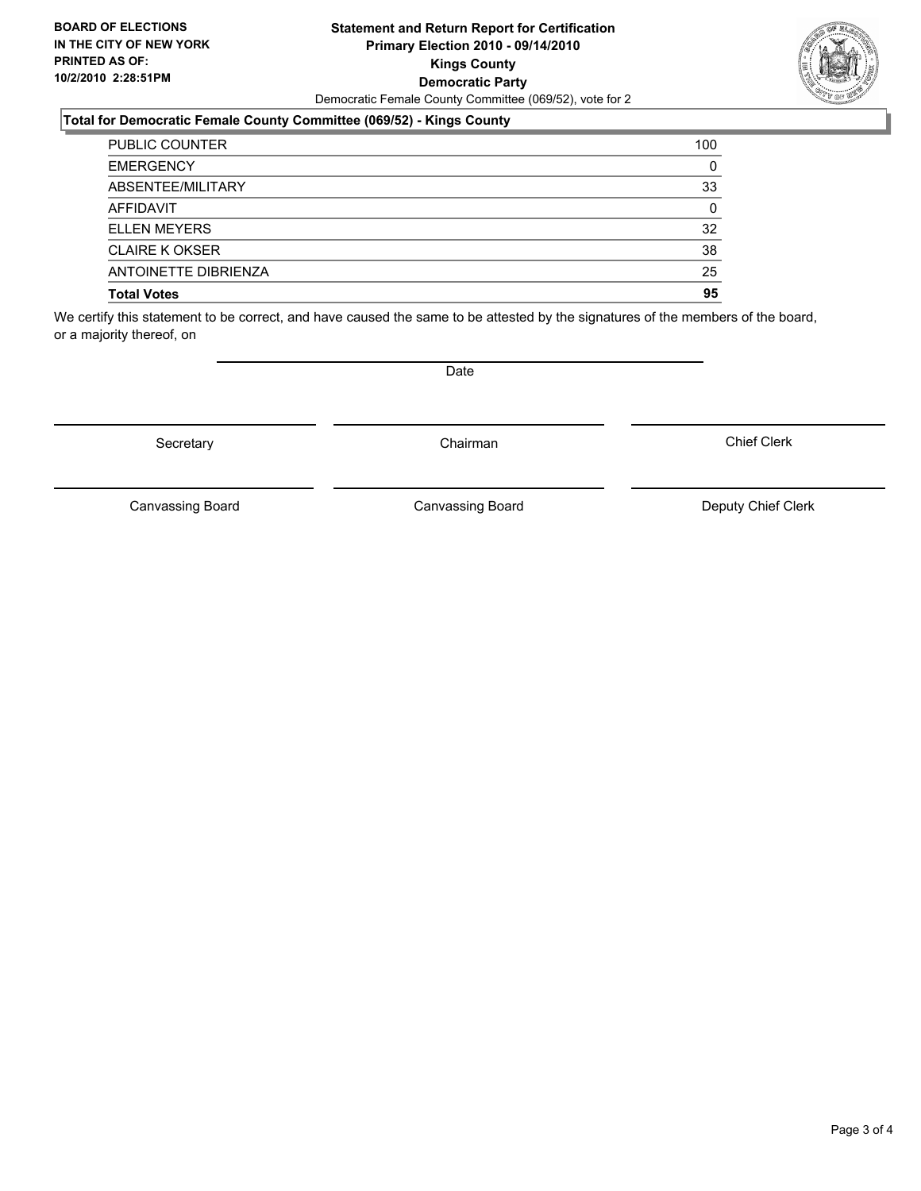**BOARD OF ELECTIONS IN THE CITY OF NEW YORK PRINTED AS OF: 10/2/2010 2:28:51PM**

# Statement and Return Report for Certification
## Primary Election 2010 - 09/14/2010
## Kings County
## Democratic Party

Democratic Female County Committee (069/52), vote for 2

### Total for Democratic Female County Committee (069/52) - Kings County

| | |
|---|---|
| PUBLIC COUNTER | 100 |
| EMERGENCY | 0 |
| ABSENTEE/MILITARY | 33 |
| AFFIDAVIT | 0 |
| ELLEN MEYERS | 32 |
| CLAIRE K OKSER | 38 |
| ANTOINETTE DIBRIENZA | 25 |
| **Total Votes** | **95** |

We certify this statement to be correct, and have caused the same to be attested by the signatures of the members of the board, or a majority thereof, on

Date

Secretary | Chairman | Chief Clerk

Canvassing Board | Canvassing Board | Deputy Chief Clerk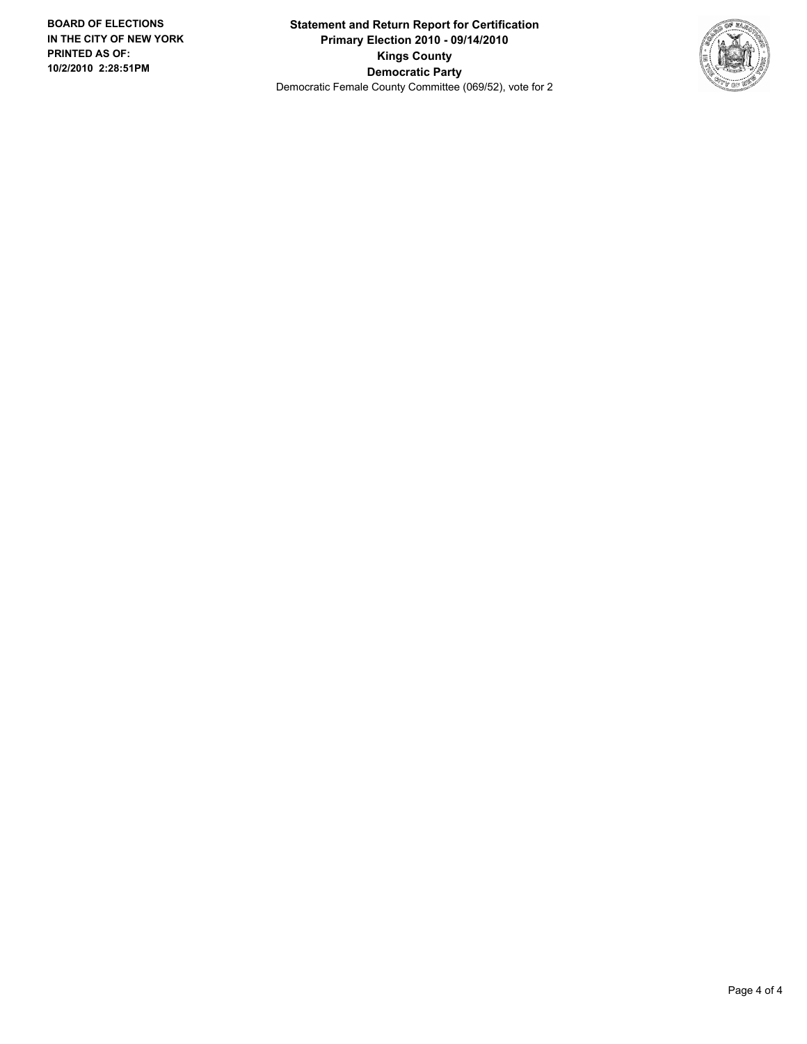**BOARD OF ELECTIONS**
**IN THE CITY OF NEW YORK**
**PRINTED AS OF:**
**10/2/2010 2:28:51PM**

**Statement and Return Report for Certification**
**Primary Election 2010 - 09/14/2010**
**Kings County**
**Democratic Party**
Democratic Female County Committee (069/52), vote for 2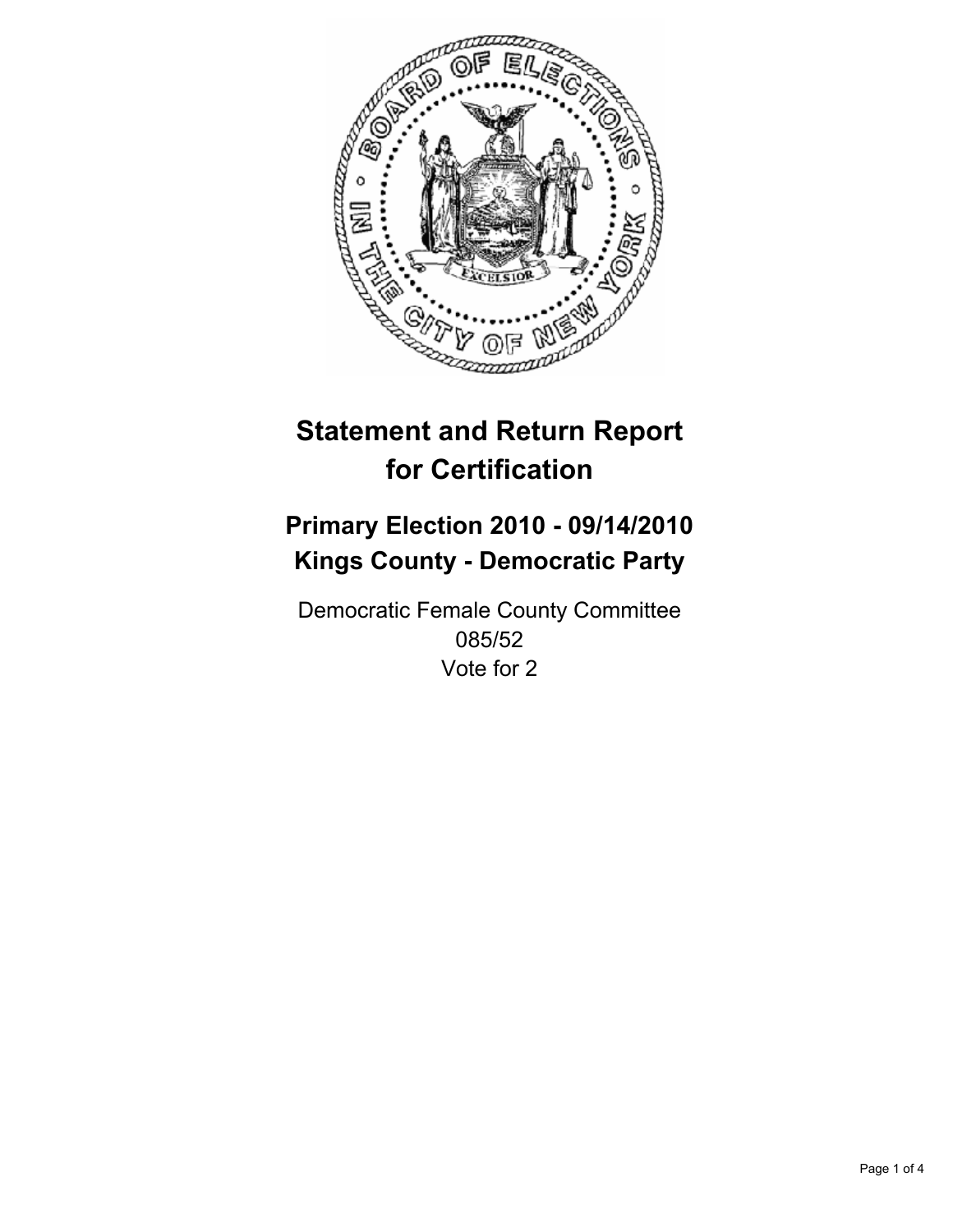# Statement and Return Report for Certification

## Primary Election 2010 - 09/14/2010
## Kings County - Democratic Party

Democratic Female County Committee
085/52
Vote for 2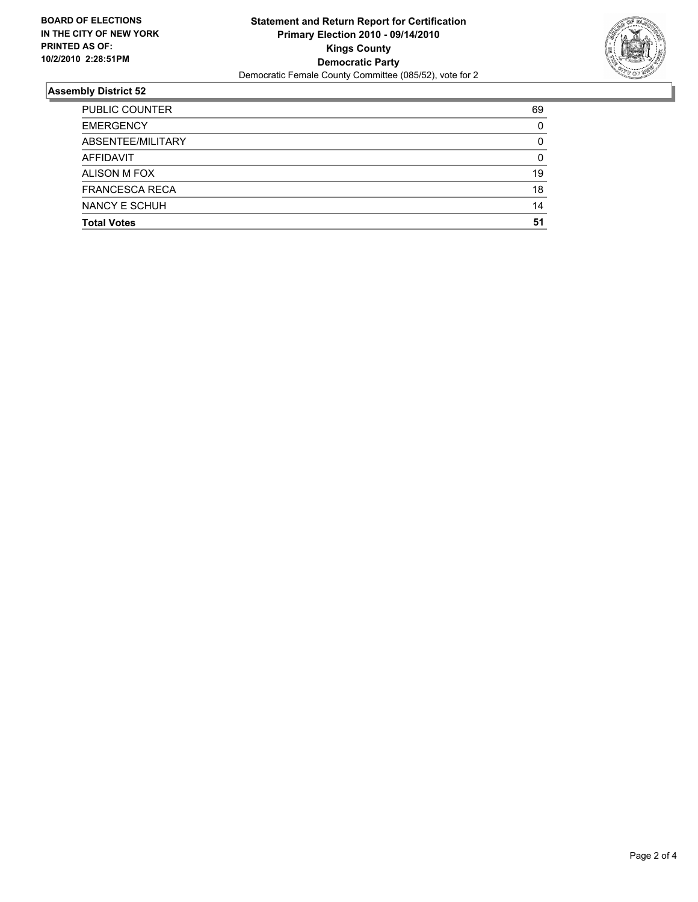**BOARD OF ELECTIONS IN THE CITY OF NEW YORK PRINTED AS OF: 10/2/2010 2:28:51PM**

**Statement and Return Report for Certification**
**Primary Election 2010 - 09/14/2010**
**Kings County**
**Democratic Party**
Democratic Female County Committee (085/52), vote for 2

## Assembly District 52

| | |
|---|---|
| PUBLIC COUNTER | 69 |
| EMERGENCY | 0 |
| ABSENTEE/MILITARY | 0 |
| AFFIDAVIT | 0 |
| ALISON M FOX | 19 |
| FRANCESCA RECA | 18 |
| NANCY E SCHUH | 14 |
| **Total Votes** | **51** |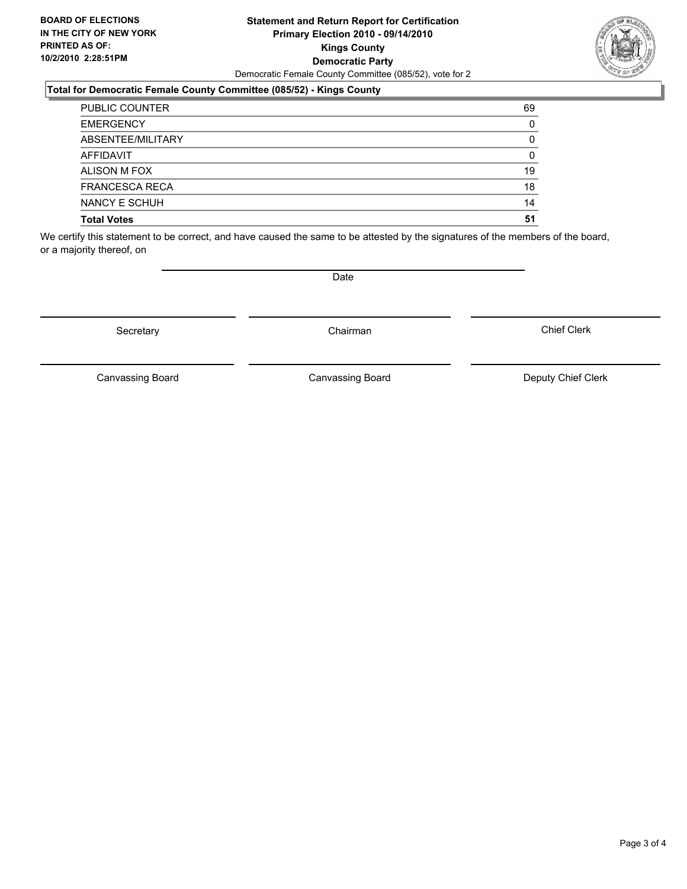**BOARD OF ELECTIONS IN THE CITY OF NEW YORK PRINTED AS OF: 10/2/2010 2:28:51PM**

**Statement and Return Report for Certification**
**Primary Election 2010 - 09/14/2010**
**Kings County**
**Democratic Party**
Democratic Female County Committee (085/52), vote for 2

### Total for Democratic Female County Committee (085/52) - Kings County

| | |
|---|---|
| PUBLIC COUNTER | 69 |
| EMERGENCY | 0 |
| ABSENTEE/MILITARY | 0 |
| AFFIDAVIT | 0 |
| ALISON M FOX | 19 |
| FRANCESCA RECA | 18 |
| NANCY E SCHUH | 14 |
| **Total Votes** | **51** |

We certify this statement to be correct, and have caused the same to be attested by the signatures of the members of the board, or a majority thereof, on

Date

Secretary

Chairman

Chief Clerk

Canvassing Board

Canvassing Board

Deputy Chief Clerk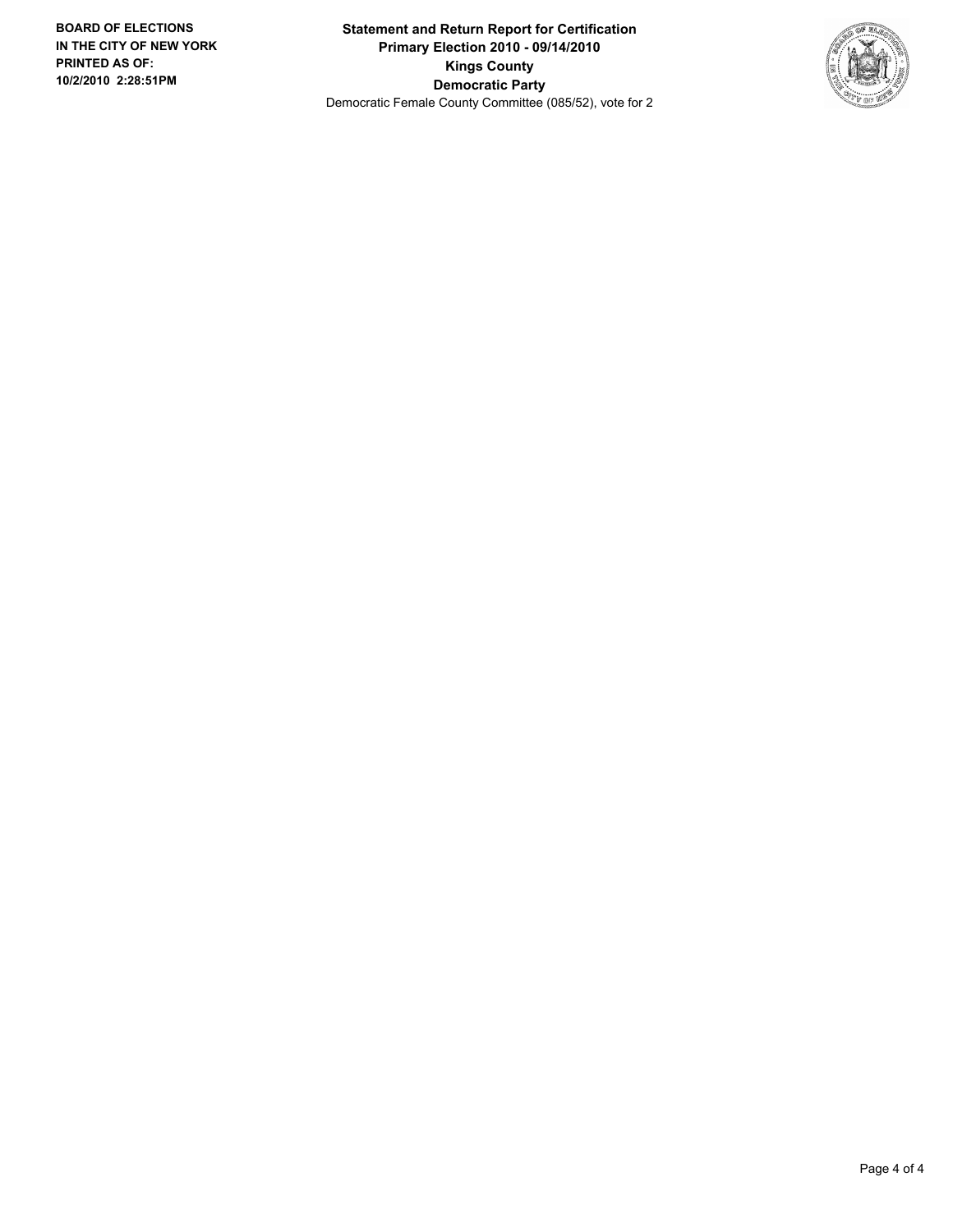**Statement and Return Report for Certification**
**Primary Election 2010 - 09/14/2010**
**Kings County**
**Democratic Party**
Democratic Female County Committee (085/52), vote for 2

**BOARD OF ELECTIONS IN THE CITY OF NEW YORK**
**PRINTED AS OF:**
**10/2/2010 2:28:51PM**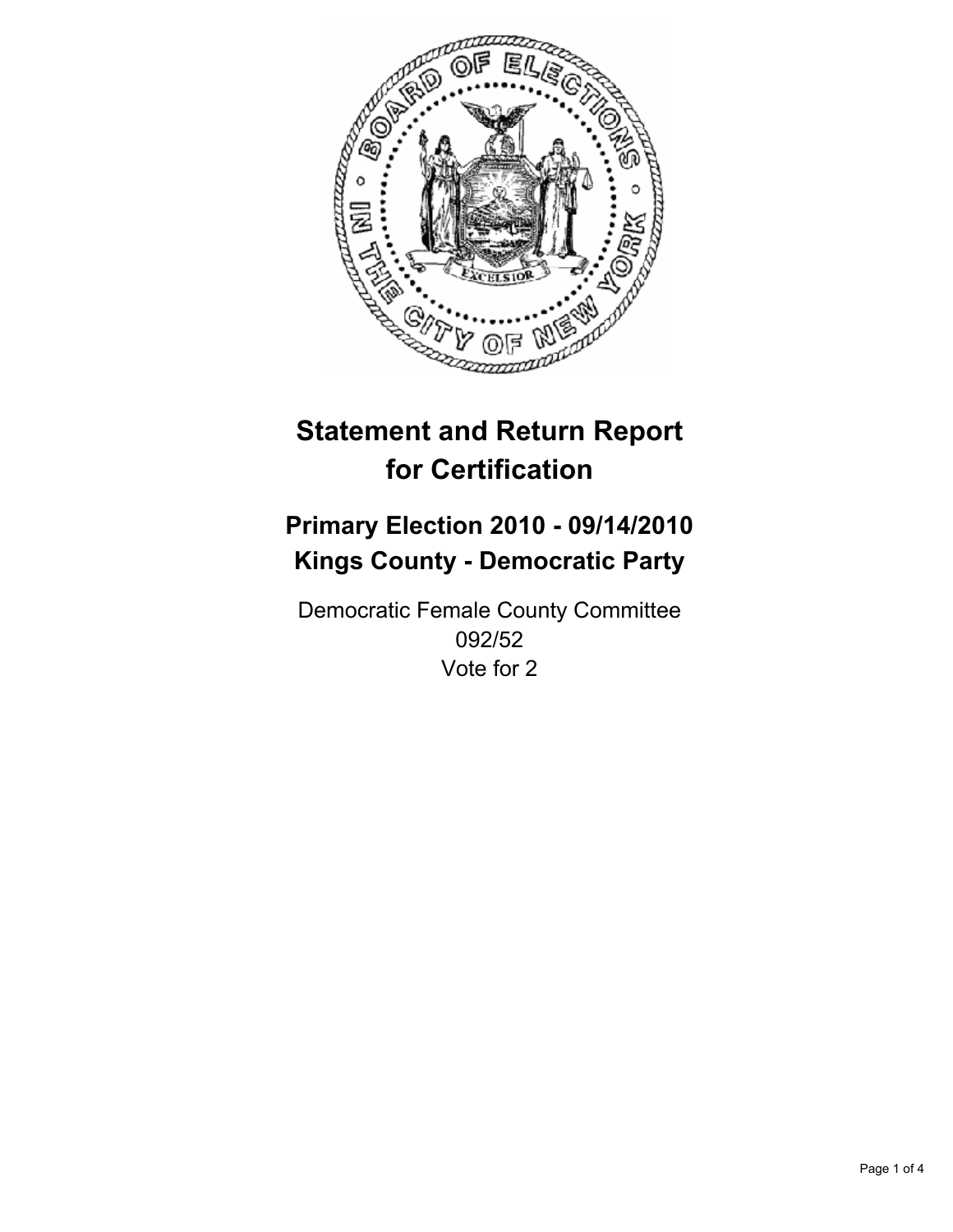# Statement and Return Report for Certification

## Primary Election 2010 - 09/14/2010
## Kings County - Democratic Party

Democratic Female County Committee
092/52
Vote for 2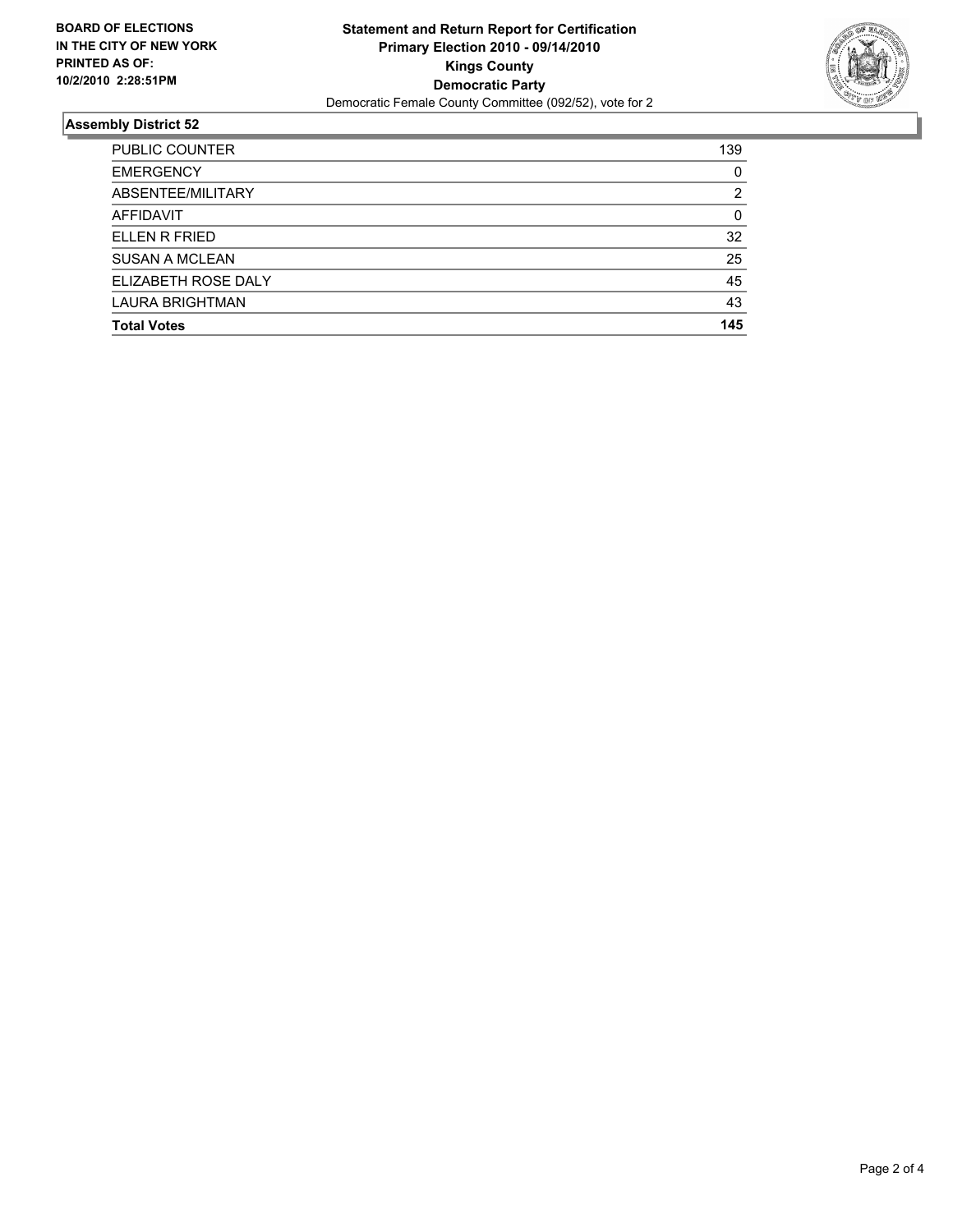**BOARD OF ELECTIONS IN THE CITY OF NEW YORK PRINTED AS OF: 10/2/2010 2:28:51PM**

# Statement and Return Report for Certification
## Primary Election 2010 - 09/14/2010
## Kings County
## Democratic Party
Democratic Female County Committee (092/52), vote for 2

### Assembly District 52

| | |
|---|---|
| PUBLIC COUNTER | 139 |
| EMERGENCY | 0 |
| ABSENTEE/MILITARY | 2 |
| AFFIDAVIT | 0 |
| ELLEN R FRIED | 32 |
| SUSAN A MCLEAN | 25 |
| ELIZABETH ROSE DALY | 45 |
| LAURA BRIGHTMAN | 43 |
| **Total Votes** | **145** |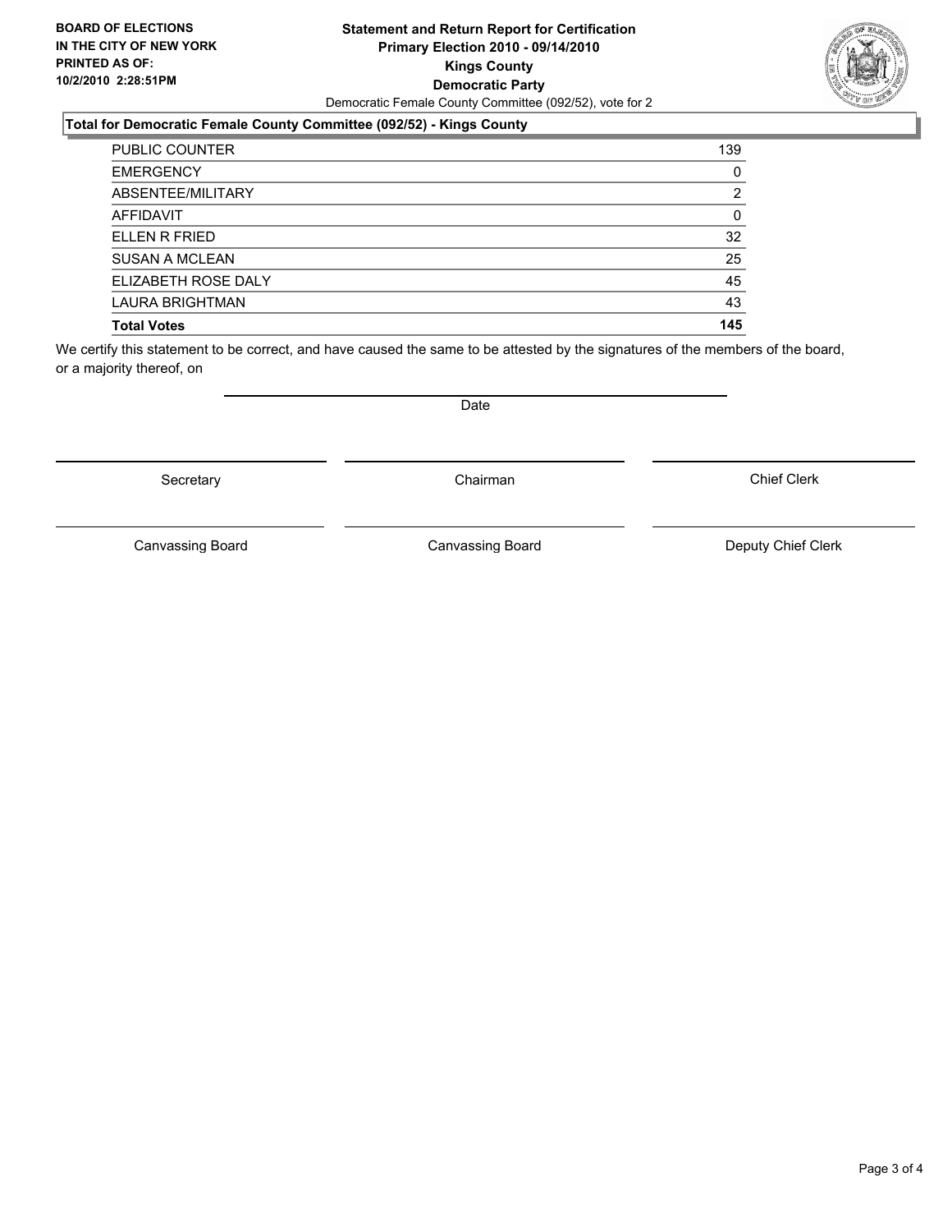**BOARD OF ELECTIONS IN THE CITY OF NEW YORK PRINTED AS OF: 10/2/2010 2:28:51PM**

# Statement and Return Report for Certification
## Primary Election 2010 - 09/14/2010
## Kings County
## Democratic Party

Democratic Female County Committee (092/52), vote for 2

### Total for Democratic Female County Committee (092/52) - Kings County

| | |
|---|---|
| PUBLIC COUNTER | 139 |
| EMERGENCY | 0 |
| ABSENTEE/MILITARY | 2 |
| AFFIDAVIT | 0 |
| ELLEN R FRIED | 32 |
| SUSAN A MCLEAN | 25 |
| ELIZABETH ROSE DALY | 45 |
| LAURA BRIGHTMAN | 43 |
| **Total Votes** | **145** |

We certify this statement to be correct, and have caused the same to be attested by the signatures of the members of the board, or a majority thereof, on

Date

Secretary | Chairman | Chief Clerk

Canvassing Board | Canvassing Board | Deputy Chief Clerk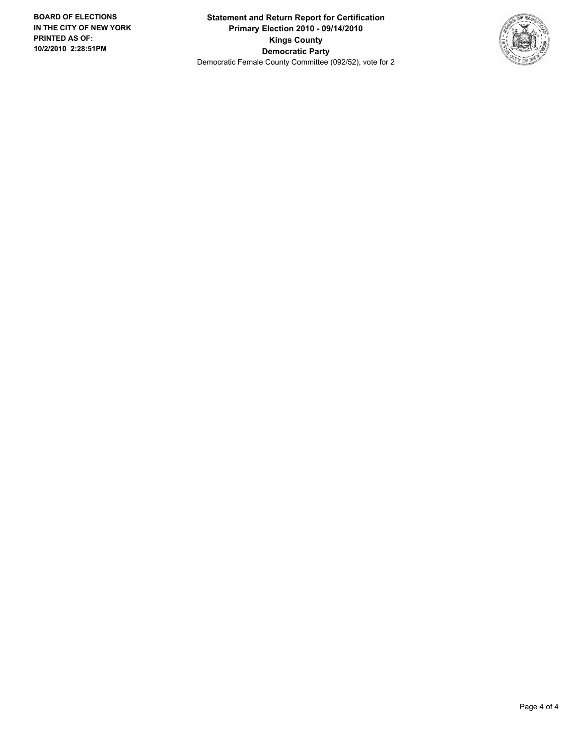**BOARD OF ELECTIONS**
**IN THE CITY OF NEW YORK**
**PRINTED AS OF:**
**10/2/2010 2:28:51PM**

**Statement and Return Report for Certification**
**Primary Election 2010 - 09/14/2010**
**Kings County**
**Democratic Party**
Democratic Female County Committee (092/52), vote for 2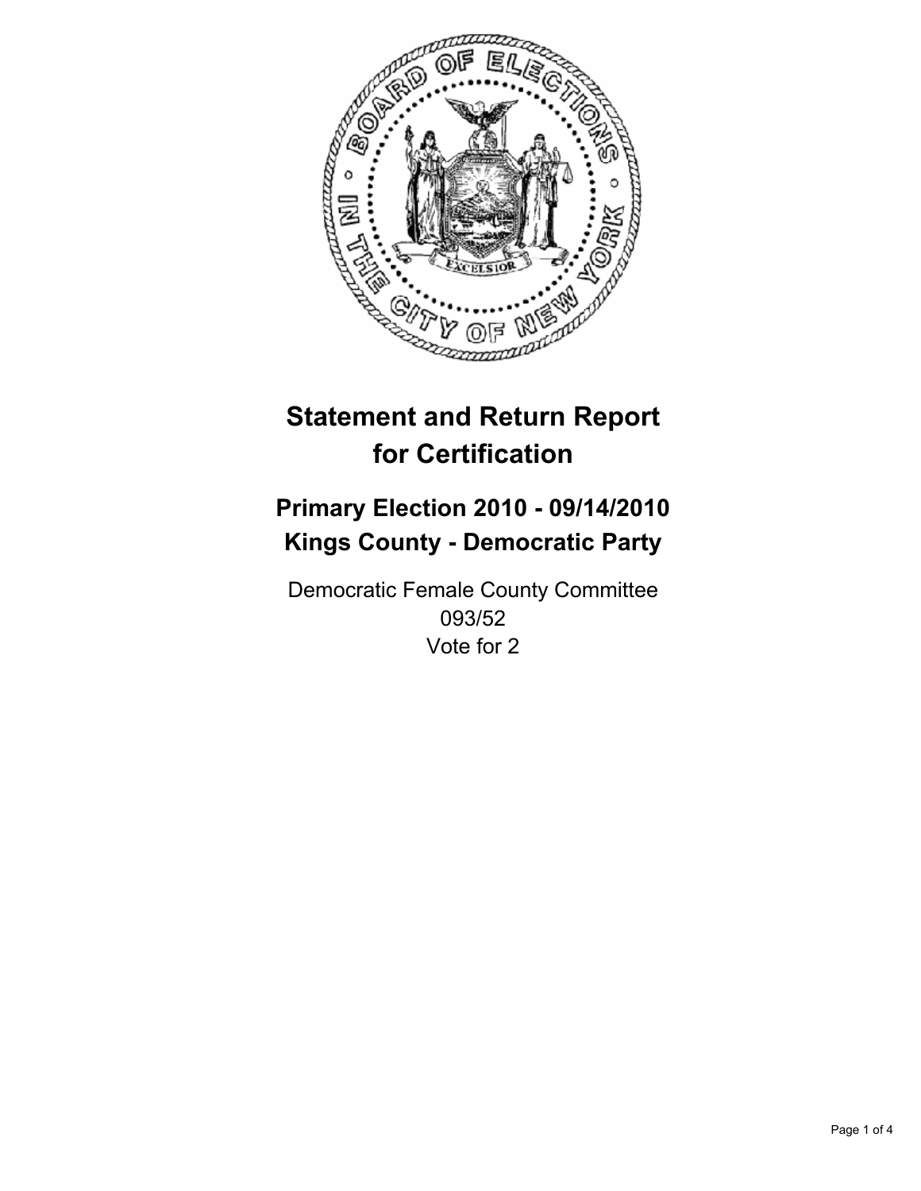# Statement and Return Report for Certification

## Primary Election 2010 - 09/14/2010
## Kings County - Democratic Party

Democratic Female County Committee
093/52
Vote for 2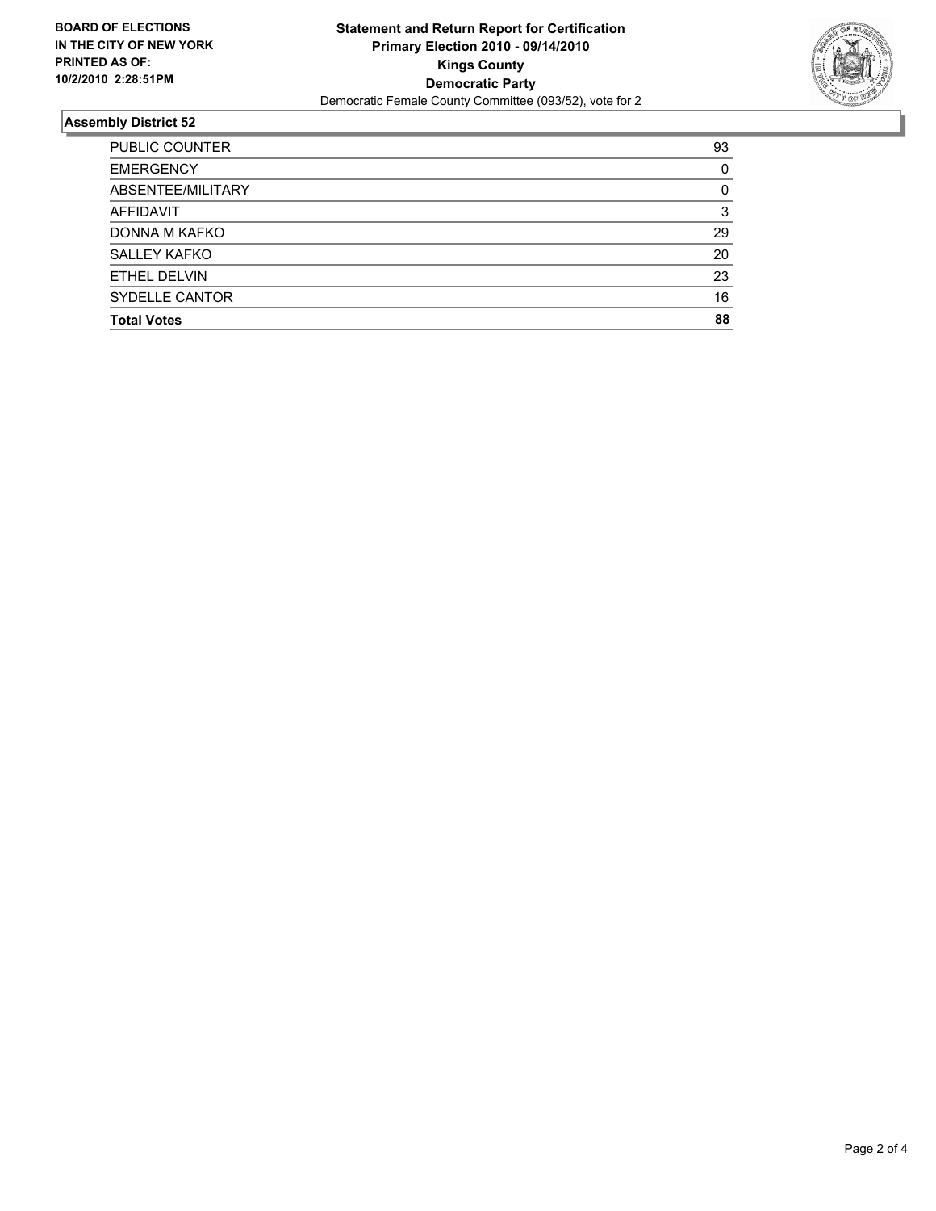**BOARD OF ELECTIONS IN THE CITY OF NEW YORK PRINTED AS OF: 10/2/2010 2:28:51PM**

**Statement and Return Report for Certification Primary Election 2010 - 09/14/2010 Kings County Democratic Party**

Democratic Female County Committee (093/52), vote for 2

## Assembly District 52

| | |
|---|---|
| PUBLIC COUNTER | 93 |
| EMERGENCY | 0 |
| ABSENTEE/MILITARY | 0 |
| AFFIDAVIT | 3 |
| DONNA M KAFKO | 29 |
| SALLEY KAFKO | 20 |
| ETHEL DELVIN | 23 |
| SYDELLE CANTOR | 16 |
| **Total Votes** | **88** |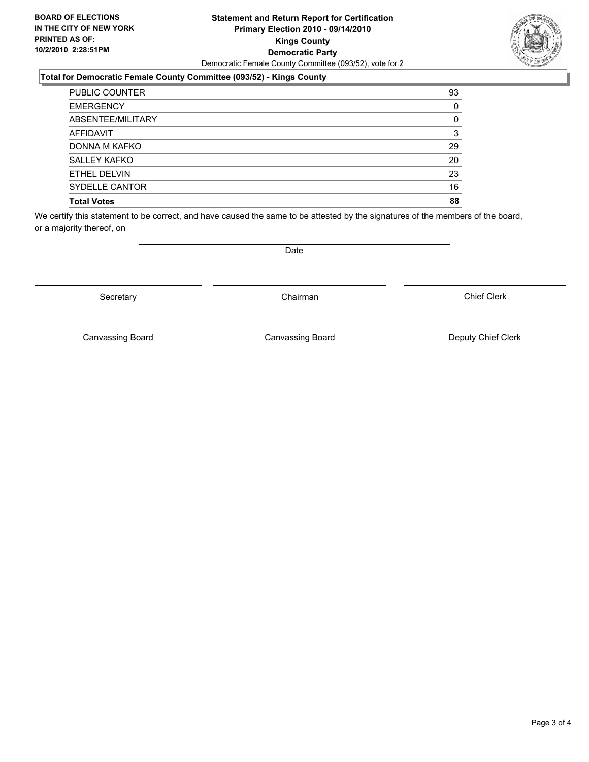**BOARD OF ELECTIONS IN THE CITY OF NEW YORK PRINTED AS OF: 10/2/2010 2:28:51PM**

# Statement and Return Report for Certification
## Primary Election 2010 - 09/14/2010
## Kings County
## Democratic Party

Democratic Female County Committee (093/52), vote for 2

### Total for Democratic Female County Committee (093/52) - Kings County

| | |
|---|---|
| PUBLIC COUNTER | 93 |
| EMERGENCY | 0 |
| ABSENTEE/MILITARY | 0 |
| AFFIDAVIT | 3 |
| DONNA M KAFKO | 29 |
| SALLEY KAFKO | 20 |
| ETHEL DELVIN | 23 |
| SYDELLE CANTOR | 16 |
| **Total Votes** | **88** |

We certify this statement to be correct, and have caused the same to be attested by the signatures of the members of the board, or a majority thereof, on

Date

Secretary | Chairman | Chief Clerk

Canvassing Board | Canvassing Board | Deputy Chief Clerk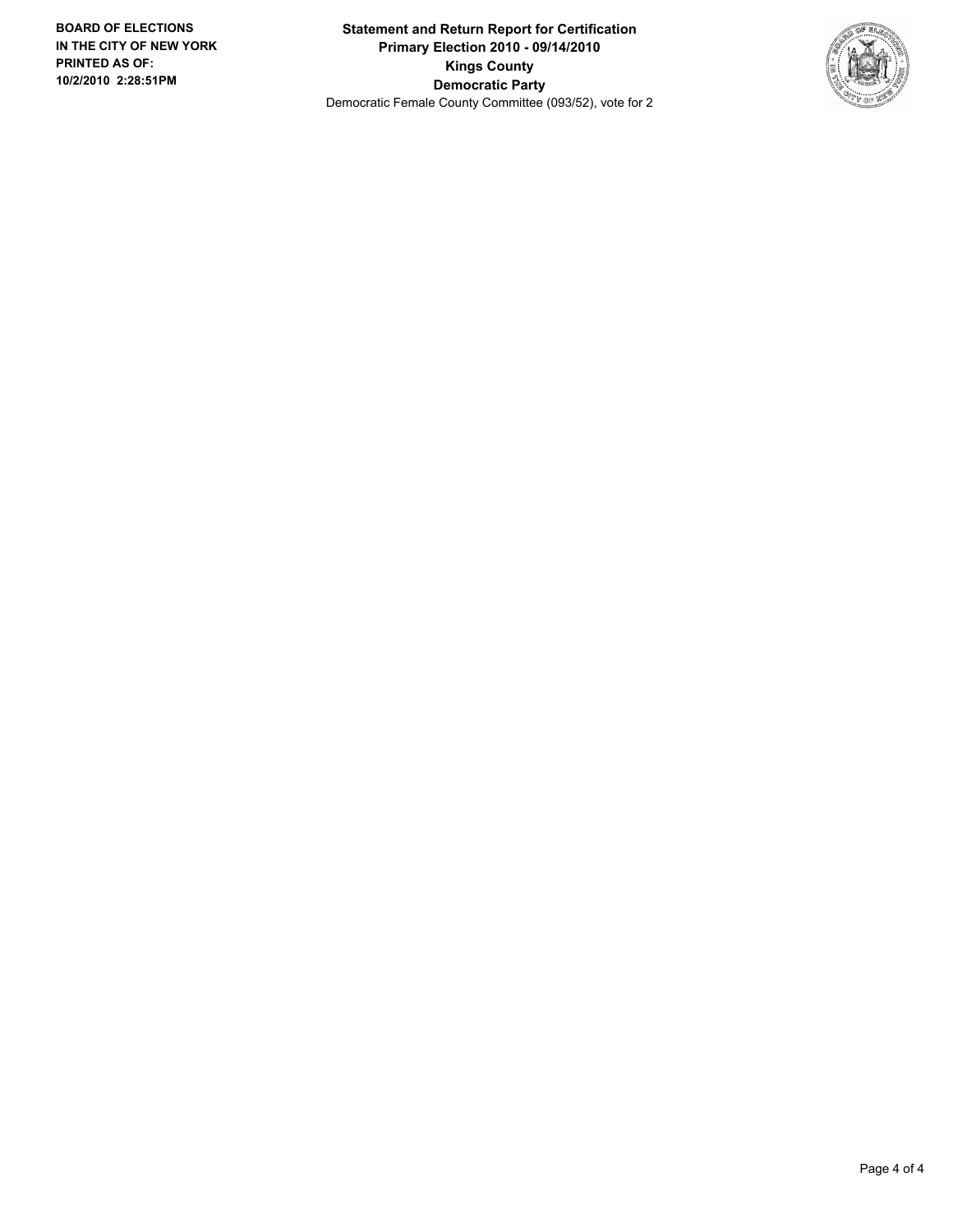**BOARD OF ELECTIONS IN THE CITY OF NEW YORK**
**PRINTED AS OF: 10/2/2010 2:28:51PM**

**Statement and Return Report for Certification**
**Primary Election 2010 - 09/14/2010**
**Kings County**
**Democratic Party**
Democratic Female County Committee (093/52), vote for 2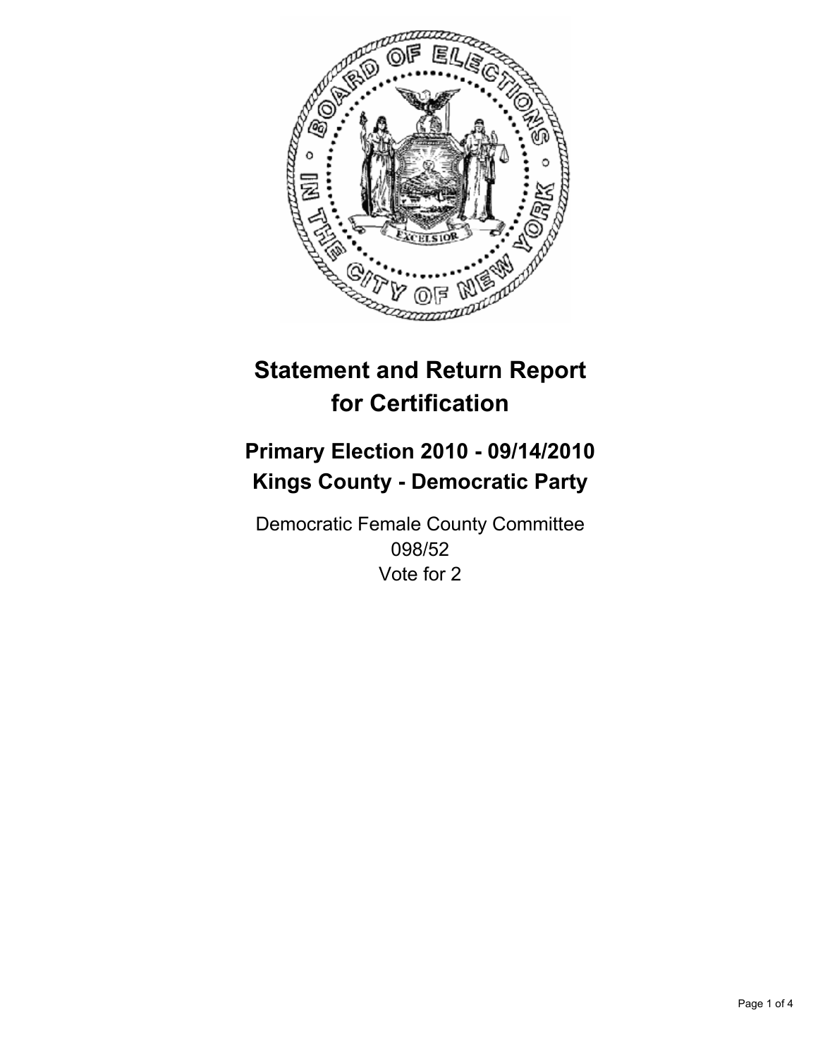# Statement and Return Report for Certification

## Primary Election 2010 - 09/14/2010
## Kings County - Democratic Party

Democratic Female County Committee
098/52
Vote for 2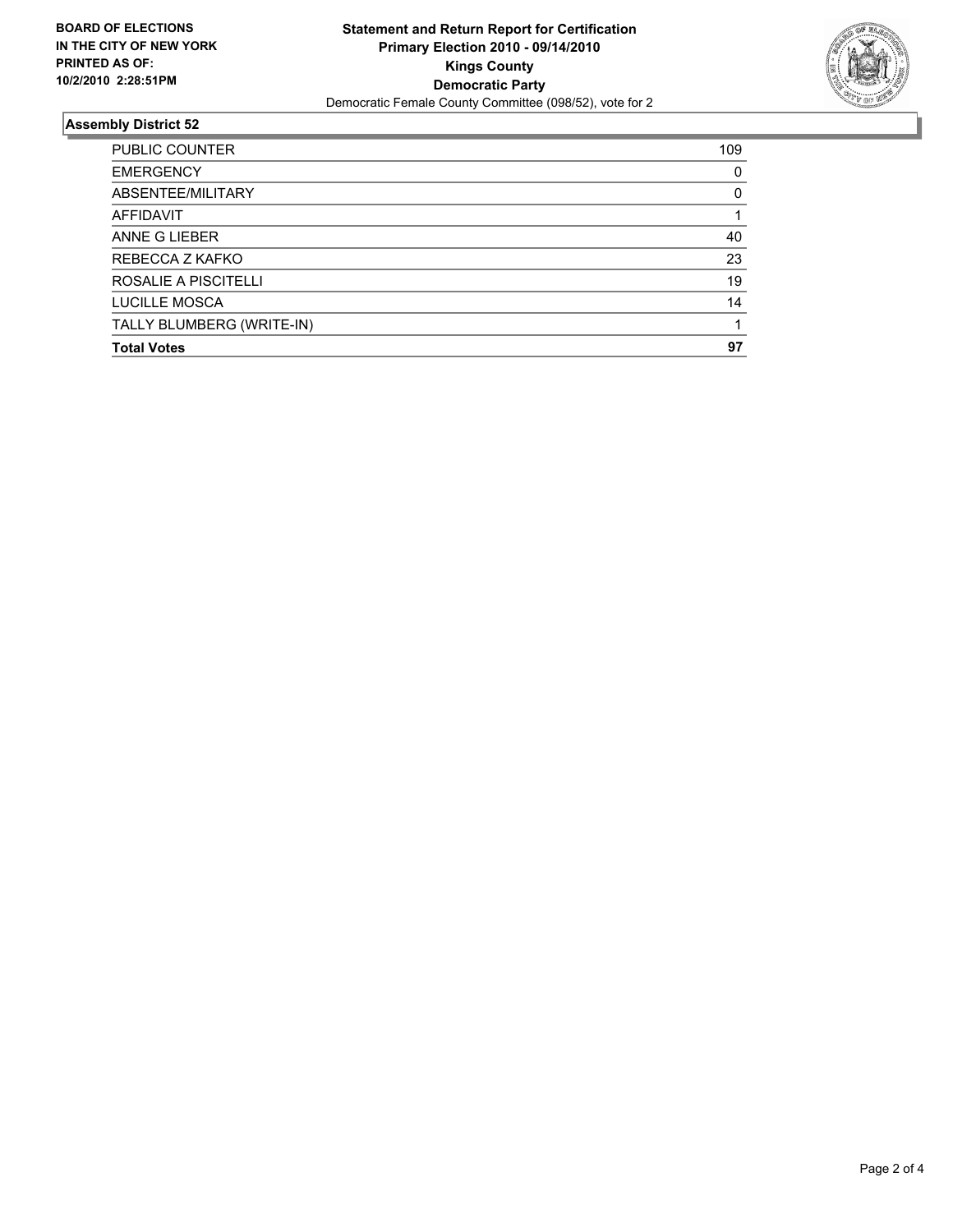**BOARD OF ELECTIONS IN THE CITY OF NEW YORK PRINTED AS OF: 10/2/2010 2:28:51PM**

# Statement and Return Report for Certification
## Primary Election 2010 - 09/14/2010
## Kings County
## Democratic Party
Democratic Female County Committee (098/52), vote for 2

### Assembly District 52

| | |
|---|---|
| PUBLIC COUNTER | 109 |
| EMERGENCY | 0 |
| ABSENTEE/MILITARY | 0 |
| AFFIDAVIT | 1 |
| ANNE G LIEBER | 40 |
| REBECCA Z KAFKO | 23 |
| ROSALIE A PISCITELLI | 19 |
| LUCILLE MOSCA | 14 |
| TALLY BLUMBERG (WRITE-IN) | 1 |
| **Total Votes** | **97** |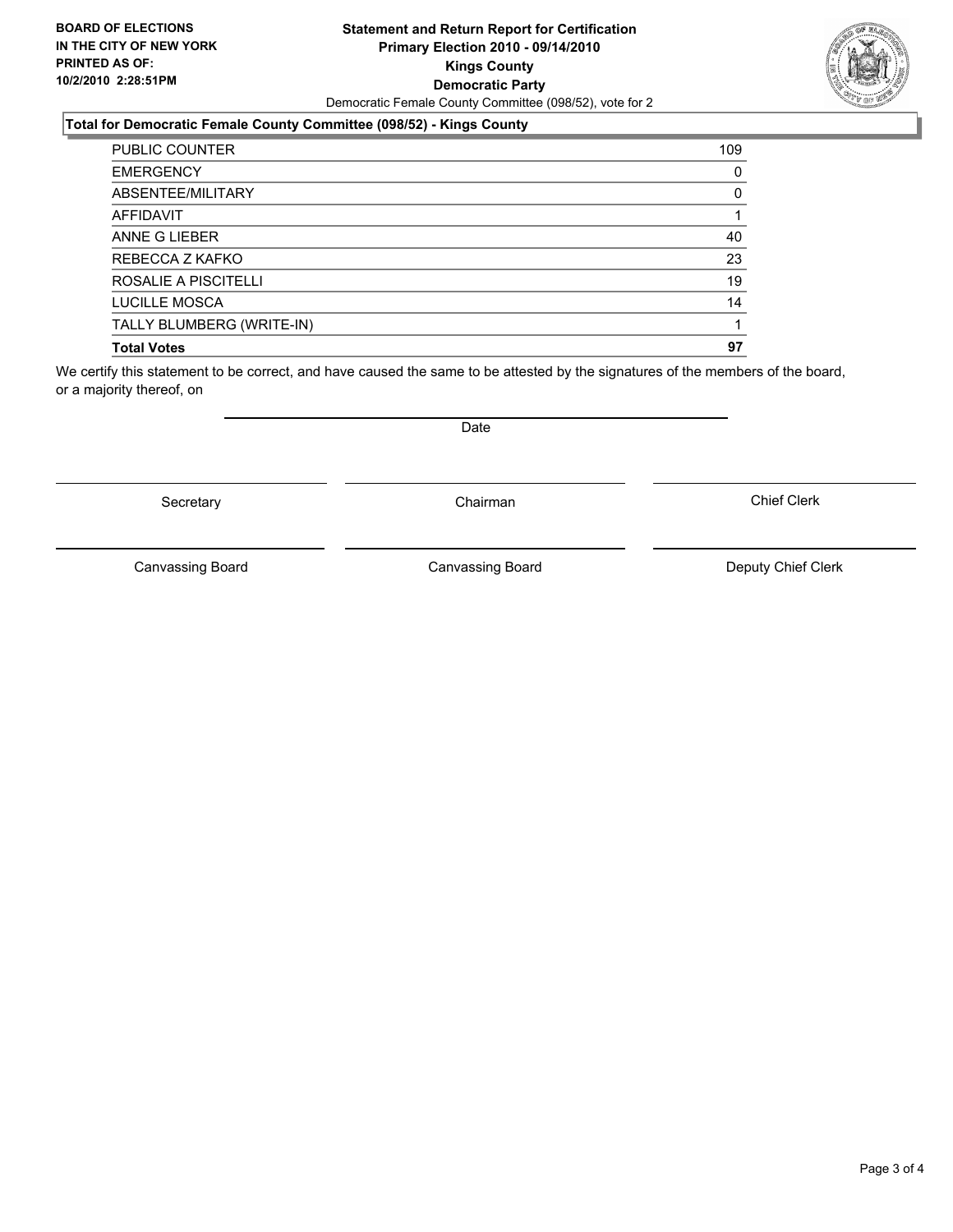**BOARD OF ELECTIONS IN THE CITY OF NEW YORK PRINTED AS OF: 10/2/2010 2:28:51PM**

**Statement and Return Report for Certification**
**Primary Election 2010 - 09/14/2010**
**Kings County**
**Democratic Party**
Democratic Female County Committee (098/52), vote for 2

### Total for Democratic Female County Committee (098/52) - Kings County

| | |
|---|---|
| PUBLIC COUNTER | 109 |
| EMERGENCY | 0 |
| ABSENTEE/MILITARY | 0 |
| AFFIDAVIT | 1 |
| ANNE G LIEBER | 40 |
| REBECCA Z KAFKO | 23 |
| ROSALIE A PISCITELLI | 19 |
| LUCILLE MOSCA | 14 |
| TALLY BLUMBERG (WRITE-IN) | 1 |
| **Total Votes** | **97** |

We certify this statement to be correct, and have caused the same to be attested by the signatures of the members of the board, or a majority thereof, on

Date

Secretary | Chairman | Chief Clerk

Canvassing Board | Canvassing Board | Deputy Chief Clerk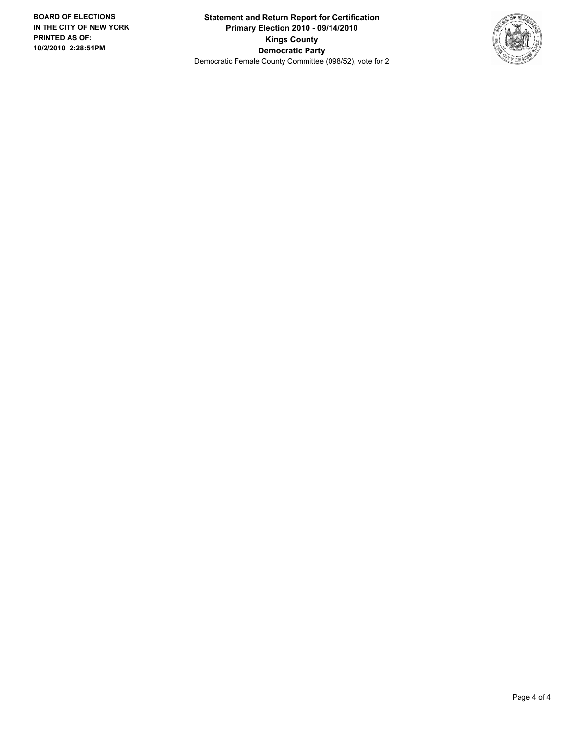**BOARD OF ELECTIONS**
**IN THE CITY OF NEW YORK**
**PRINTED AS OF:**
**10/2/2010 2:28:51PM**

**Statement and Return Report for Certification**
**Primary Election 2010 - 09/14/2010**
**Kings County**
**Democratic Party**
Democratic Female County Committee (098/52), vote for 2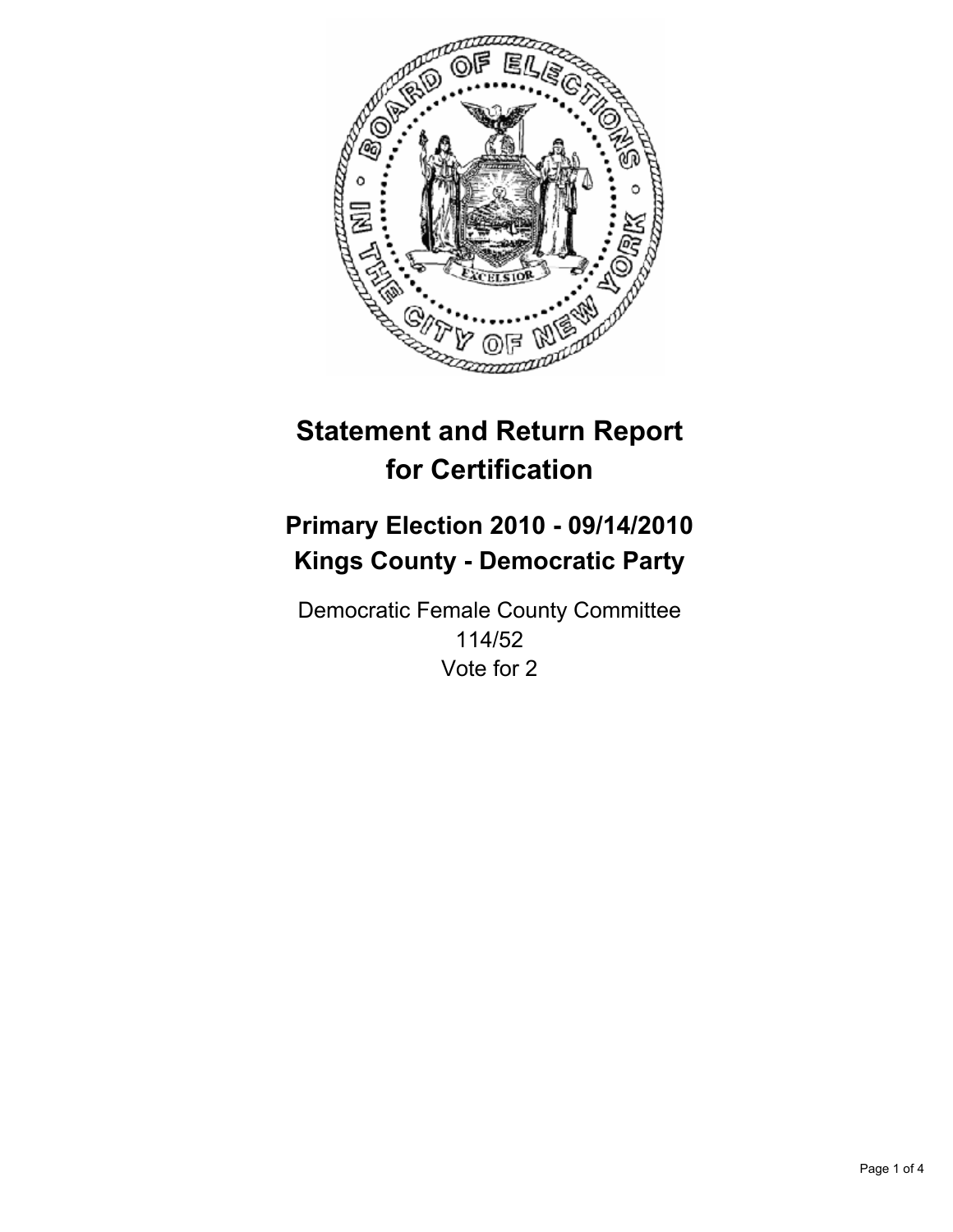# Statement and Return Report for Certification

## Primary Election 2010 - 09/14/2010
## Kings County - Democratic Party

Democratic Female County Committee
114/52
Vote for 2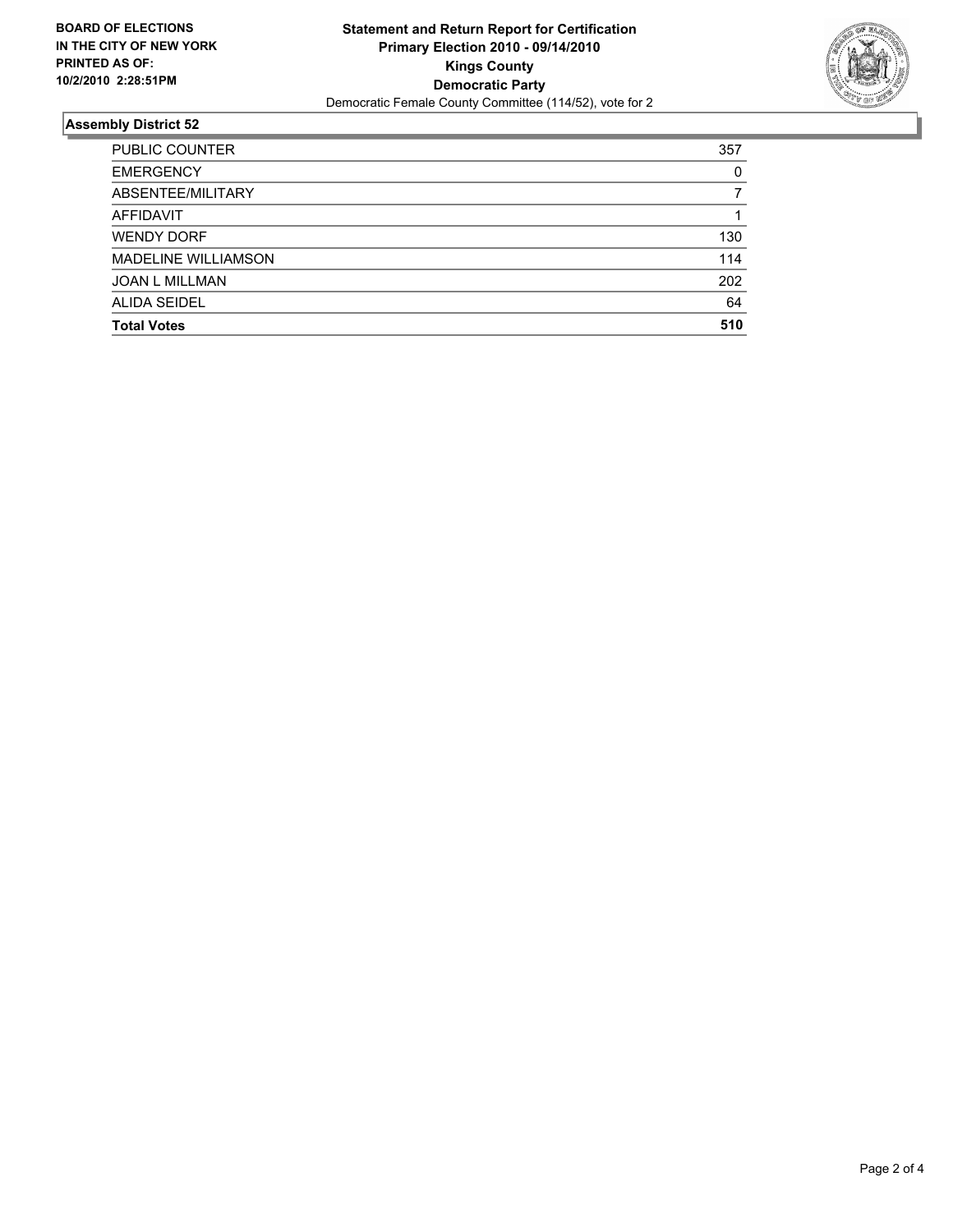**BOARD OF ELECTIONS IN THE CITY OF NEW YORK PRINTED AS OF: 10/2/2010 2:28:51PM**

**Statement and Return Report for Certification**
**Primary Election 2010 - 09/14/2010**
**Kings County**
**Democratic Party**
Democratic Female County Committee (114/52), vote for 2

### Assembly District 52

| | |
|---|---|
| PUBLIC COUNTER | 357 |
| EMERGENCY | 0 |
| ABSENTEE/MILITARY | 7 |
| AFFIDAVIT | 1 |
| WENDY DORF | 130 |
| MADELINE WILLIAMSON | 114 |
| JOAN L MILLMAN | 202 |
| ALIDA SEIDEL | 64 |
| **Total Votes** | **510** |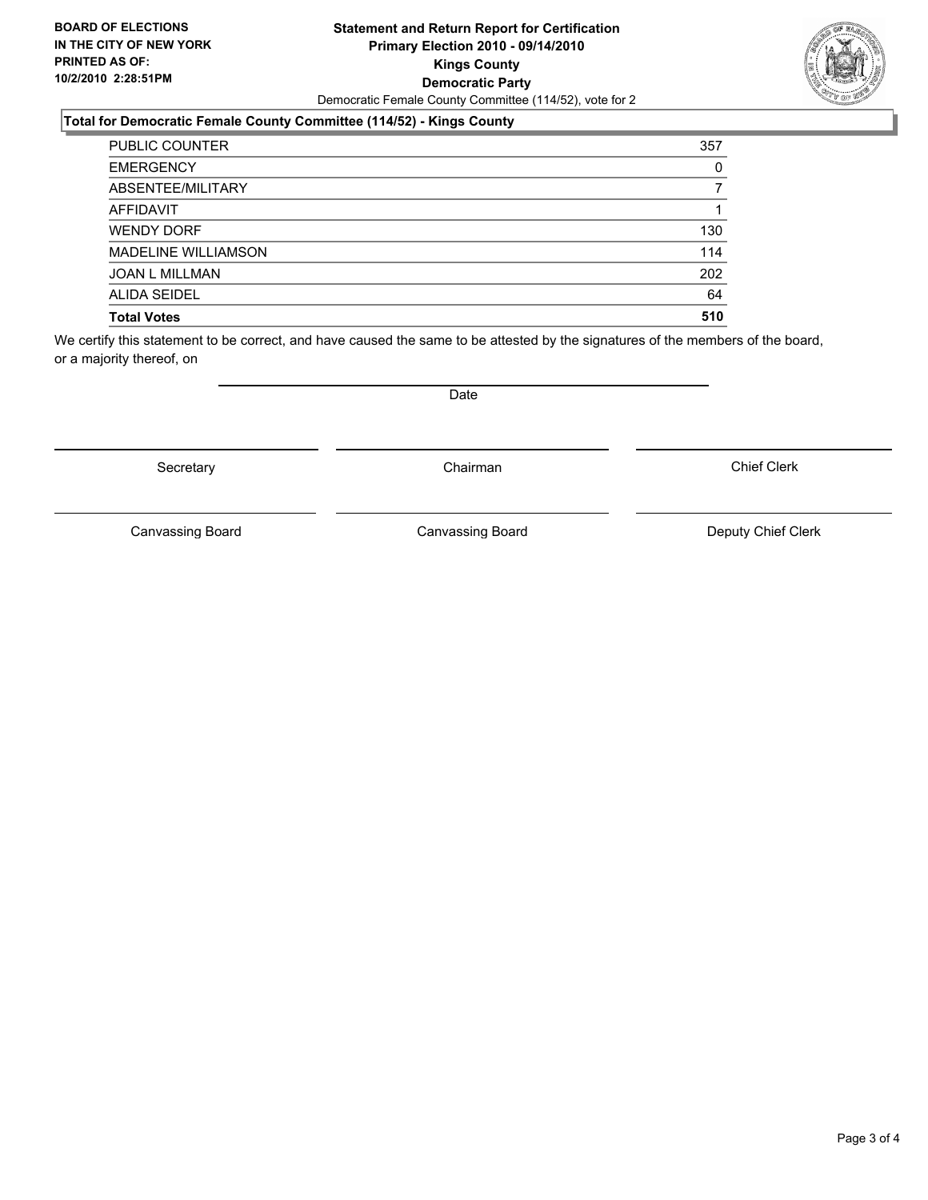**BOARD OF ELECTIONS IN THE CITY OF NEW YORK PRINTED AS OF: 10/2/2010 2:28:51PM**

**Statement and Return Report for Certification**
**Primary Election 2010 - 09/14/2010**
**Kings County**
**Democratic Party**
Democratic Female County Committee (114/52), vote for 2

**Total for Democratic Female County Committee (114/52) - Kings County**

| | |
|---|---|
| PUBLIC COUNTER | 357 |
| EMERGENCY | 0 |
| ABSENTEE/MILITARY | 7 |
| AFFIDAVIT | 1 |
| WENDY DORF | 130 |
| MADELINE WILLIAMSON | 114 |
| JOAN L MILLMAN | 202 |
| ALIDA SEIDEL | 64 |
| **Total Votes** | **510** |

We certify this statement to be correct, and have caused the same to be attested by the signatures of the members of the board, or a majority thereof, on

Date

Secretary | Chairman | Chief Clerk

Canvassing Board | Canvassing Board | Deputy Chief Clerk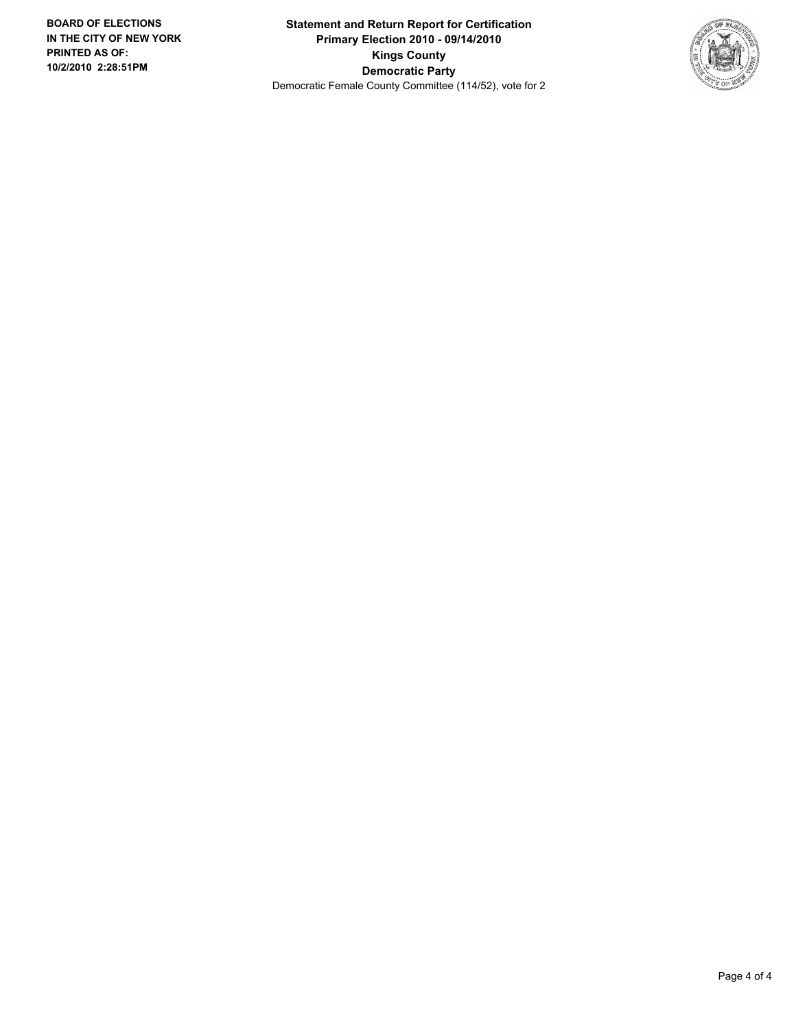**BOARD OF ELECTIONS IN THE CITY OF NEW YORK PRINTED AS OF: 10/2/2010 2:28:51PM**

**Statement and Return Report for Certification**
**Primary Election 2010 - 09/14/2010**
**Kings County**
**Democratic Party**
Democratic Female County Committee (114/52), vote for 2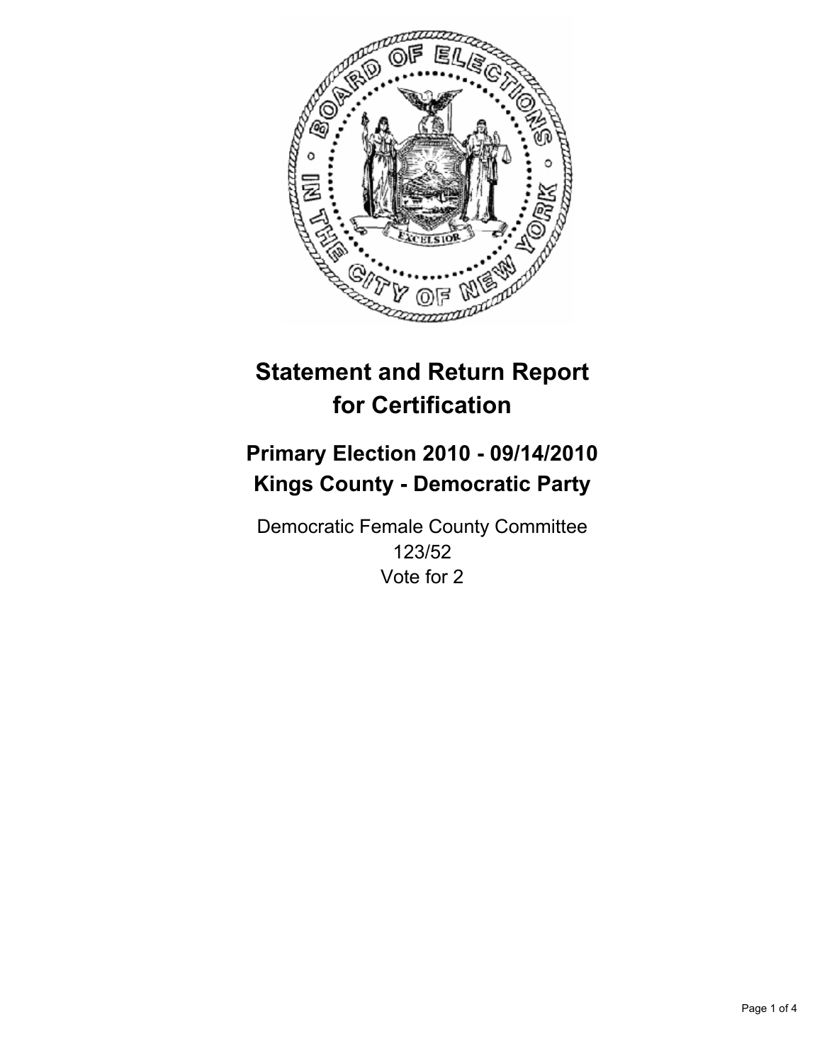# Statement and Return Report for Certification

## Primary Election 2010 - 09/14/2010
## Kings County - Democratic Party

Democratic Female County Committee
123/52
Vote for 2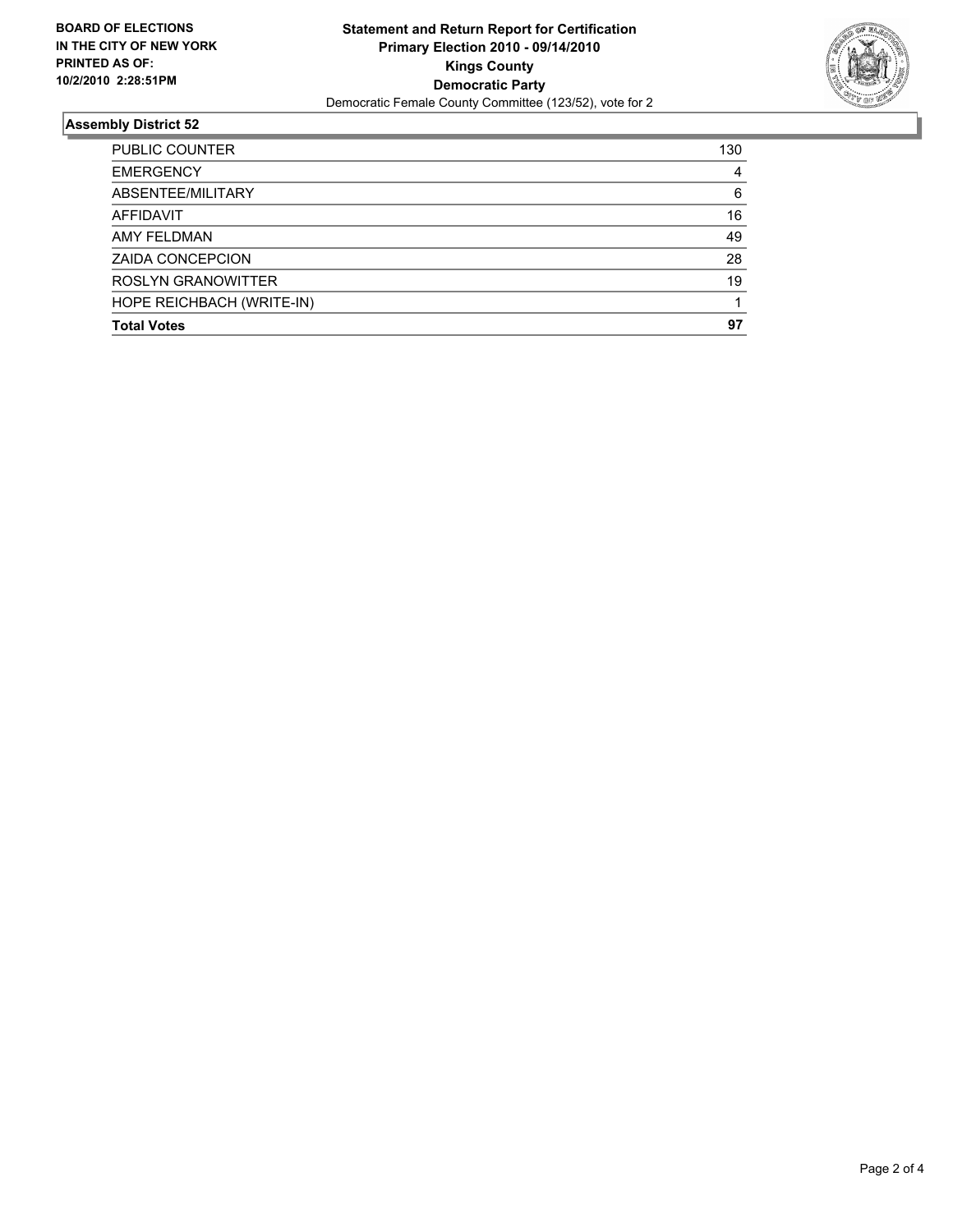**BOARD OF ELECTIONS IN THE CITY OF NEW YORK PRINTED AS OF: 10/2/2010 2:28:51PM**

**Statement and Return Report for Certification**
**Primary Election 2010 - 09/14/2010**
**Kings County**
**Democratic Party**
Democratic Female County Committee (123/52), vote for 2

## Assembly District 52

| | |
|---|---|
| PUBLIC COUNTER | 130 |
| EMERGENCY | 4 |
| ABSENTEE/MILITARY | 6 |
| AFFIDAVIT | 16 |
| AMY FELDMAN | 49 |
| ZAIDA CONCEPCION | 28 |
| ROSLYN GRANOWITTER | 19 |
| HOPE REICHBACH (WRITE-IN) | 1 |
| **Total Votes** | **97** |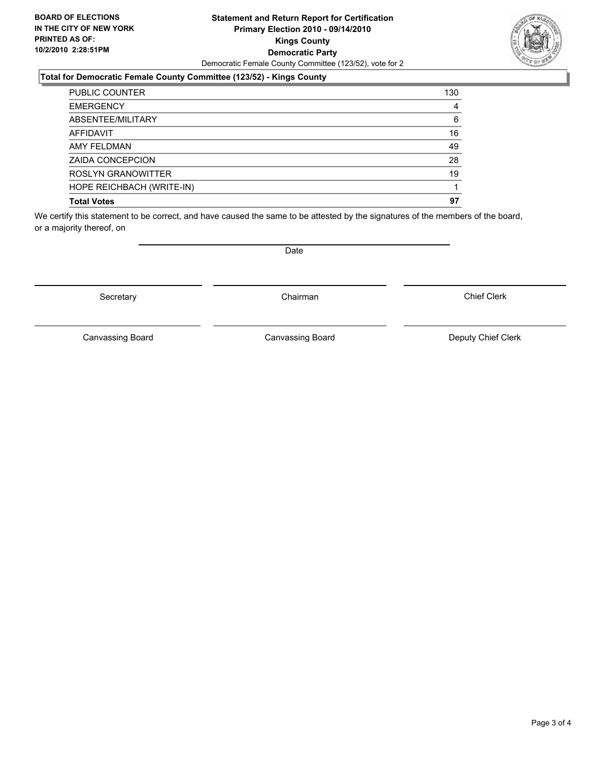**BOARD OF ELECTIONS IN THE CITY OF NEW YORK PRINTED AS OF: 10/2/2010 2:28:51PM**

**Statement and Return Report for Certification Primary Election 2010 - 09/14/2010 Kings County Democratic Party**

Democratic Female County Committee (123/52), vote for 2

### Total for Democratic Female County Committee (123/52) - Kings County

| | |
|---|---|
| PUBLIC COUNTER | 130 |
| EMERGENCY | 4 |
| ABSENTEE/MILITARY | 6 |
| AFFIDAVIT | 16 |
| AMY FELDMAN | 49 |
| ZAIDA CONCEPCION | 28 |
| ROSLYN GRANOWITTER | 19 |
| HOPE REICHBACH (WRITE-IN) | 1 |
| **Total Votes** | **97** |

We certify this statement to be correct, and have caused the same to be attested by the signatures of the members of the board, or a majority thereof, on

Date

Secretary | Chairman | Chief Clerk

Canvassing Board | Canvassing Board | Deputy Chief Clerk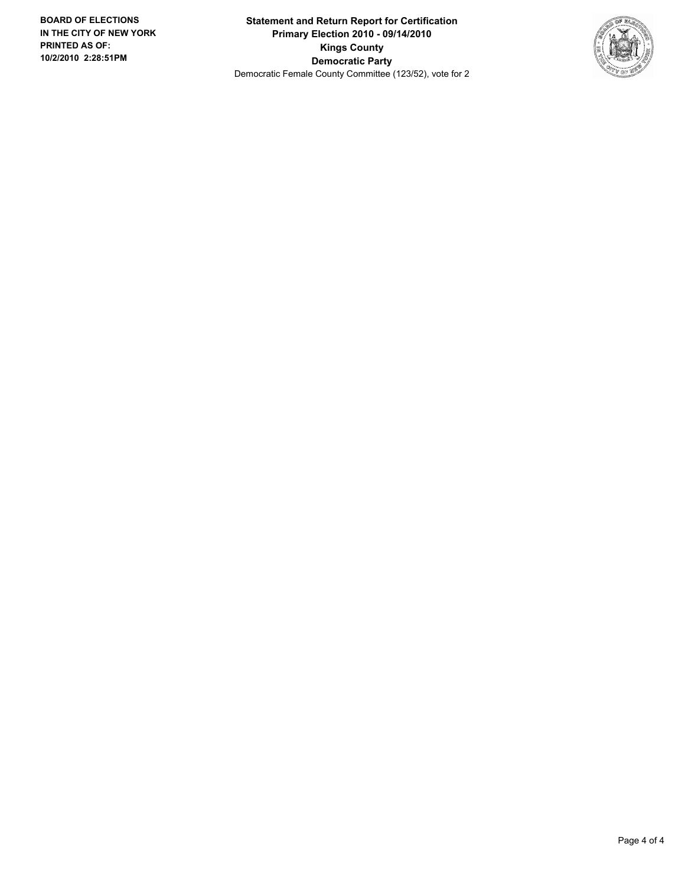**Statement and Return Report for Certification**
**Primary Election 2010 - 09/14/2010**
**Kings County**
**Democratic Party**
Democratic Female County Committee (123/52), vote for 2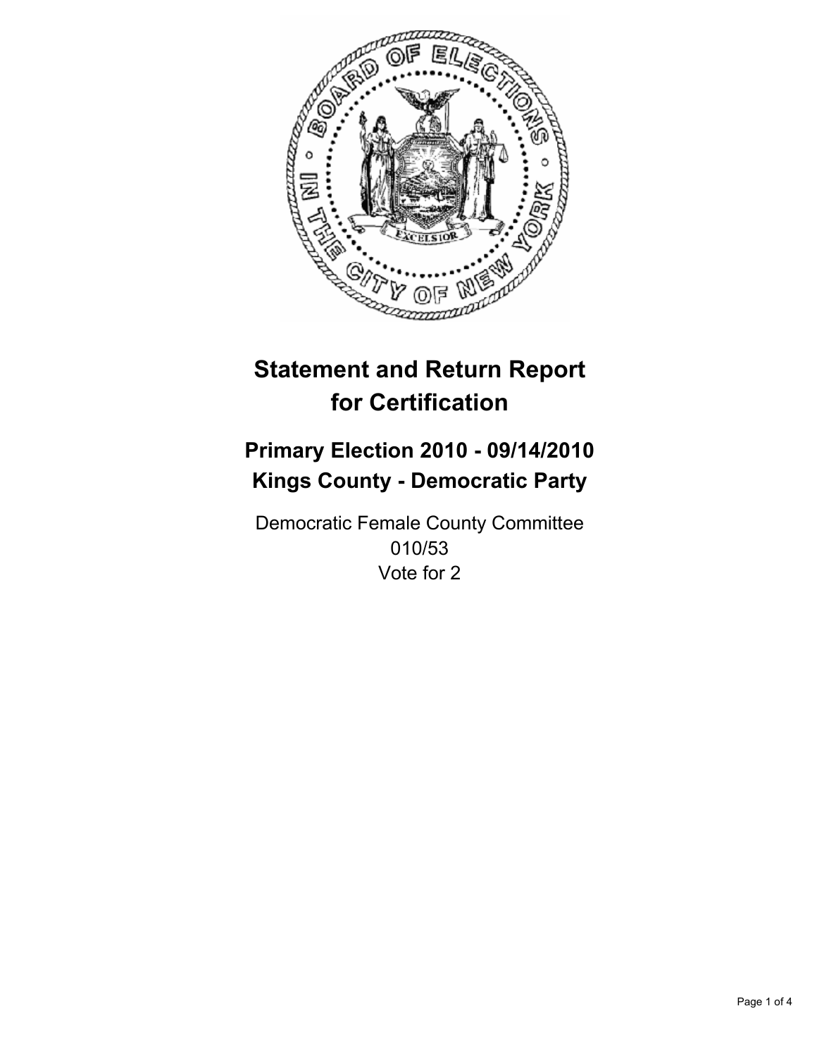# Statement and Return Report for Certification

## Primary Election 2010 - 09/14/2010
## Kings County - Democratic Party

Democratic Female County Committee
010/53
Vote for 2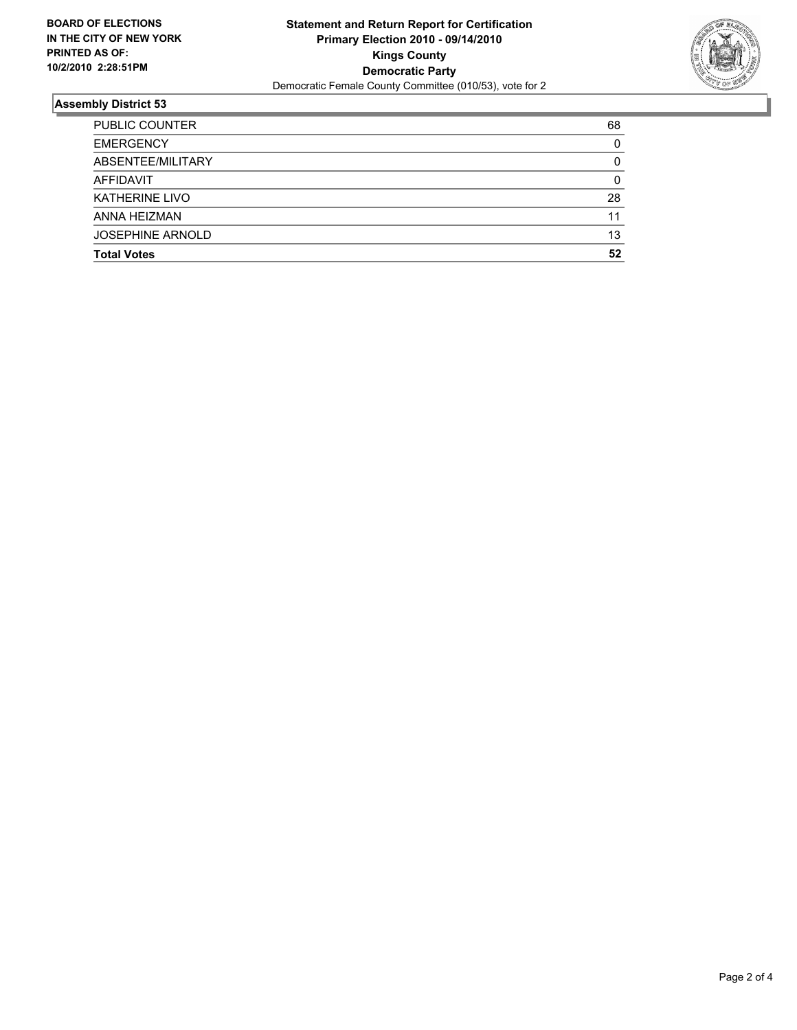**BOARD OF ELECTIONS IN THE CITY OF NEW YORK PRINTED AS OF: 10/2/2010 2:28:51PM**

# Statement and Return Report for Certification
## Primary Election 2010 - 09/14/2010
## Kings County
## Democratic Party
Democratic Female County Committee (010/53), vote for 2

### Assembly District 53

| | |
|---|---|
| PUBLIC COUNTER | 68 |
| EMERGENCY | 0 |
| ABSENTEE/MILITARY | 0 |
| AFFIDAVIT | 0 |
| KATHERINE LIVO | 28 |
| ANNA HEIZMAN | 11 |
| JOSEPHINE ARNOLD | 13 |
| **Total Votes** | **52** |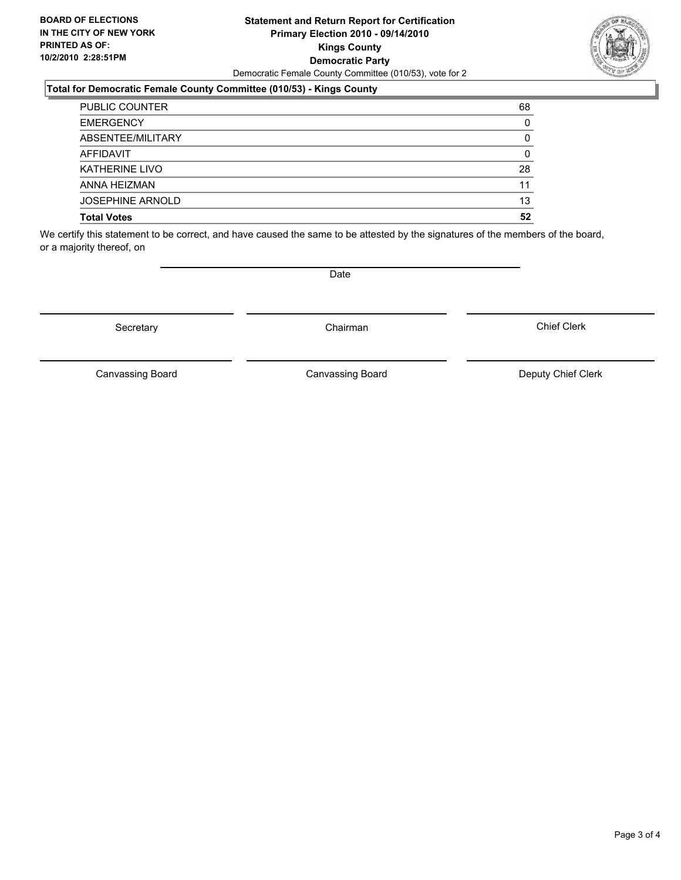**BOARD OF ELECTIONS IN THE CITY OF NEW YORK PRINTED AS OF: 10/2/2010 2:28:51PM**

**Statement and Return Report for Certification**
**Primary Election 2010 - 09/14/2010**
**Kings County**
**Democratic Party**
Democratic Female County Committee (010/53), vote for 2

### Total for Democratic Female County Committee (010/53) - Kings County

| | |
|---|---|
| PUBLIC COUNTER | 68 |
| EMERGENCY | 0 |
| ABSENTEE/MILITARY | 0 |
| AFFIDAVIT | 0 |
| KATHERINE LIVO | 28 |
| ANNA HEIZMAN | 11 |
| JOSEPHINE ARNOLD | 13 |
| **Total Votes** | **52** |

We certify this statement to be correct, and have caused the same to be attested by the signatures of the members of the board, or a majority thereof, on

Date

Secretary | Chairman | Chief Clerk

Canvassing Board | Canvassing Board | Deputy Chief Clerk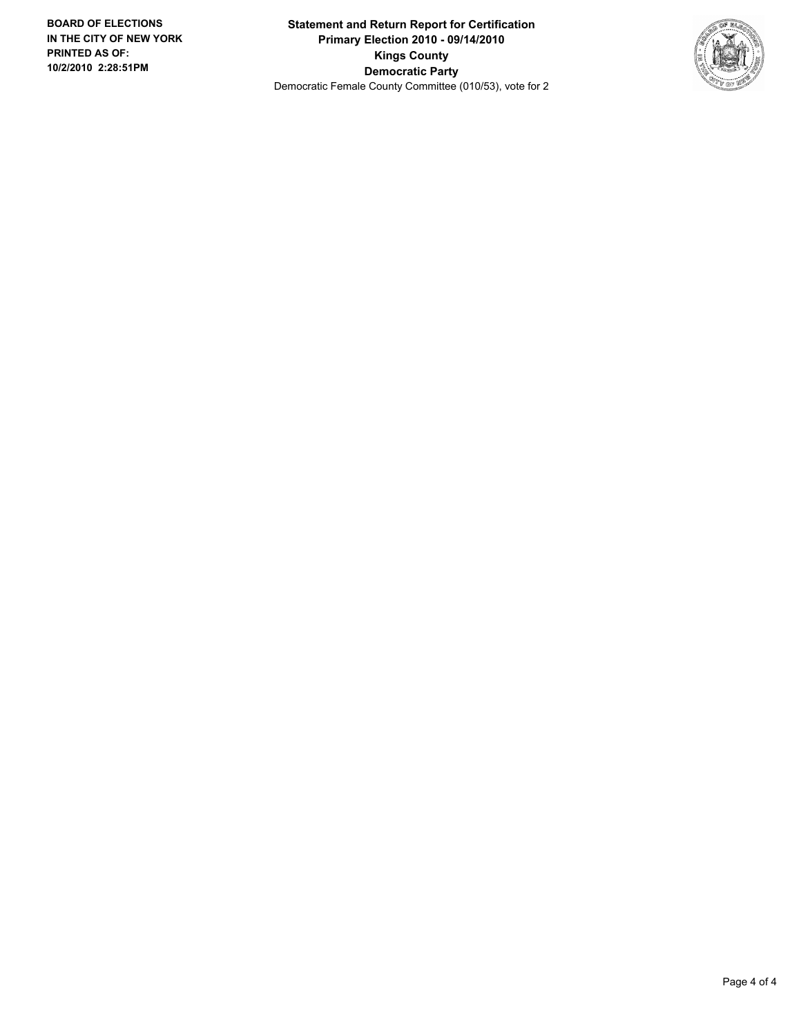**BOARD OF ELECTIONS IN THE CITY OF NEW YORK**
**PRINTED AS OF: 10/2/2010 2:28:51PM**

**Statement and Return Report for Certification**
**Primary Election 2010 - 09/14/2010**
**Kings County**
**Democratic Party**
Democratic Female County Committee (010/53), vote for 2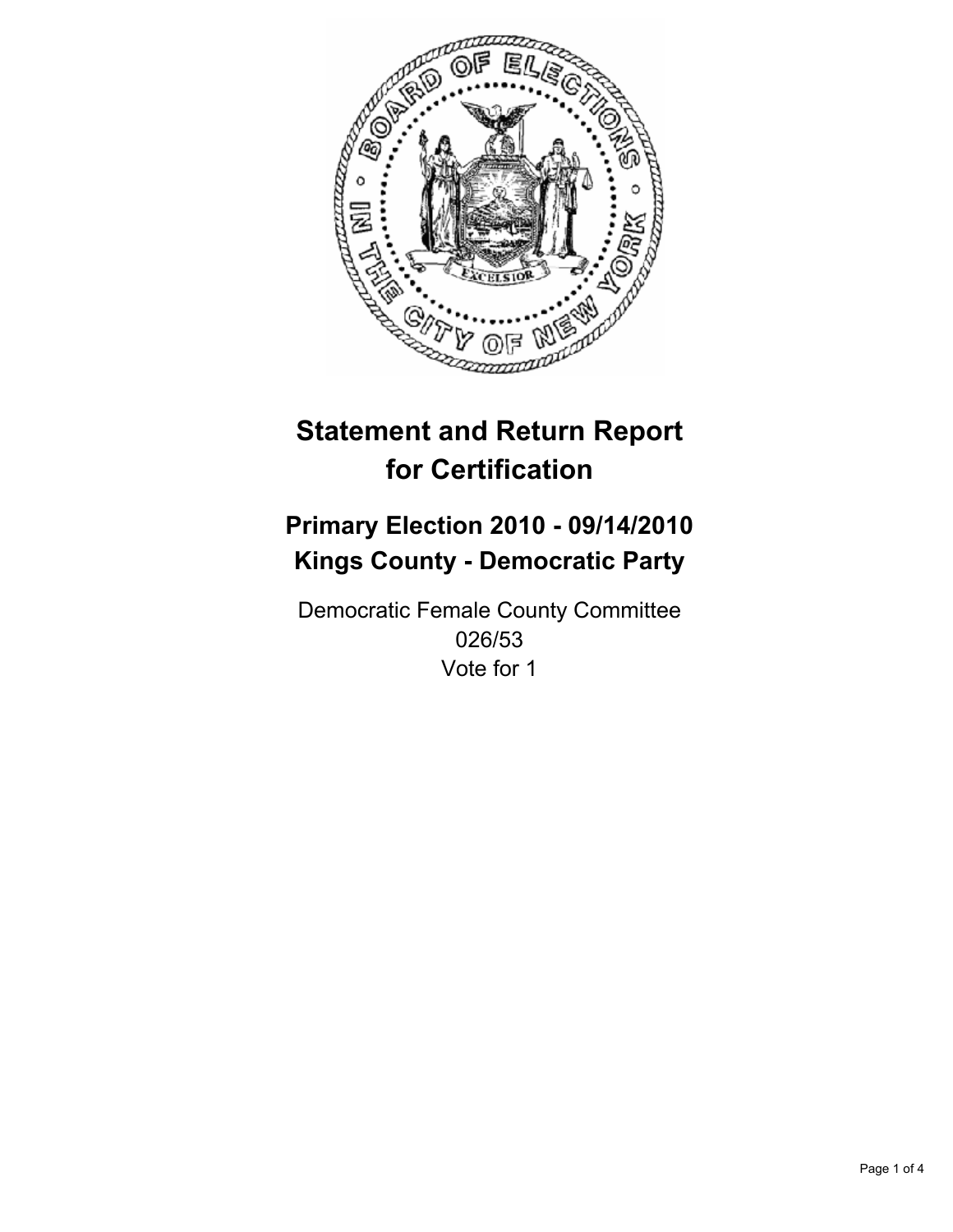# Statement and Return Report for Certification

## Primary Election 2010 - 09/14/2010
## Kings County - Democratic Party

Democratic Female County Committee
026/53
Vote for 1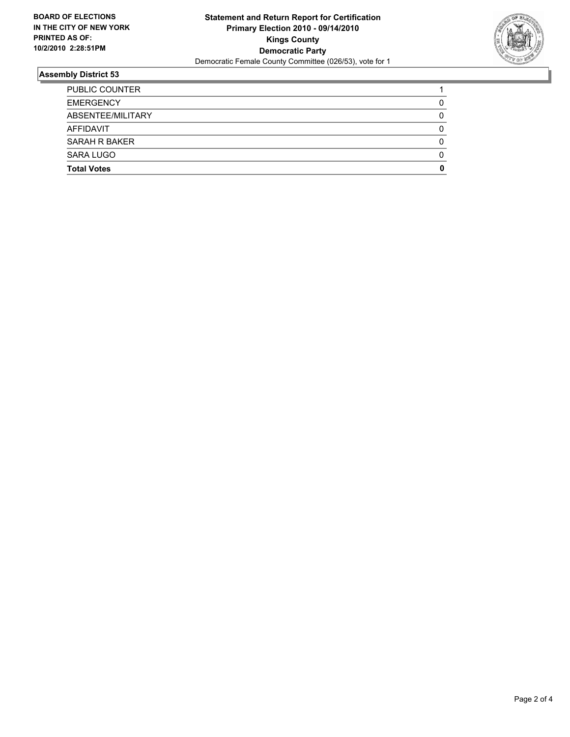**BOARD OF ELECTIONS IN THE CITY OF NEW YORK PRINTED AS OF: 10/2/2010 2:28:51PM**

**Statement and Return Report for Certification**
**Primary Election 2010 - 09/14/2010**
**Kings County**
**Democratic Party**
Democratic Female County Committee (026/53), vote for 1

## Assembly District 53

| | |
|---|---|
| PUBLIC COUNTER | 1 |
| EMERGENCY | 0 |
| ABSENTEE/MILITARY | 0 |
| AFFIDAVIT | 0 |
| SARAH R BAKER | 0 |
| SARA LUGO | 0 |
| **Total Votes** | **0** |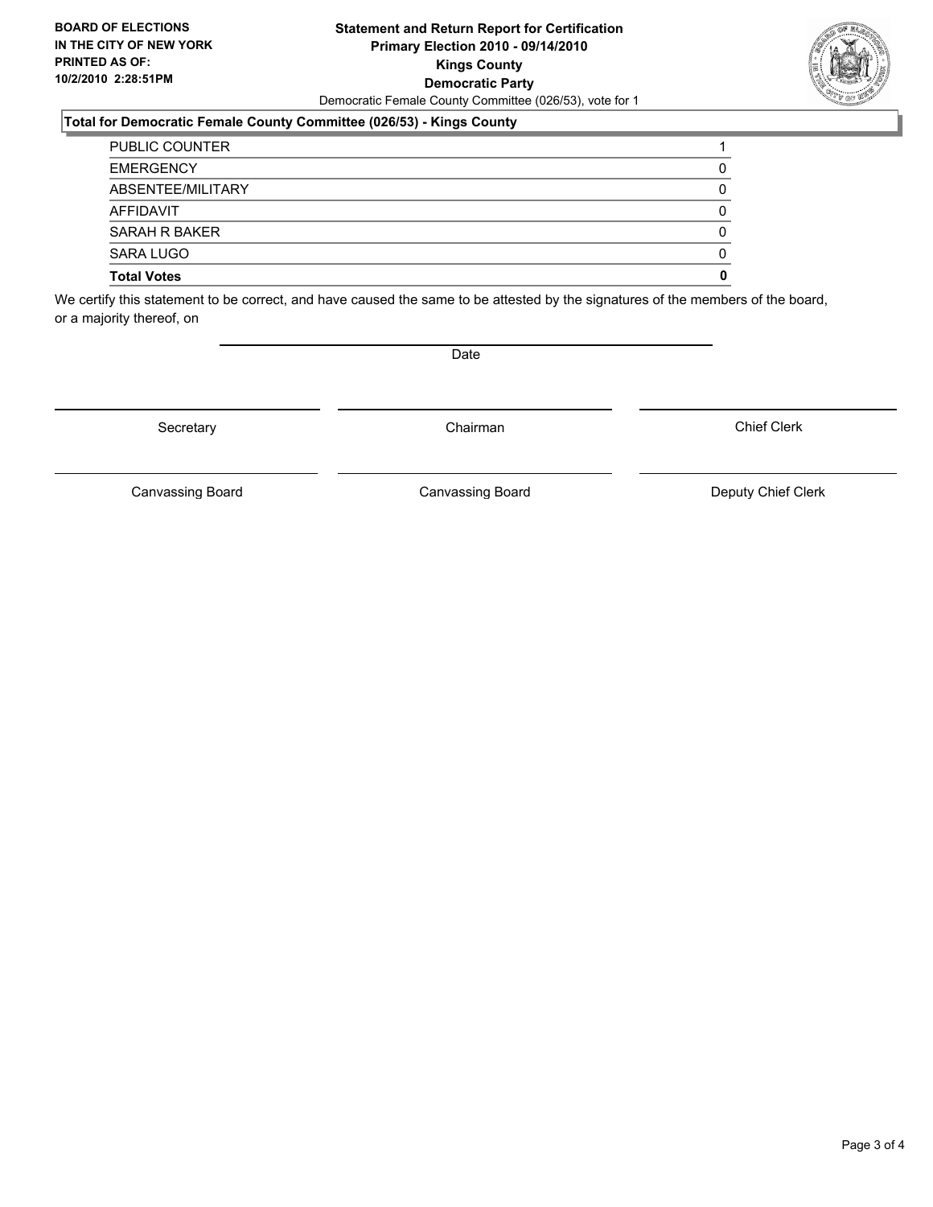**BOARD OF ELECTIONS IN THE CITY OF NEW YORK PRINTED AS OF: 10/2/2010 2:28:51PM**

# Statement and Return Report for Certification
## Primary Election 2010 - 09/14/2010
## Kings County
## Democratic Party

Democratic Female County Committee (026/53), vote for 1

### Total for Democratic Female County Committee (026/53) - Kings County

| | |
|---|---|
| PUBLIC COUNTER | 1 |
| EMERGENCY | 0 |
| ABSENTEE/MILITARY | 0 |
| AFFIDAVIT | 0 |
| SARAH R BAKER | 0 |
| SARA LUGO | 0 |
| **Total Votes** | **0** |

We certify this statement to be correct, and have caused the same to be attested by the signatures of the members of the board, or a majority thereof, on

Date

| | | |
|---|---|---|
| Secretary | Chairman | Chief Clerk |
| Canvassing Board | Canvassing Board | Deputy Chief Clerk |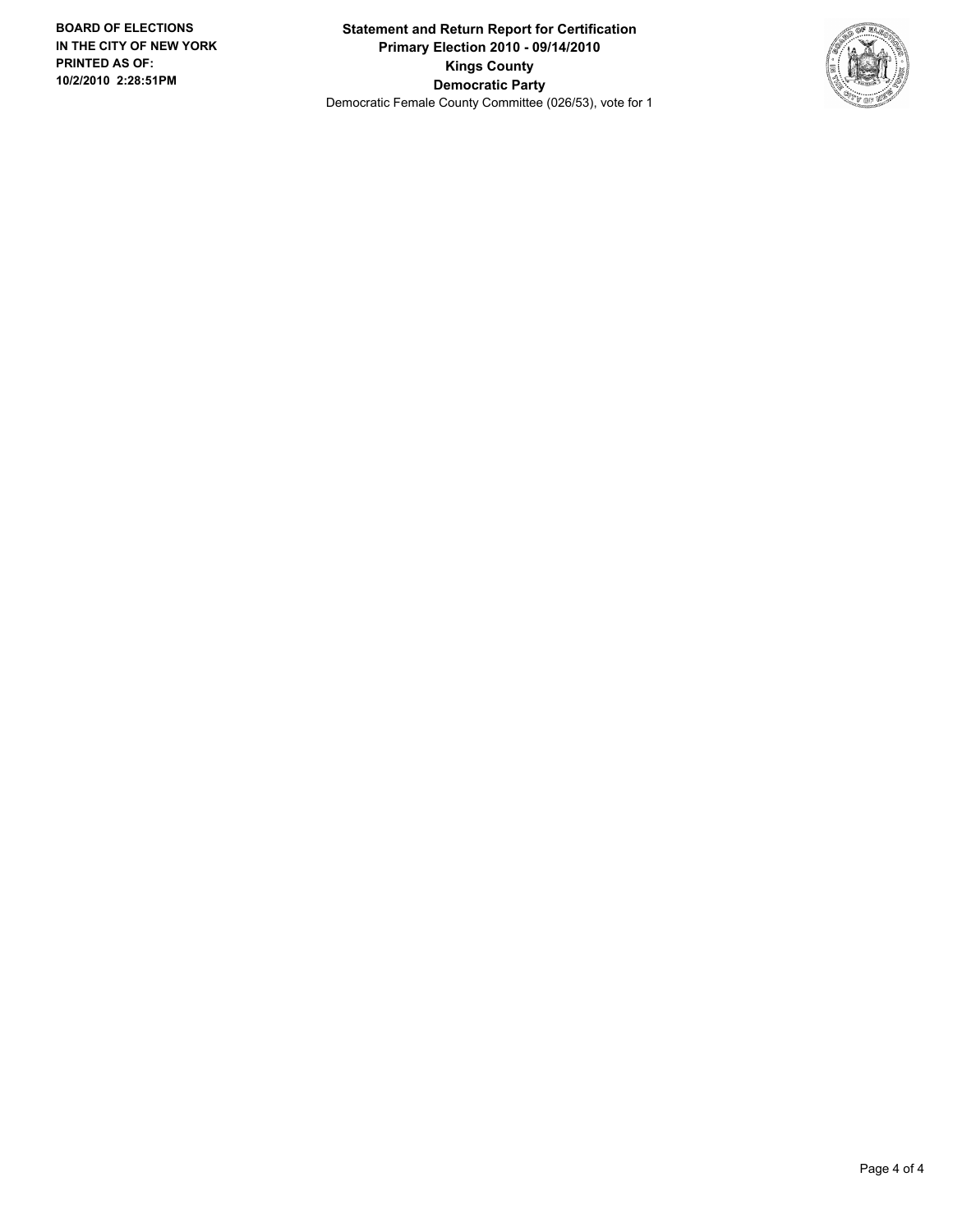**Statement and Return Report for Certification**
**Primary Election 2010 - 09/14/2010**
**Kings County**
**Democratic Party**
Democratic Female County Committee (026/53), vote for 1

**BOARD OF ELECTIONS IN THE CITY OF NEW YORK PRINTED AS OF: 10/2/2010 2:28:51PM**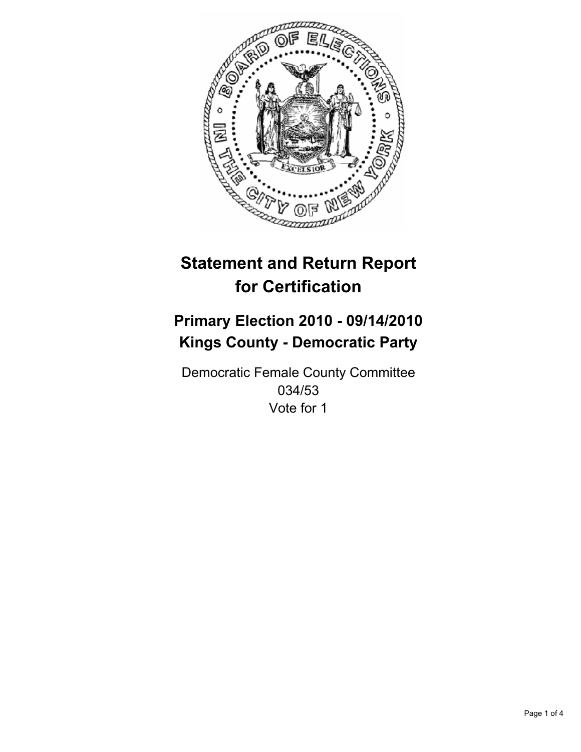# Statement and Return Report for Certification

## Primary Election 2010 - 09/14/2010
## Kings County - Democratic Party

Democratic Female County Committee
034/53
Vote for 1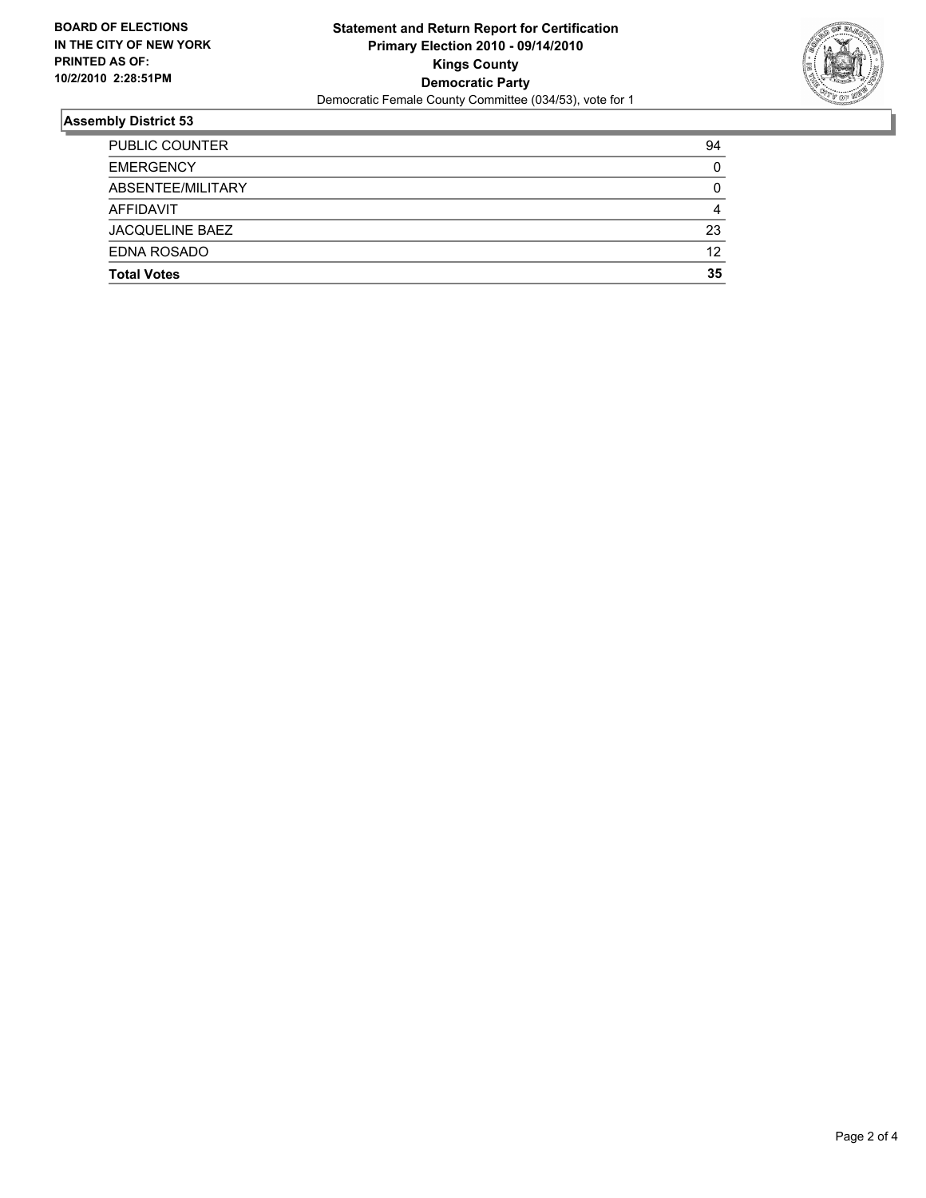**BOARD OF ELECTIONS IN THE CITY OF NEW YORK PRINTED AS OF: 10/2/2010 2:28:51PM**

# Statement and Return Report for Certification
## Primary Election 2010 - 09/14/2010
## Kings County
## Democratic Party

Democratic Female County Committee (034/53), vote for 1

### Assembly District 53

| | |
|---|---|
| PUBLIC COUNTER | 94 |
| EMERGENCY | 0 |
| ABSENTEE/MILITARY | 0 |
| AFFIDAVIT | 4 |
| JACQUELINE BAEZ | 23 |
| EDNA ROSADO | 12 |
| **Total Votes** | **35** |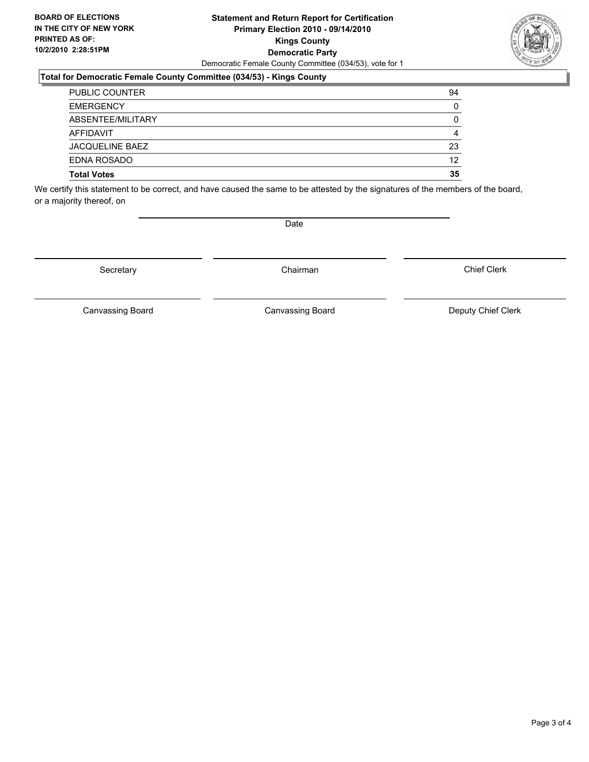**BOARD OF ELECTIONS IN THE CITY OF NEW YORK PRINTED AS OF: 10/2/2010 2:28:51PM**

**Statement and Return Report for Certification**
**Primary Election 2010 - 09/14/2010**
**Kings County**
**Democratic Party**
Democratic Female County Committee (034/53), vote for 1

### Total for Democratic Female County Committee (034/53) - Kings County

| | |
|---|---|
| PUBLIC COUNTER | 94 |
| EMERGENCY | 0 |
| ABSENTEE/MILITARY | 0 |
| AFFIDAVIT | 4 |
| JACQUELINE BAEZ | 23 |
| EDNA ROSADO | 12 |
| **Total Votes** | **35** |

We certify this statement to be correct, and have caused the same to be attested by the signatures of the members of the board, or a majority thereof, on

Date

Secretary | Chairman | Chief Clerk

Canvassing Board | Canvassing Board | Deputy Chief Clerk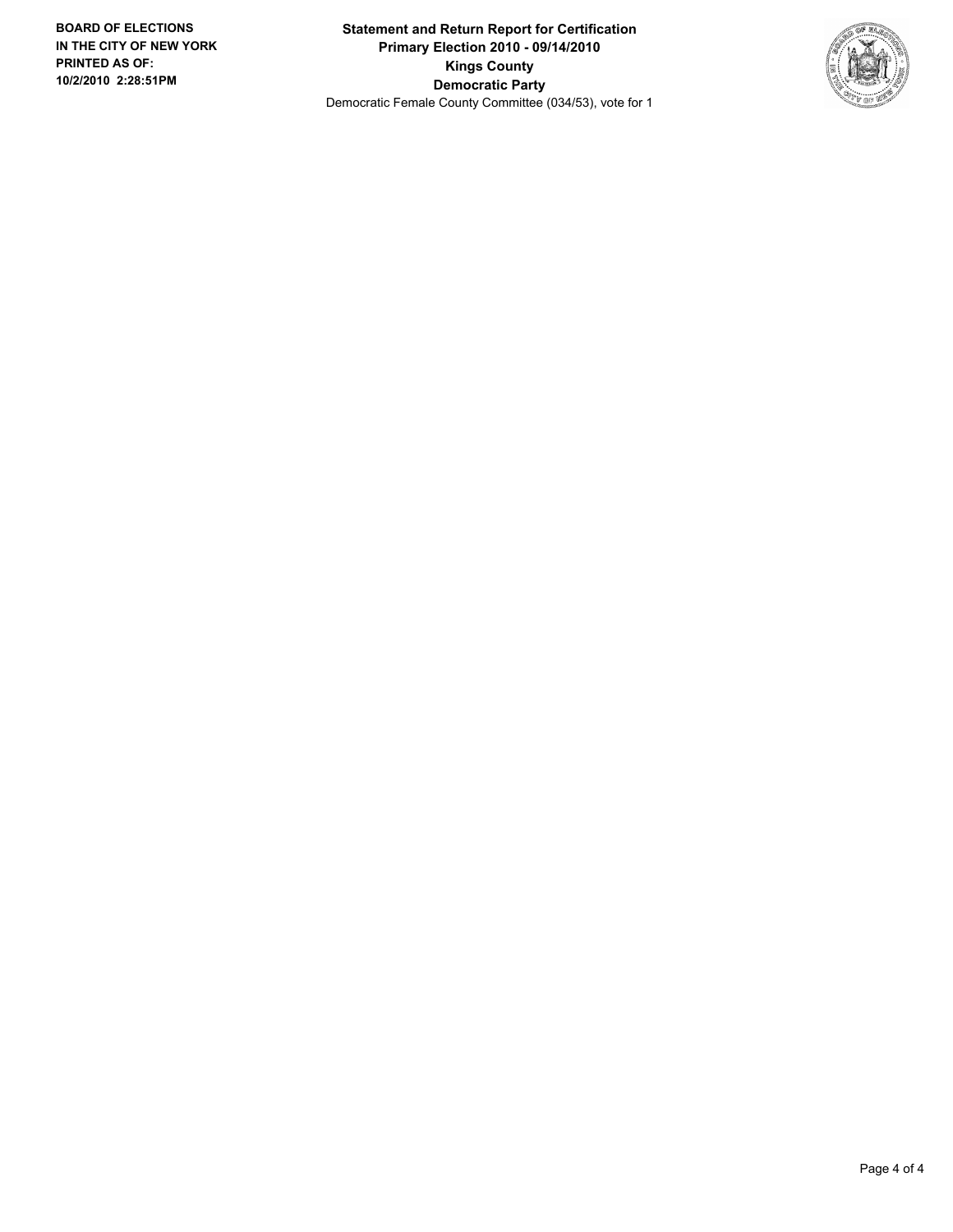**BOARD OF ELECTIONS IN THE CITY OF NEW YORK PRINTED AS OF: 10/2/2010 2:28:51PM**

**Statement and Return Report for Certification**
**Primary Election 2010 - 09/14/2010**
**Kings County**
**Democratic Party**
Democratic Female County Committee (034/53), vote for 1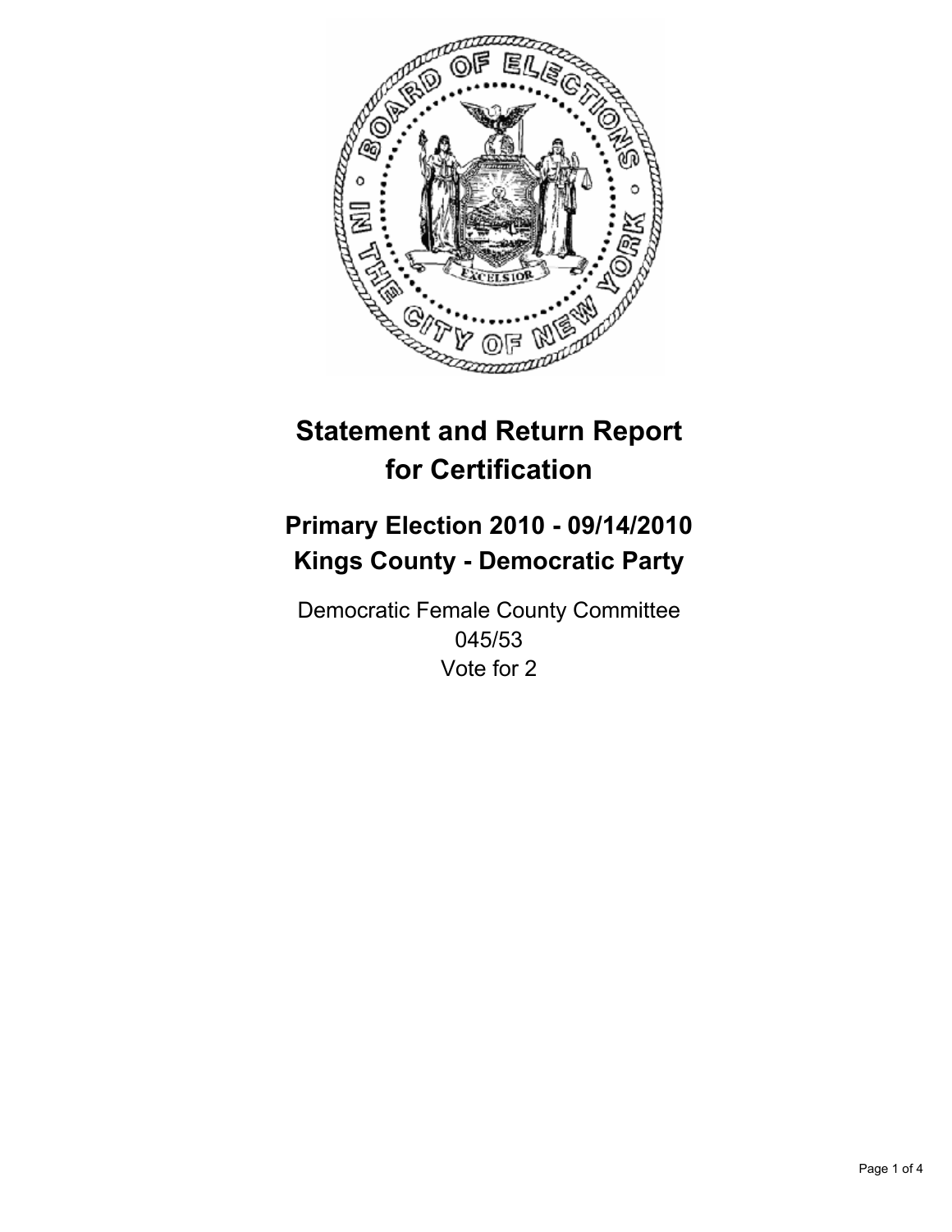# Statement and Return Report for Certification

## Primary Election 2010 - 09/14/2010
## Kings County - Democratic Party

Democratic Female County Committee
045/53
Vote for 2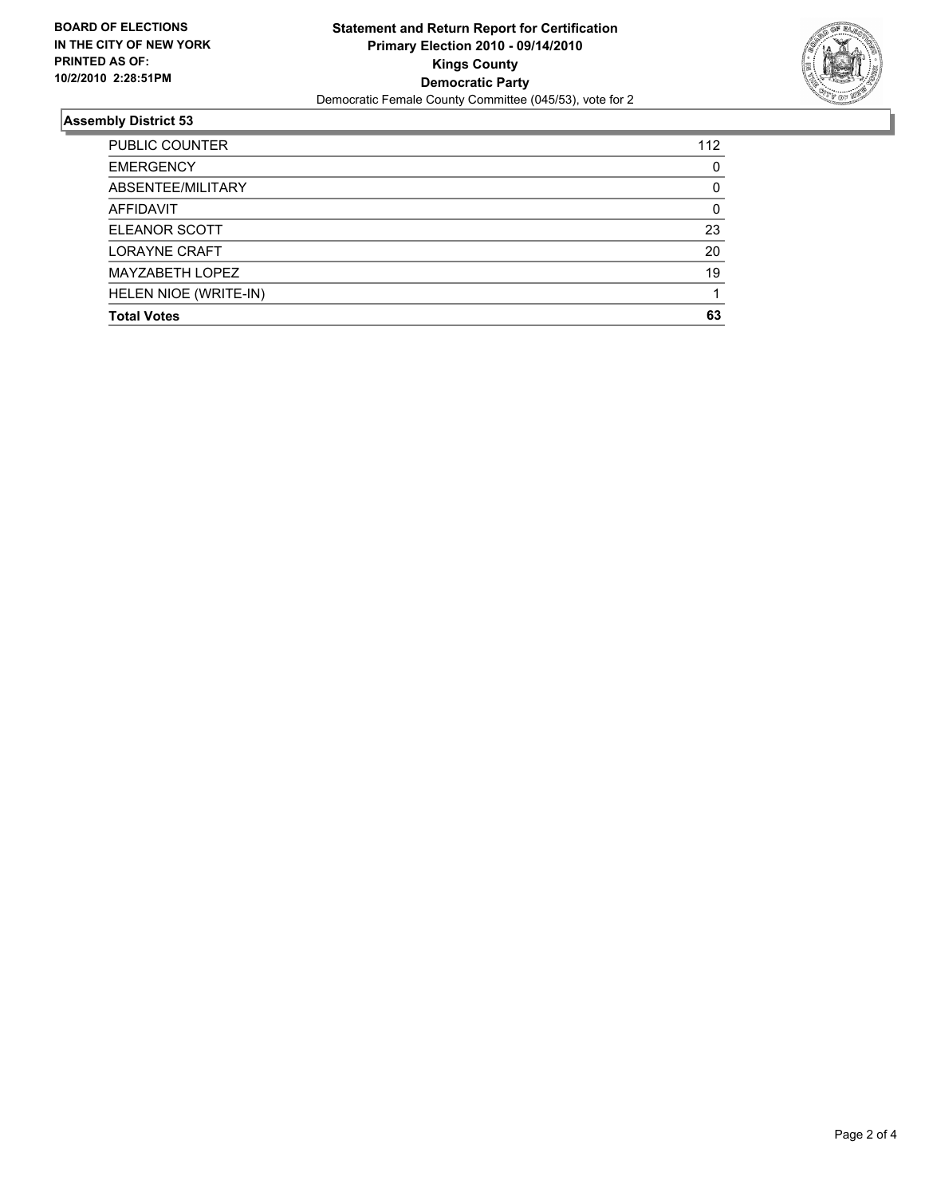**BOARD OF ELECTIONS IN THE CITY OF NEW YORK PRINTED AS OF: 10/2/2010 2:28:51PM**

**Statement and Return Report for Certification**
**Primary Election 2010 - 09/14/2010**
**Kings County**
**Democratic Party**
Democratic Female County Committee (045/53), vote for 2

## Assembly District 53

| | |
|---|---|
| PUBLIC COUNTER | 112 |
| EMERGENCY | 0 |
| ABSENTEE/MILITARY | 0 |
| AFFIDAVIT | 0 |
| ELEANOR SCOTT | 23 |
| LORAYNE CRAFT | 20 |
| MAYZABETH LOPEZ | 19 |
| HELEN NIOE (WRITE-IN) | 1 |
| **Total Votes** | **63** |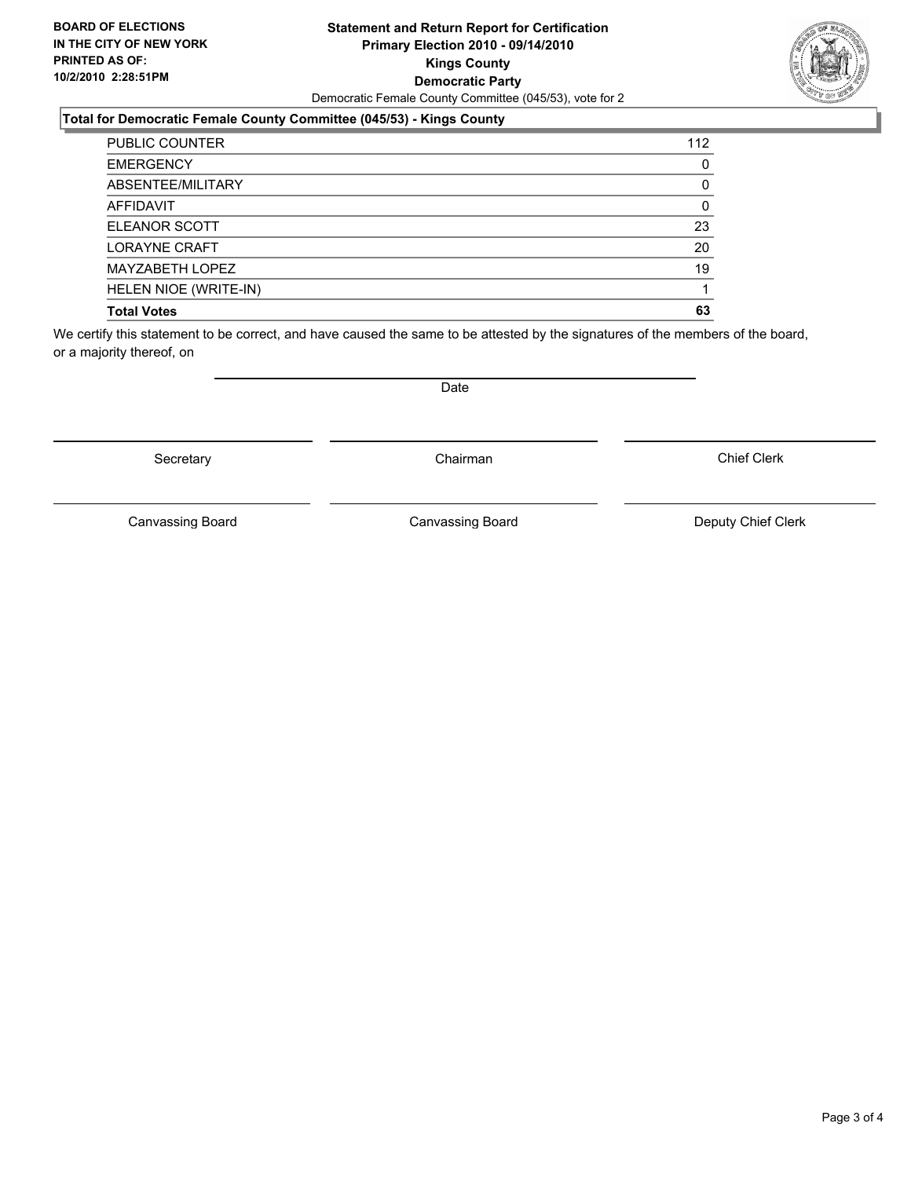BOARD OF ELECTIONS
IN THE CITY OF NEW YORK
PRINTED AS OF:
10/2/2010 2:28:51PM

**Statement and Return Report for Certification**
**Primary Election 2010 - 09/14/2010**
**Kings County**
**Democratic Party**
Democratic Female County Committee (045/53), vote for 2

### Total for Democratic Female County Committee (045/53) - Kings County

| | |
|---|---|
| PUBLIC COUNTER | 112 |
| EMERGENCY | 0 |
| ABSENTEE/MILITARY | 0 |
| AFFIDAVIT | 0 |
| ELEANOR SCOTT | 23 |
| LORAYNE CRAFT | 20 |
| MAYZABETH LOPEZ | 19 |
| HELEN NIOE (WRITE-IN) | 1 |
| **Total Votes** | **63** |

We certify this statement to be correct, and have caused the same to be attested by the signatures of the members of the board, or a majority thereof, on

Date

Secretary | Chairman | Chief Clerk

Canvassing Board | Canvassing Board | Deputy Chief Clerk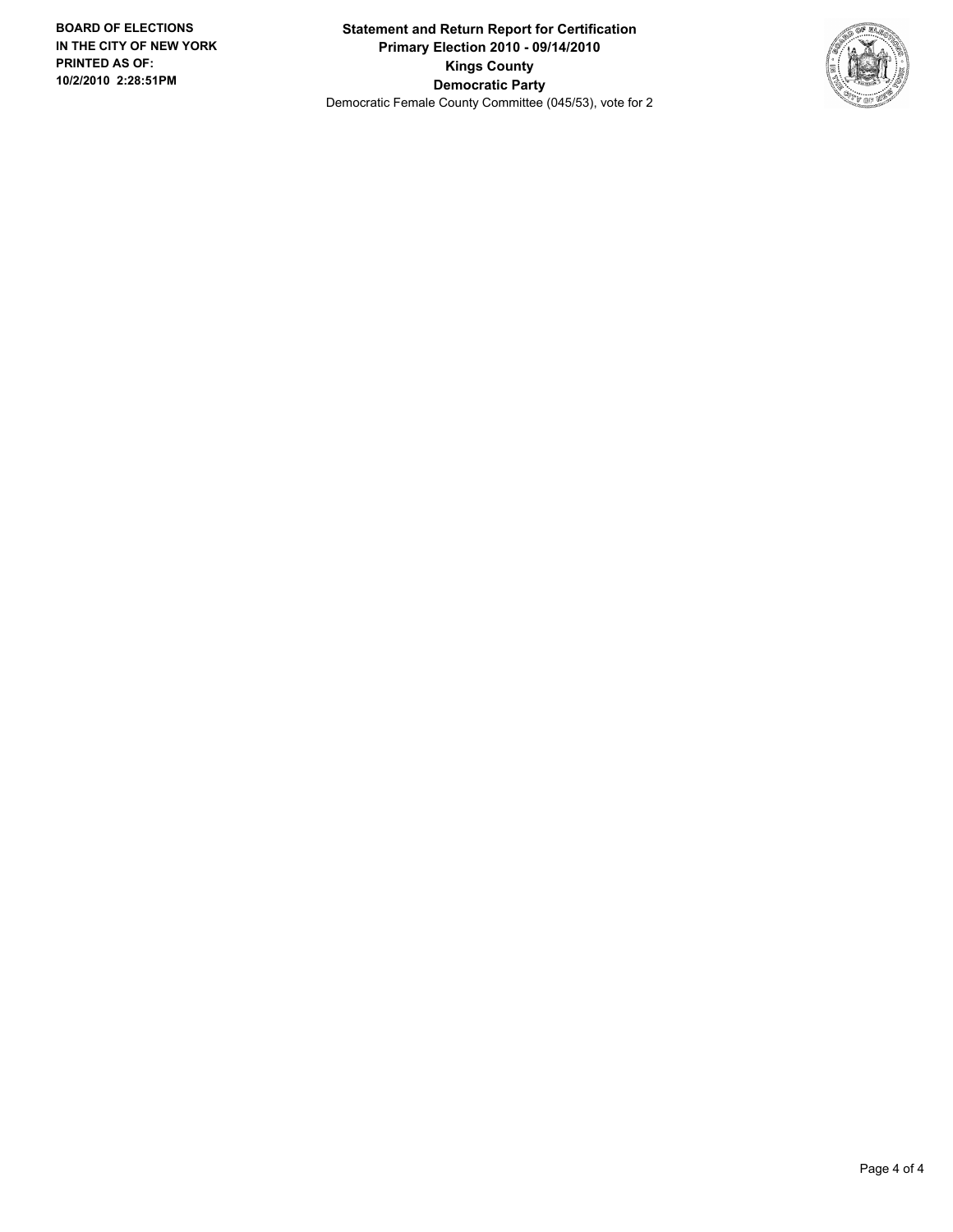**BOARD OF ELECTIONS IN THE CITY OF NEW YORK PRINTED AS OF: 10/2/2010 2:28:51PM**

**Statement and Return Report for Certification**
**Primary Election 2010 - 09/14/2010**
**Kings County**
**Democratic Party**
Democratic Female County Committee (045/53), vote for 2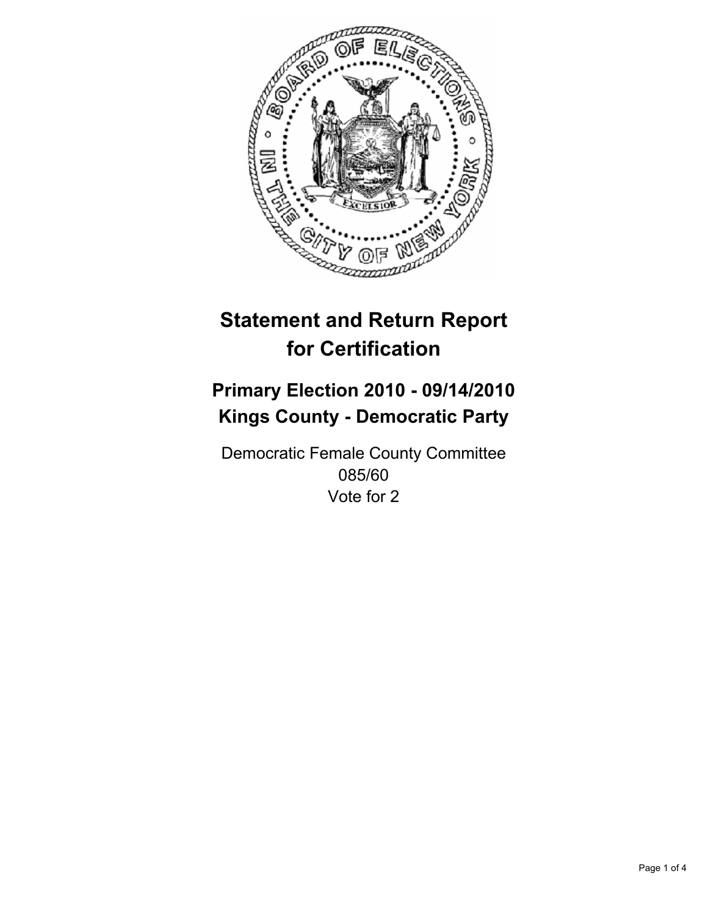# Statement and Return Report for Certification

## Primary Election 2010 - 09/14/2010
## Kings County - Democratic Party

Democratic Female County Committee
085/60
Vote for 2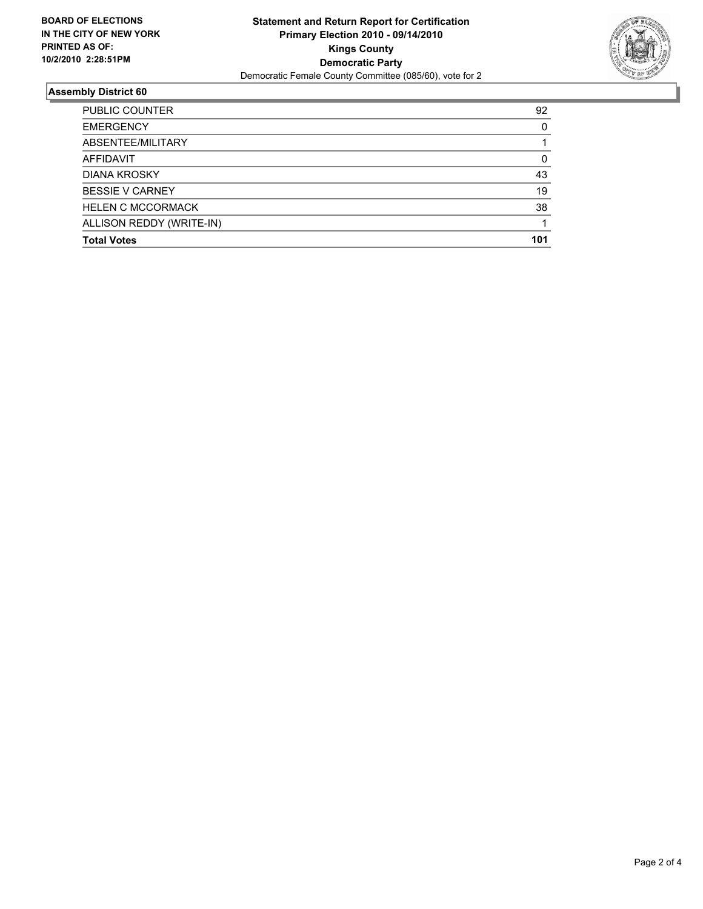**BOARD OF ELECTIONS IN THE CITY OF NEW YORK PRINTED AS OF: 10/2/2010 2:28:51PM**

# Statement and Return Report for Certification
## Primary Election 2010 - 09/14/2010
## Kings County
## Democratic Party

Democratic Female County Committee (085/60), vote for 2

### Assembly District 60

| | |
|---|---|
| PUBLIC COUNTER | 92 |
| EMERGENCY | 0 |
| ABSENTEE/MILITARY | 1 |
| AFFIDAVIT | 0 |
| DIANA KROSKY | 43 |
| BESSIE V CARNEY | 19 |
| HELEN C MCCORMACK | 38 |
| ALLISON REDDY (WRITE-IN) | 1 |
| **Total Votes** | **101** |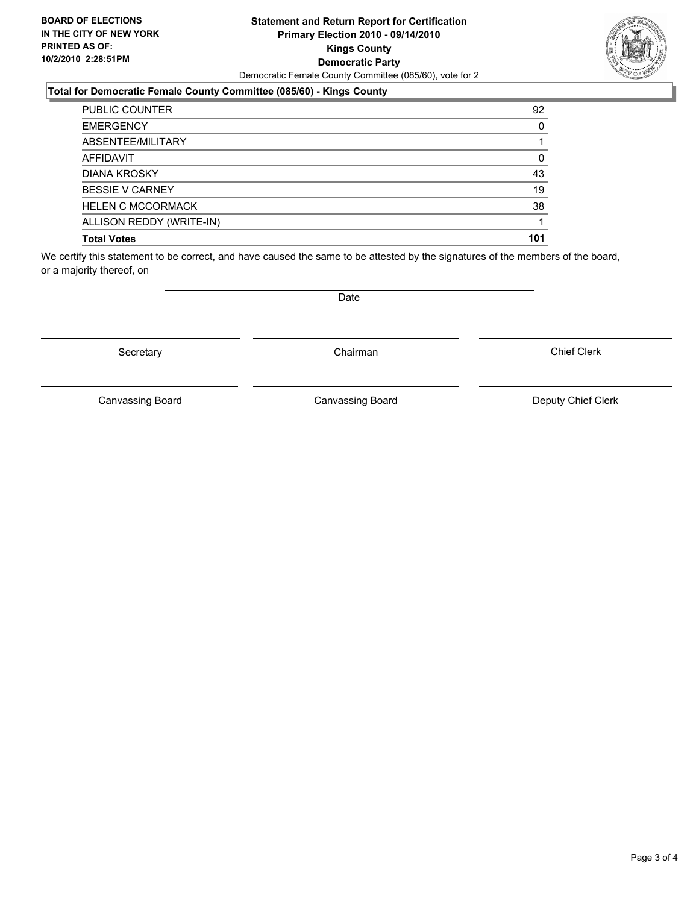**BOARD OF ELECTIONS IN THE CITY OF NEW YORK PRINTED AS OF: 10/2/2010 2:28:51PM**

**Statement and Return Report for Certification**
**Primary Election 2010 - 09/14/2010**
**Kings County**
**Democratic Party**
Democratic Female County Committee (085/60), vote for 2

**Total for Democratic Female County Committee (085/60) - Kings County**

| | |
|---|---|
| PUBLIC COUNTER | 92 |
| EMERGENCY | 0 |
| ABSENTEE/MILITARY | 1 |
| AFFIDAVIT | 0 |
| DIANA KROSKY | 43 |
| BESSIE V CARNEY | 19 |
| HELEN C MCCORMACK | 38 |
| ALLISON REDDY (WRITE-IN) | 1 |
| **Total Votes** | **101** |

We certify this statement to be correct, and have caused the same to be attested by the signatures of the members of the board, or a majority thereof, on

Date

Secretary | Chairman | Chief Clerk

Canvassing Board | Canvassing Board | Deputy Chief Clerk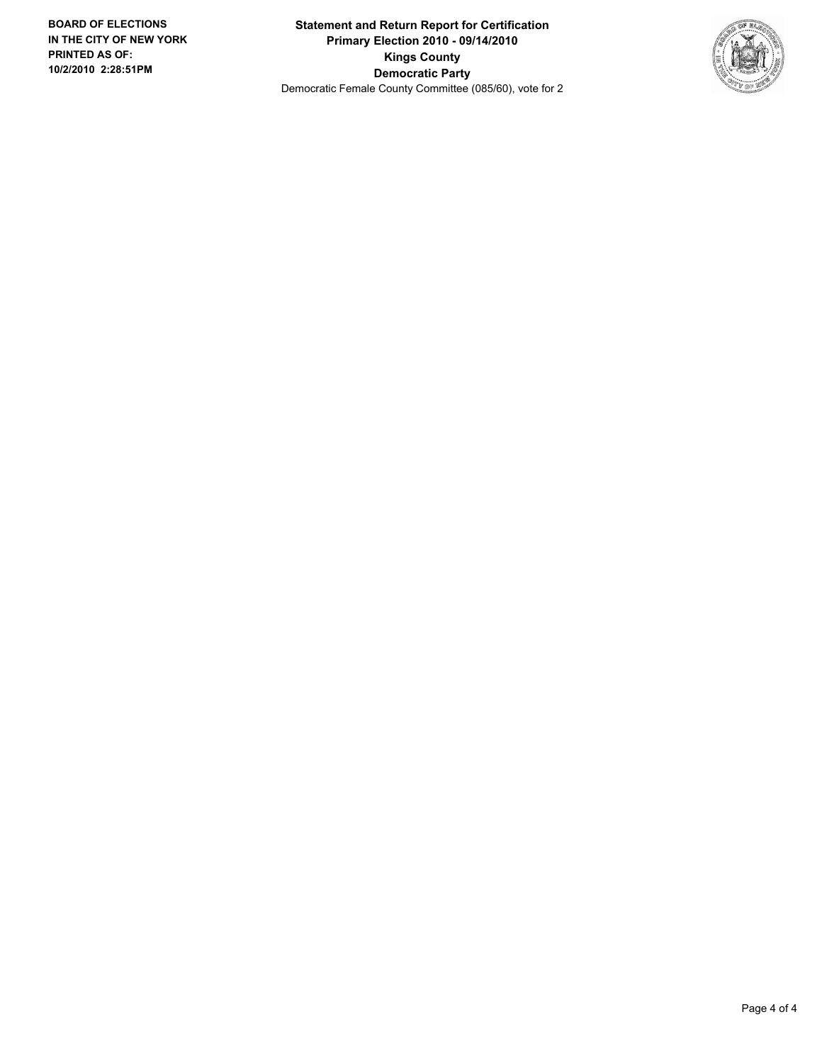**BOARD OF ELECTIONS IN THE CITY OF NEW YORK**
**PRINTED AS OF: 10/2/2010 2:28:51PM**

**Statement and Return Report for Certification**
**Primary Election 2010 - 09/14/2010**
**Kings County**
**Democratic Party**
Democratic Female County Committee (085/60), vote for 2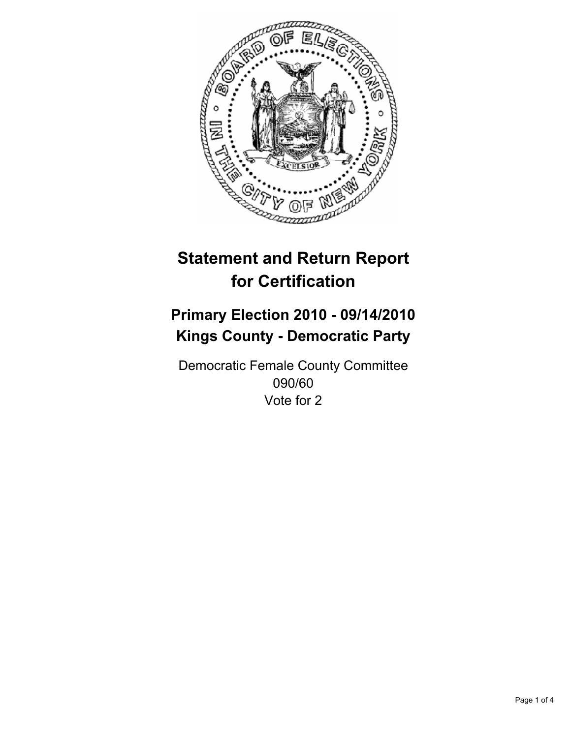# Statement and Return Report for Certification

## Primary Election 2010 - 09/14/2010
## Kings County - Democratic Party

Democratic Female County Committee
090/60
Vote for 2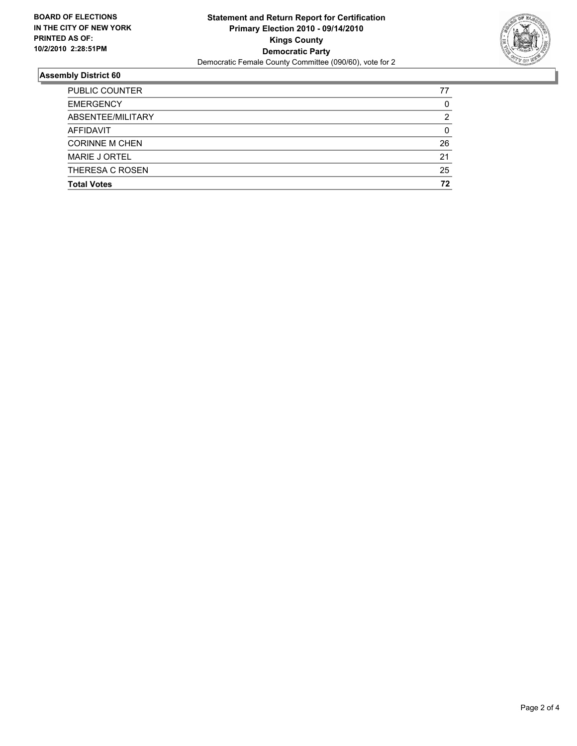**BOARD OF ELECTIONS IN THE CITY OF NEW YORK PRINTED AS OF: 10/2/2010 2:28:51PM**

**Statement and Return Report for Certification**
**Primary Election 2010 - 09/14/2010**
**Kings County**
**Democratic Party**
Democratic Female County Committee (090/60), vote for 2

## Assembly District 60

| | |
|---|---|
| PUBLIC COUNTER | 77 |
| EMERGENCY | 0 |
| ABSENTEE/MILITARY | 2 |
| AFFIDAVIT | 0 |
| CORINNE M CHEN | 26 |
| MARIE J ORTEL | 21 |
| THERESA C ROSEN | 25 |
| **Total Votes** | **72** |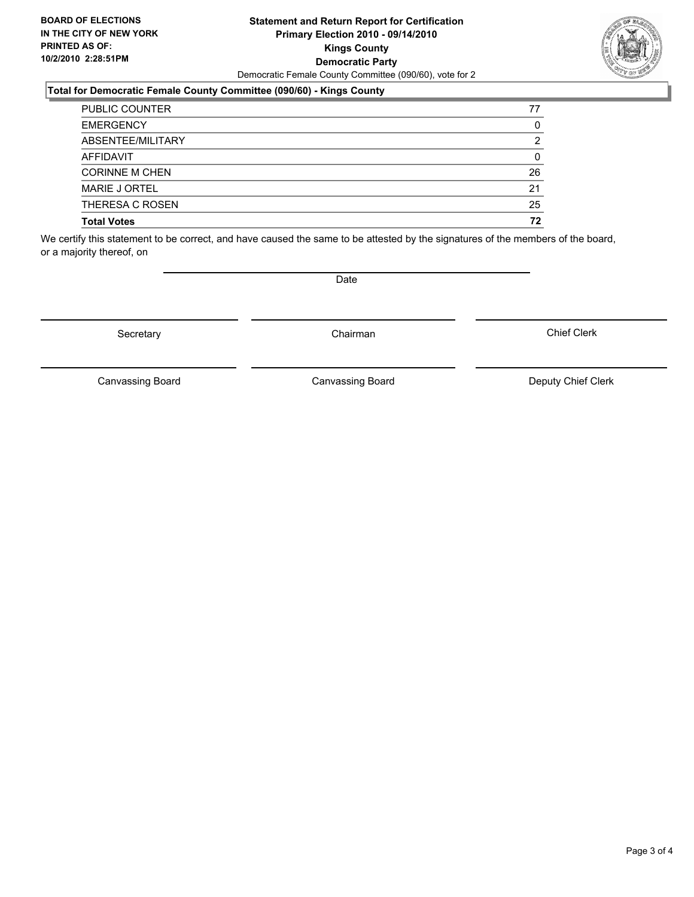**BOARD OF ELECTIONS IN THE CITY OF NEW YORK PRINTED AS OF: 10/2/2010 2:28:51PM**

**Statement and Return Report for Certification**
**Primary Election 2010 - 09/14/2010**
**Kings County**
**Democratic Party**
Democratic Female County Committee (090/60), vote for 2

**Total for Democratic Female County Committee (090/60) - Kings County**

| | |
|---|---|
| PUBLIC COUNTER | 77 |
| EMERGENCY | 0 |
| ABSENTEE/MILITARY | 2 |
| AFFIDAVIT | 0 |
| CORINNE M CHEN | 26 |
| MARIE J ORTEL | 21 |
| THERESA C ROSEN | 25 |
| **Total Votes** | **72** |

We certify this statement to be correct, and have caused the same to be attested by the signatures of the members of the board, or a majority thereof, on

Date

Secretary | Chairman | Chief Clerk

Canvassing Board | Canvassing Board | Deputy Chief Clerk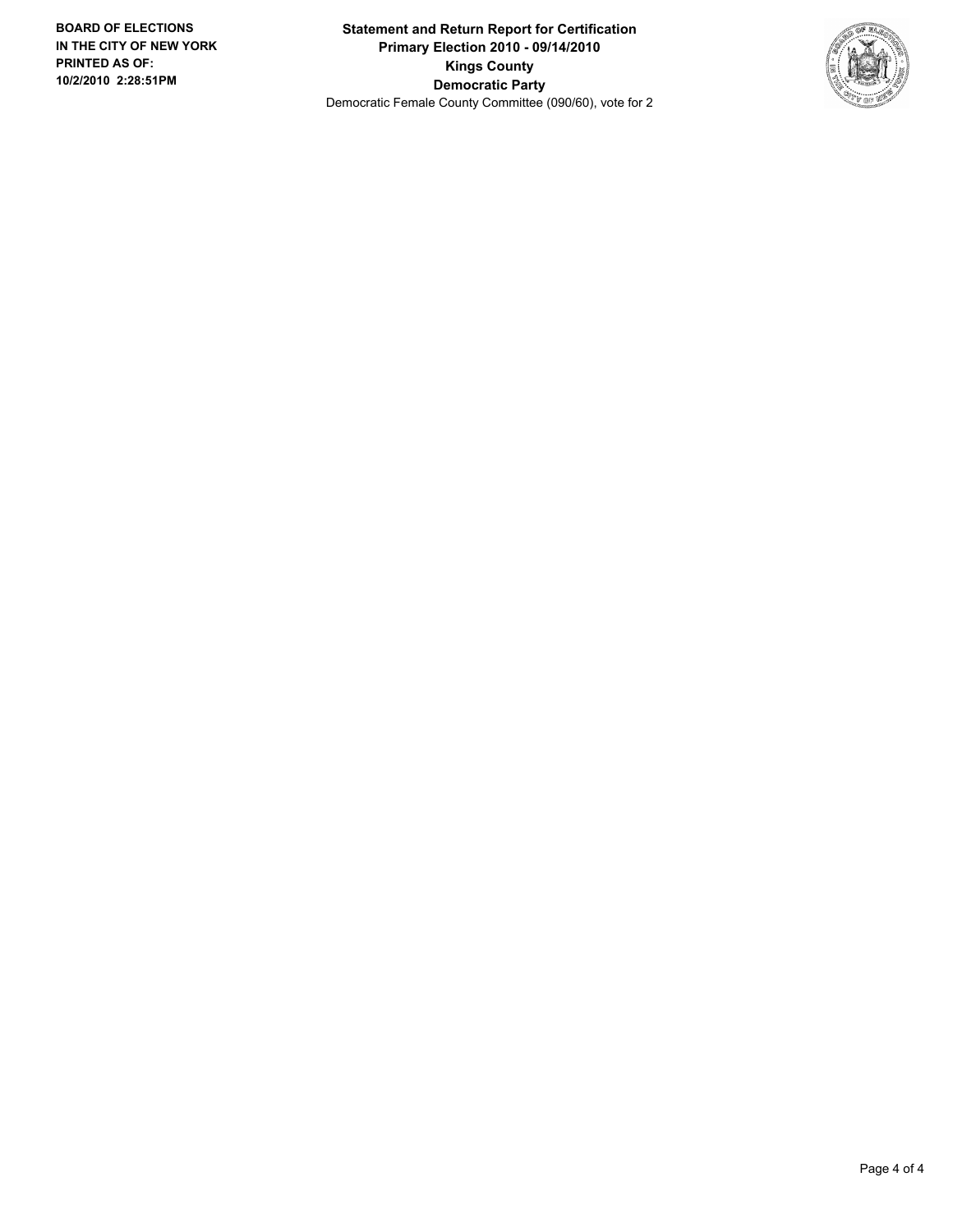**BOARD OF ELECTIONS IN THE CITY OF NEW YORK PRINTED AS OF: 10/2/2010 2:28:51PM**

**Statement and Return Report for Certification**
**Primary Election 2010 - 09/14/2010**
**Kings County**
**Democratic Party**
Democratic Female County Committee (090/60), vote for 2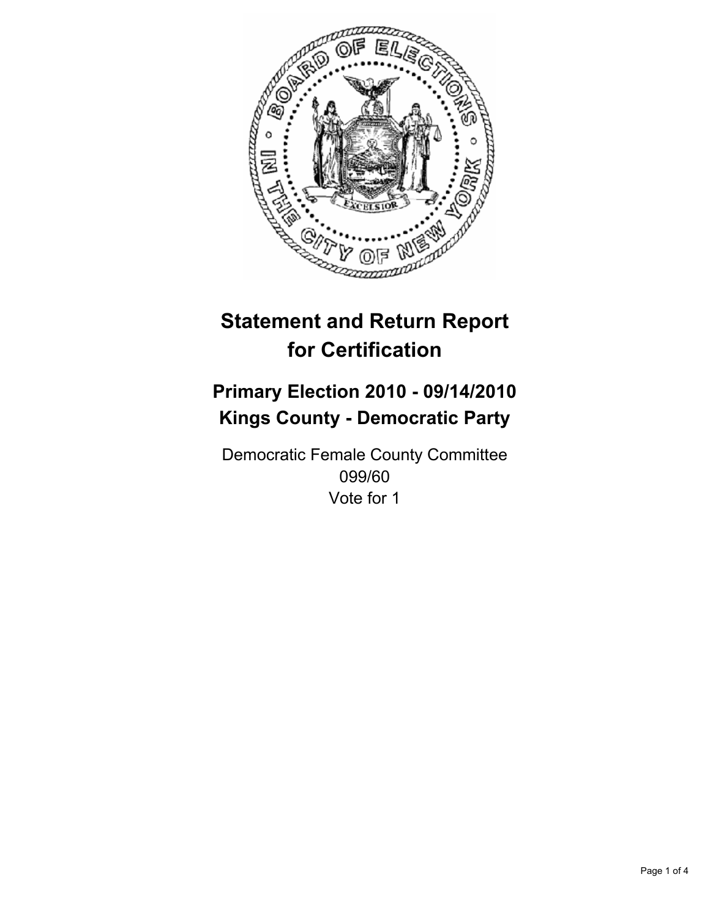# Statement and Return Report for Certification

## Primary Election 2010 - 09/14/2010
## Kings County - Democratic Party

Democratic Female County Committee
099/60
Vote for 1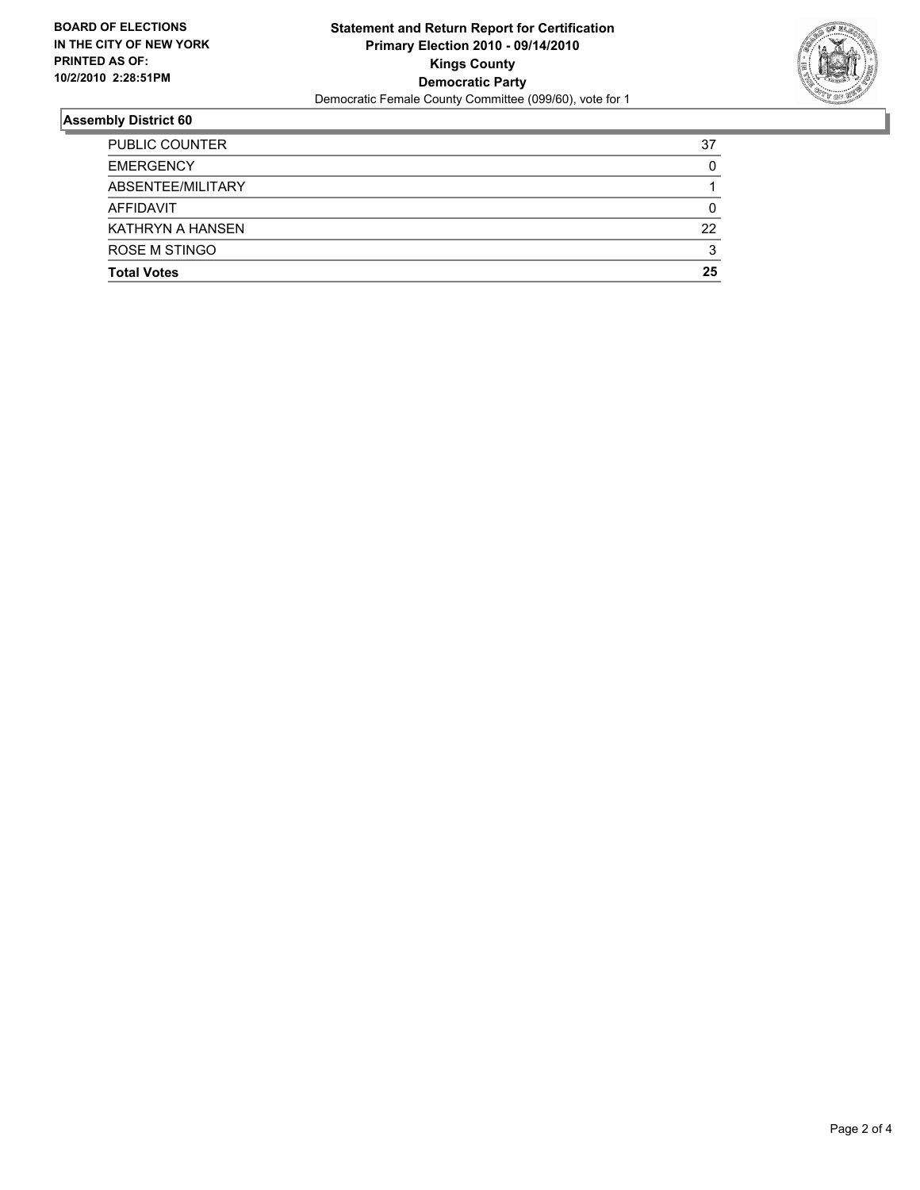**BOARD OF ELECTIONS IN THE CITY OF NEW YORK PRINTED AS OF: 10/2/2010 2:28:51PM**

**Statement and Return Report for Certification**
**Primary Election 2010 - 09/14/2010**
**Kings County**
**Democratic Party**
Democratic Female County Committee (099/60), vote for 1

## Assembly District 60

| | |
|---|---|
| PUBLIC COUNTER | 37 |
| EMERGENCY | 0 |
| ABSENTEE/MILITARY | 1 |
| AFFIDAVIT | 0 |
| KATHRYN A HANSEN | 22 |
| ROSE M STINGO | 3 |
| **Total Votes** | **25** |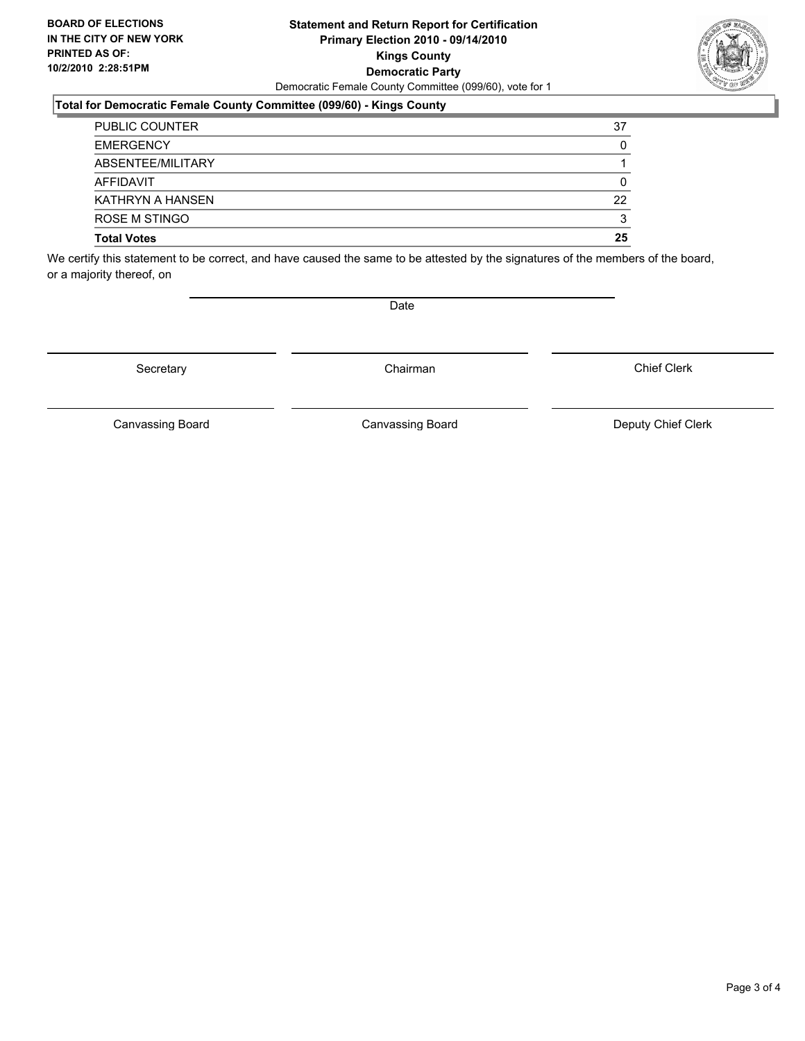**BOARD OF ELECTIONS IN THE CITY OF NEW YORK PRINTED AS OF: 10/2/2010 2:28:51PM**

**Statement and Return Report for Certification**
**Primary Election 2010 - 09/14/2010**
**Kings County**
**Democratic Party**
Democratic Female County Committee (099/60), vote for 1

**Total for Democratic Female County Committee (099/60) - Kings County**

| | |
|---|---|
| PUBLIC COUNTER | 37 |
| EMERGENCY | 0 |
| ABSENTEE/MILITARY | 1 |
| AFFIDAVIT | 0 |
| KATHRYN A HANSEN | 22 |
| ROSE M STINGO | 3 |
| **Total Votes** | **25** |

We certify this statement to be correct, and have caused the same to be attested by the signatures of the members of the board, or a majority thereof, on

Date

Secretary | Chairman | Chief Clerk

Canvassing Board | Canvassing Board | Deputy Chief Clerk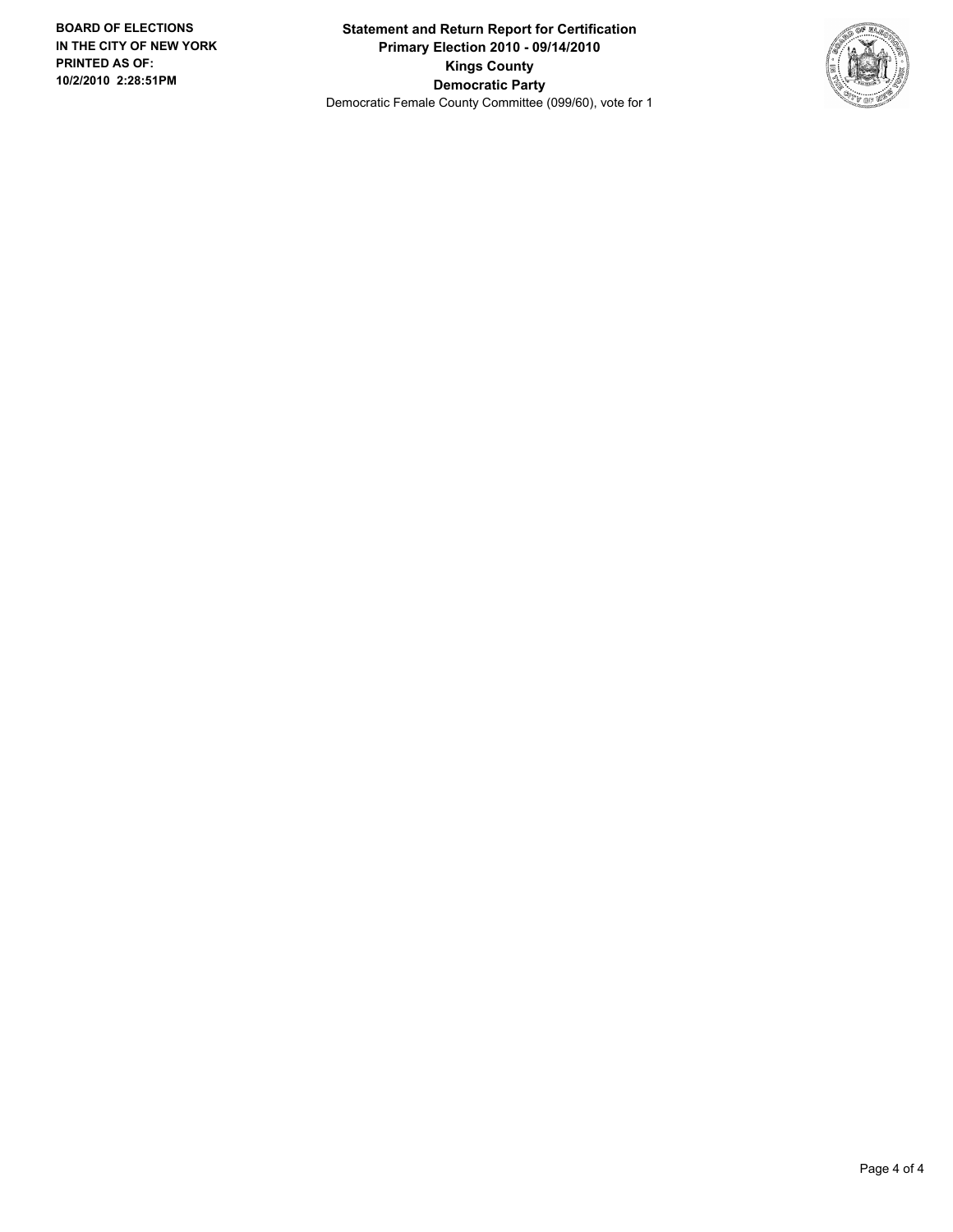BOARD OF ELECTIONS
IN THE CITY OF NEW YORK
PRINTED AS OF:
10/2/2010 2:28:51PM

**Statement and Return Report for Certification**
**Primary Election 2010 - 09/14/2010**
**Kings County**
**Democratic Party**
Democratic Female County Committee (099/60), vote for 1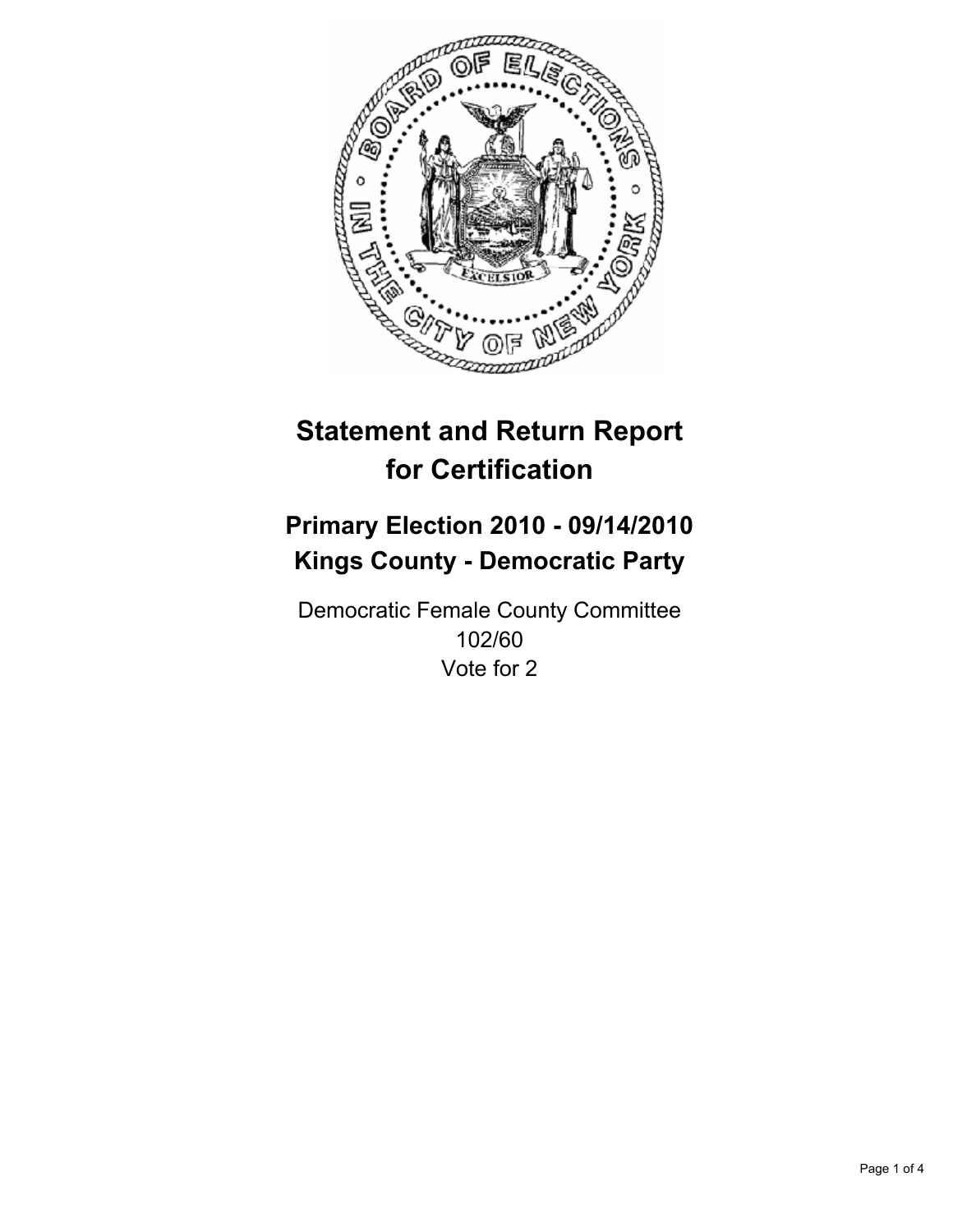# Statement and Return Report for Certification

## Primary Election 2010 - 09/14/2010
## Kings County - Democratic Party

Democratic Female County Committee
102/60
Vote for 2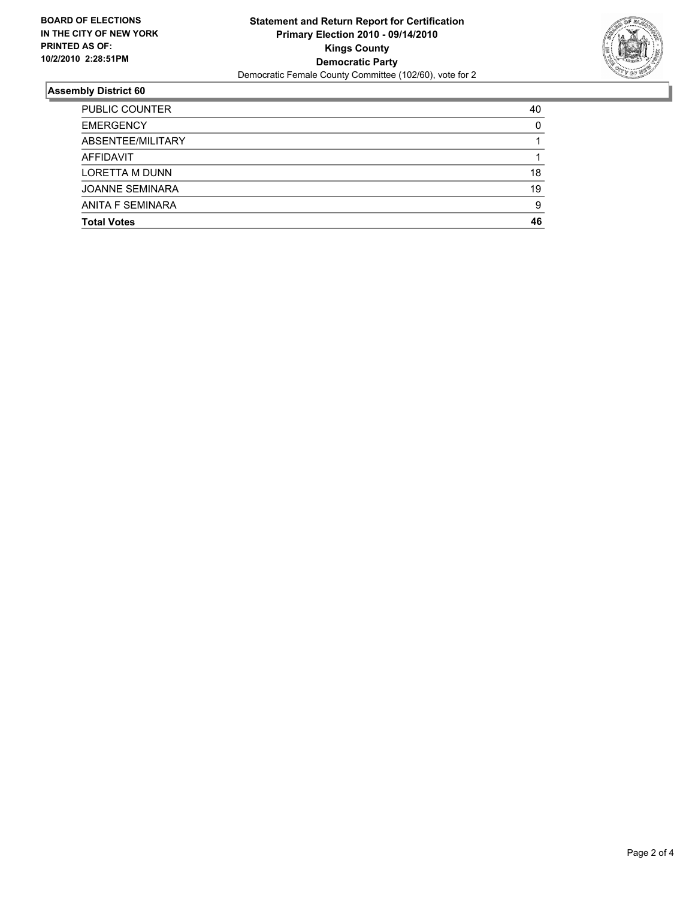**BOARD OF ELECTIONS IN THE CITY OF NEW YORK PRINTED AS OF: 10/2/2010 2:28:51PM**

**Statement and Return Report for Certification**
**Primary Election 2010 - 09/14/2010**
**Kings County**
**Democratic Party**
Democratic Female County Committee (102/60), vote for 2

## Assembly District 60

| | |
|---|---|
| PUBLIC COUNTER | 40 |
| EMERGENCY | 0 |
| ABSENTEE/MILITARY | 1 |
| AFFIDAVIT | 1 |
| LORETTA M DUNN | 18 |
| JOANNE SEMINARA | 19 |
| ANITA F SEMINARA | 9 |
| **Total Votes** | **46** |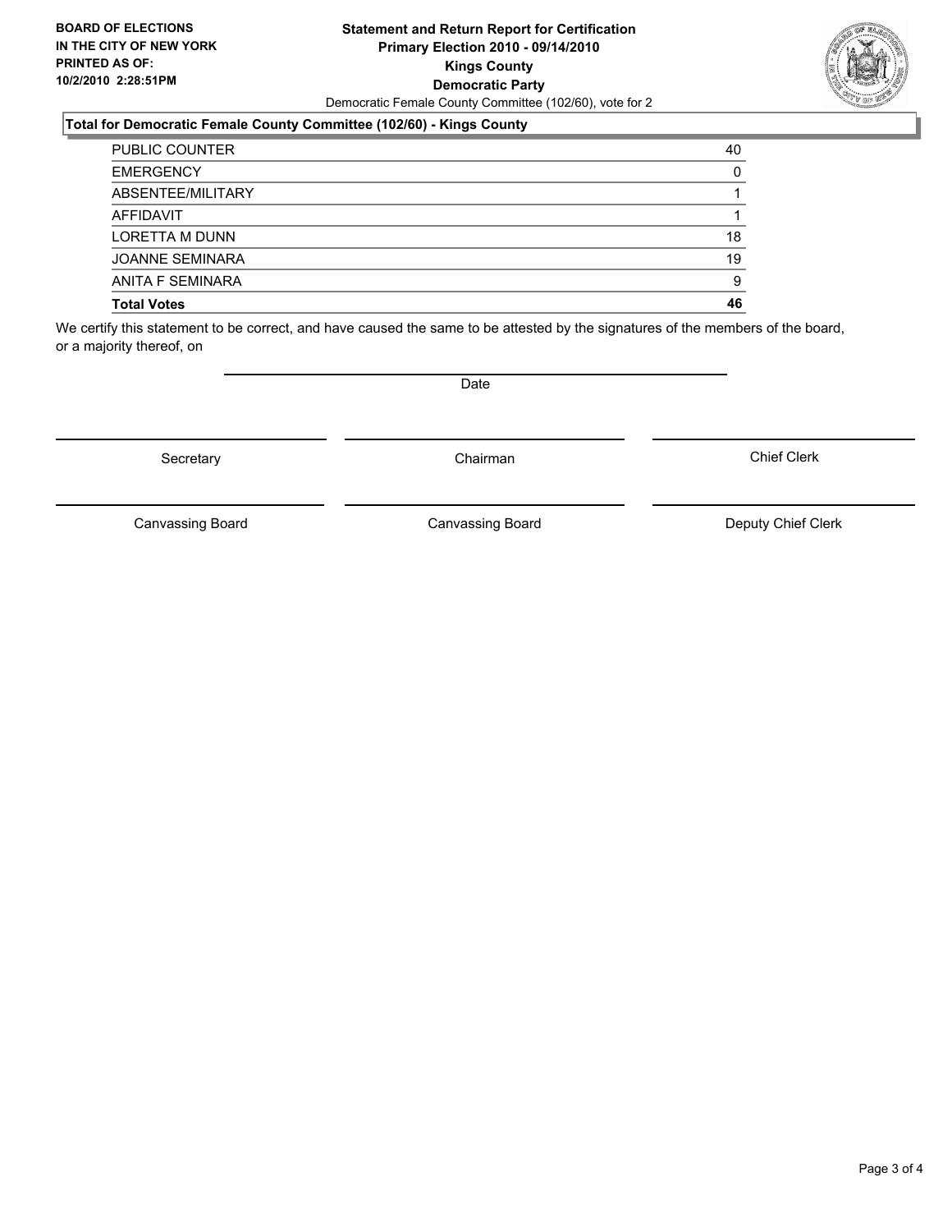**BOARD OF ELECTIONS IN THE CITY OF NEW YORK PRINTED AS OF: 10/2/2010 2:28:51PM**

# Statement and Return Report for Certification
## Primary Election 2010 - 09/14/2010
## Kings County
## Democratic Party

Democratic Female County Committee (102/60), vote for 2

### Total for Democratic Female County Committee (102/60) - Kings County

| | |
|---|---|
| PUBLIC COUNTER | 40 |
| EMERGENCY | 0 |
| ABSENTEE/MILITARY | 1 |
| AFFIDAVIT | 1 |
| LORETTA M DUNN | 18 |
| JOANNE SEMINARA | 19 |
| ANITA F SEMINARA | 9 |
| **Total Votes** | **46** |

We certify this statement to be correct, and have caused the same to be attested by the signatures of the members of the board, or a majority thereof, on

Date

Secretary | Chairman | Chief Clerk

Canvassing Board | Canvassing Board | Deputy Chief Clerk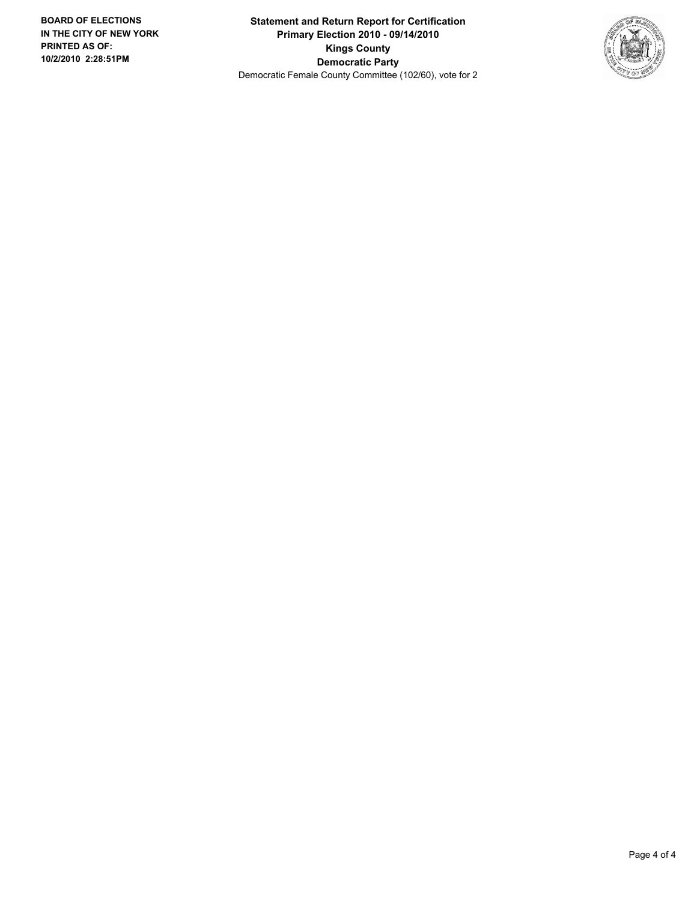BOARD OF ELECTIONS
IN THE CITY OF NEW YORK
PRINTED AS OF:
10/2/2010 2:28:51PM

**Statement and Return Report for Certification**
**Primary Election 2010 - 09/14/2010**
**Kings County**
**Democratic Party**
Democratic Female County Committee (102/60), vote for 2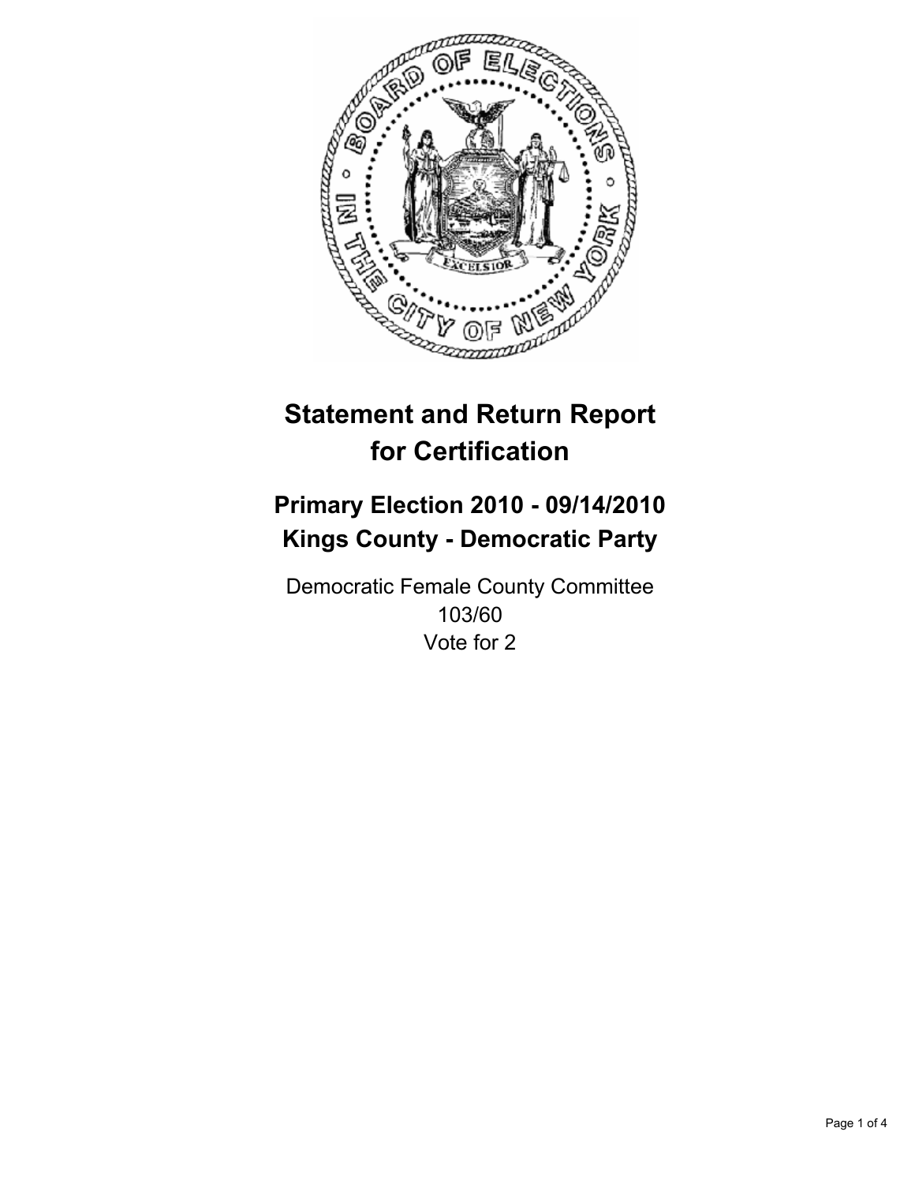# Statement and Return Report for Certification

## Primary Election 2010 - 09/14/2010
## Kings County - Democratic Party

Democratic Female County Committee
103/60
Vote for 2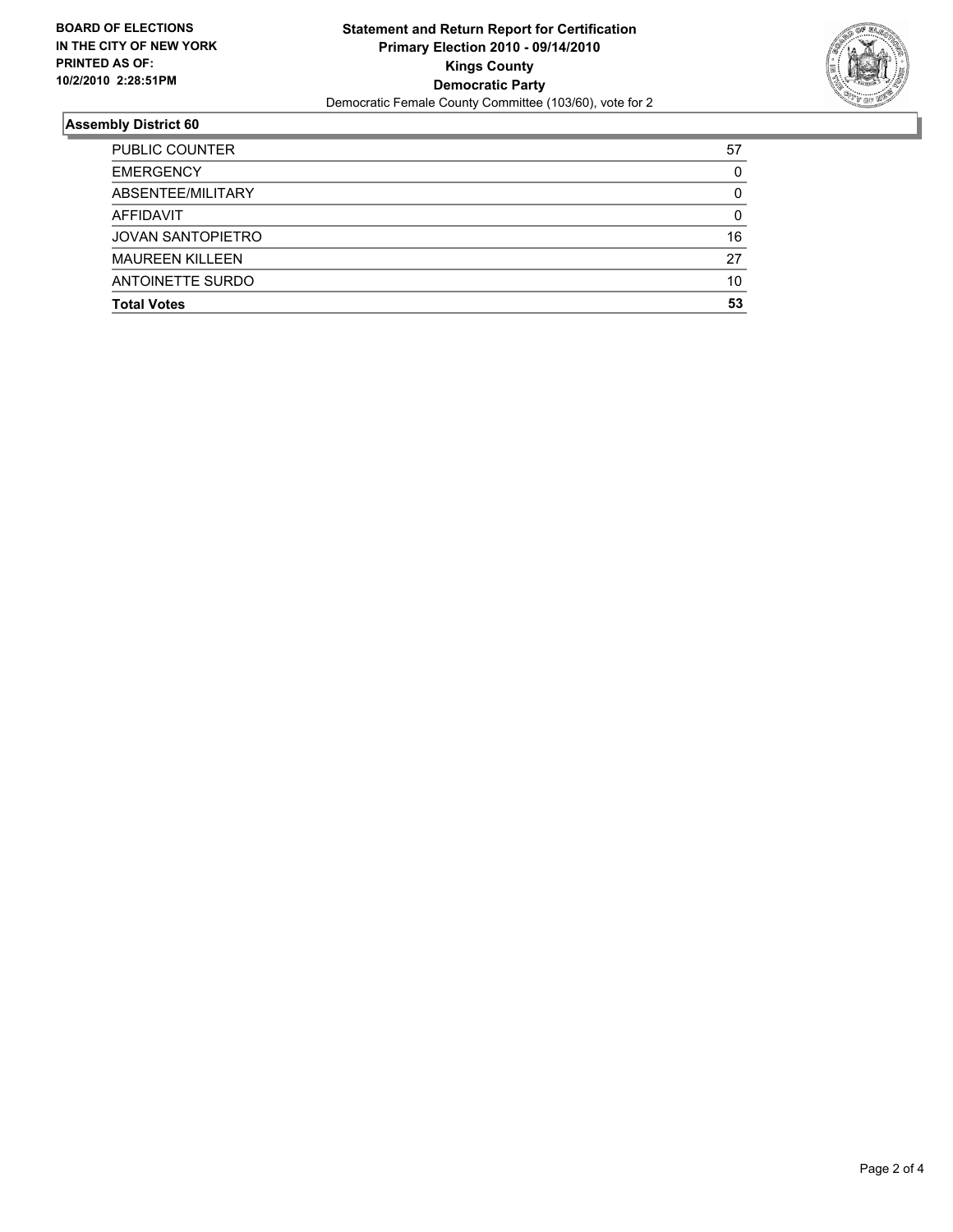**BOARD OF ELECTIONS IN THE CITY OF NEW YORK PRINTED AS OF: 10/2/2010 2:28:51PM**

**Statement and Return Report for Certification**
**Primary Election 2010 - 09/14/2010**
**Kings County**
**Democratic Party**
Democratic Female County Committee (103/60), vote for 2

## Assembly District 60

| | |
|---|---|
| PUBLIC COUNTER | 57 |
| EMERGENCY | 0 |
| ABSENTEE/MILITARY | 0 |
| AFFIDAVIT | 0 |
| JOVAN SANTOPIETRO | 16 |
| MAUREEN KILLEEN | 27 |
| ANTOINETTE SURDO | 10 |
| **Total Votes** | **53** |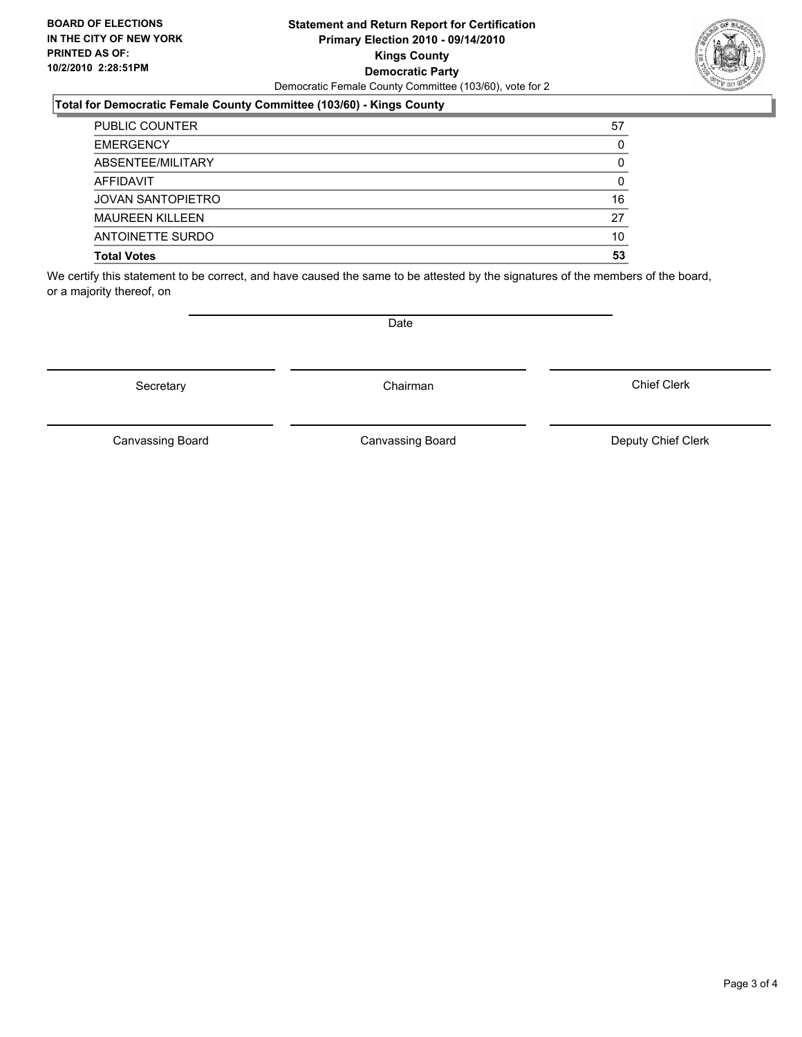**BOARD OF ELECTIONS IN THE CITY OF NEW YORK PRINTED AS OF: 10/2/2010 2:28:51PM**

**Statement and Return Report for Certification**
**Primary Election 2010 - 09/14/2010**
**Kings County**
**Democratic Party**
Democratic Female County Committee (103/60), vote for 2

### Total for Democratic Female County Committee (103/60) - Kings County

| | |
|---|---|
| PUBLIC COUNTER | 57 |
| EMERGENCY | 0 |
| ABSENTEE/MILITARY | 0 |
| AFFIDAVIT | 0 |
| JOVAN SANTOPIETRO | 16 |
| MAUREEN KILLEEN | 27 |
| ANTOINETTE SURDO | 10 |
| **Total Votes** | **53** |

We certify this statement to be correct, and have caused the same to be attested by the signatures of the members of the board, or a majority thereof, on

Date

Secretary | Chairman | Chief Clerk

Canvassing Board | Canvassing Board | Deputy Chief Clerk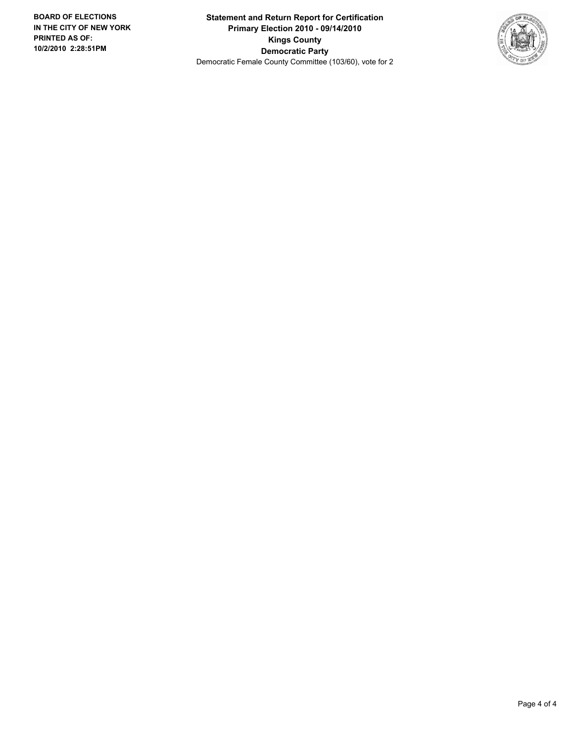**BOARD OF ELECTIONS IN THE CITY OF NEW YORK PRINTED AS OF: 10/2/2010 2:28:51PM**

**Statement and Return Report for Certification**
**Primary Election 2010 - 09/14/2010**
**Kings County**
**Democratic Party**
Democratic Female County Committee (103/60), vote for 2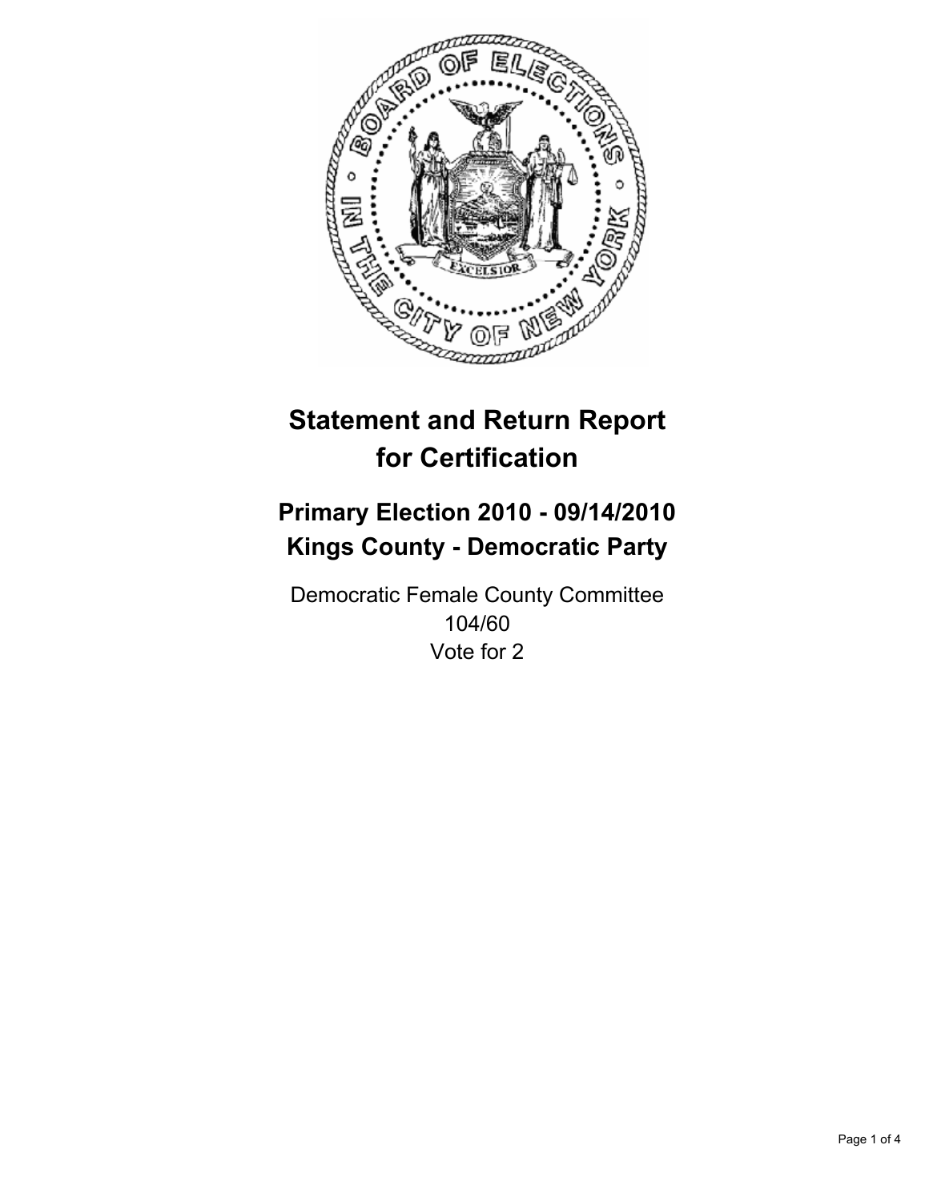# Statement and Return Report for Certification

## Primary Election 2010 - 09/14/2010
## Kings County - Democratic Party

Democratic Female County Committee
104/60
Vote for 2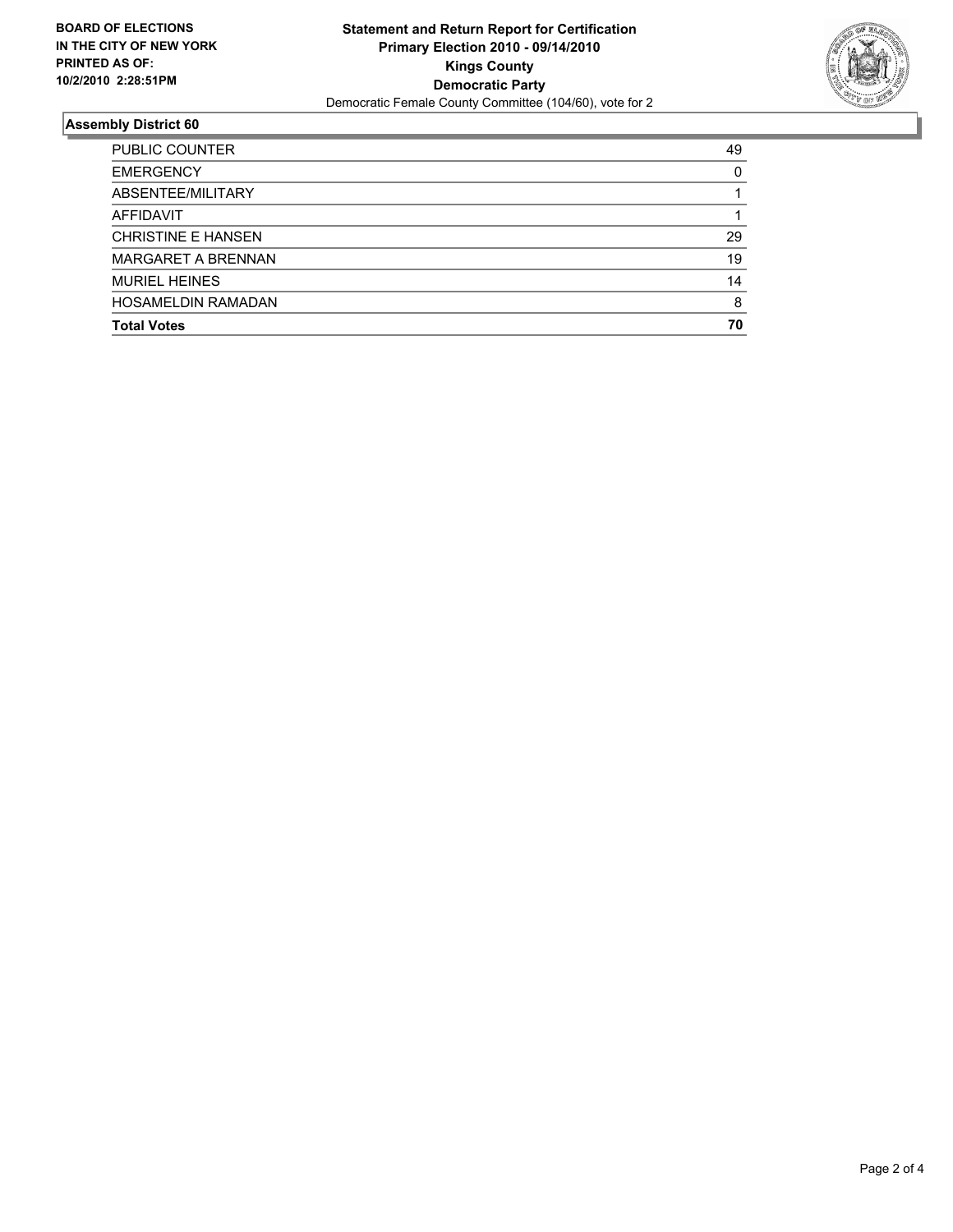**BOARD OF ELECTIONS IN THE CITY OF NEW YORK PRINTED AS OF: 10/2/2010 2:28:51PM**

**Statement and Return Report for Certification**
**Primary Election 2010 - 09/14/2010**
**Kings County**
**Democratic Party**
Democratic Female County Committee (104/60), vote for 2

## Assembly District 60

| | |
|---|---|
| PUBLIC COUNTER | 49 |
| EMERGENCY | 0 |
| ABSENTEE/MILITARY | 1 |
| AFFIDAVIT | 1 |
| CHRISTINE E HANSEN | 29 |
| MARGARET A BRENNAN | 19 |
| MURIEL HEINES | 14 |
| HOSAMELDIN RAMADAN | 8 |
| **Total Votes** | **70** |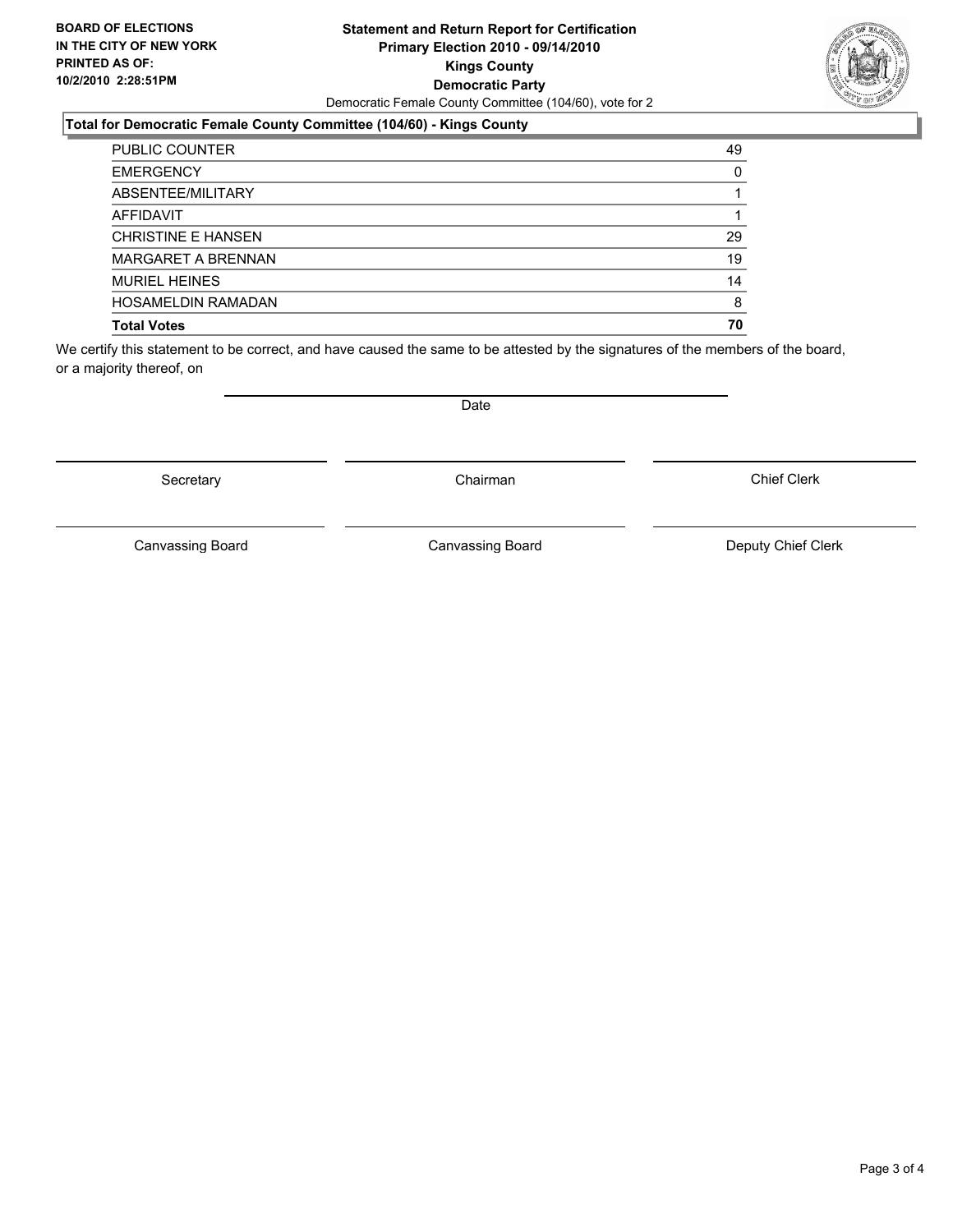**BOARD OF ELECTIONS IN THE CITY OF NEW YORK PRINTED AS OF: 10/2/2010 2:28:51PM**

# Statement and Return Report for Certification
## Primary Election 2010 - 09/14/2010
## Kings County
## Democratic Party

Democratic Female County Committee (104/60), vote for 2

### Total for Democratic Female County Committee (104/60) - Kings County

| | |
|---|---|
| PUBLIC COUNTER | 49 |
| EMERGENCY | 0 |
| ABSENTEE/MILITARY | 1 |
| AFFIDAVIT | 1 |
| CHRISTINE E HANSEN | 29 |
| MARGARET A BRENNAN | 19 |
| MURIEL HEINES | 14 |
| HOSAMELDIN RAMADAN | 8 |
| **Total Votes** | **70** |

We certify this statement to be correct, and have caused the same to be attested by the signatures of the members of the board, or a majority thereof, on

Date

| | | |
|---|---|---|
| Secretary | Chairman | Chief Clerk |
| Canvassing Board | Canvassing Board | Deputy Chief Clerk |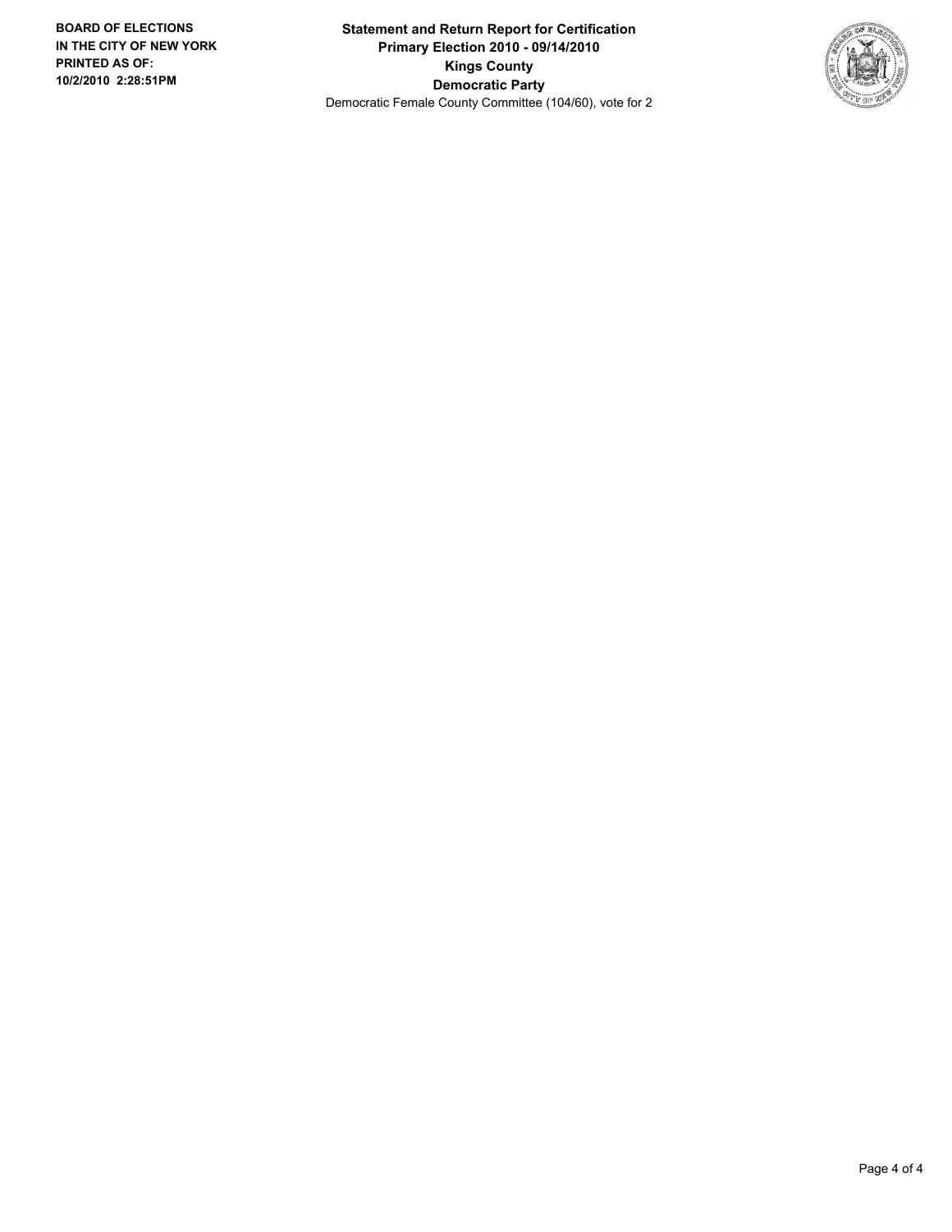**BOARD OF ELECTIONS IN THE CITY OF NEW YORK PRINTED AS OF: 10/2/2010 2:28:51PM**

**Statement and Return Report for Certification**
**Primary Election 2010 - 09/14/2010**
**Kings County**
**Democratic Party**
Democratic Female County Committee (104/60), vote for 2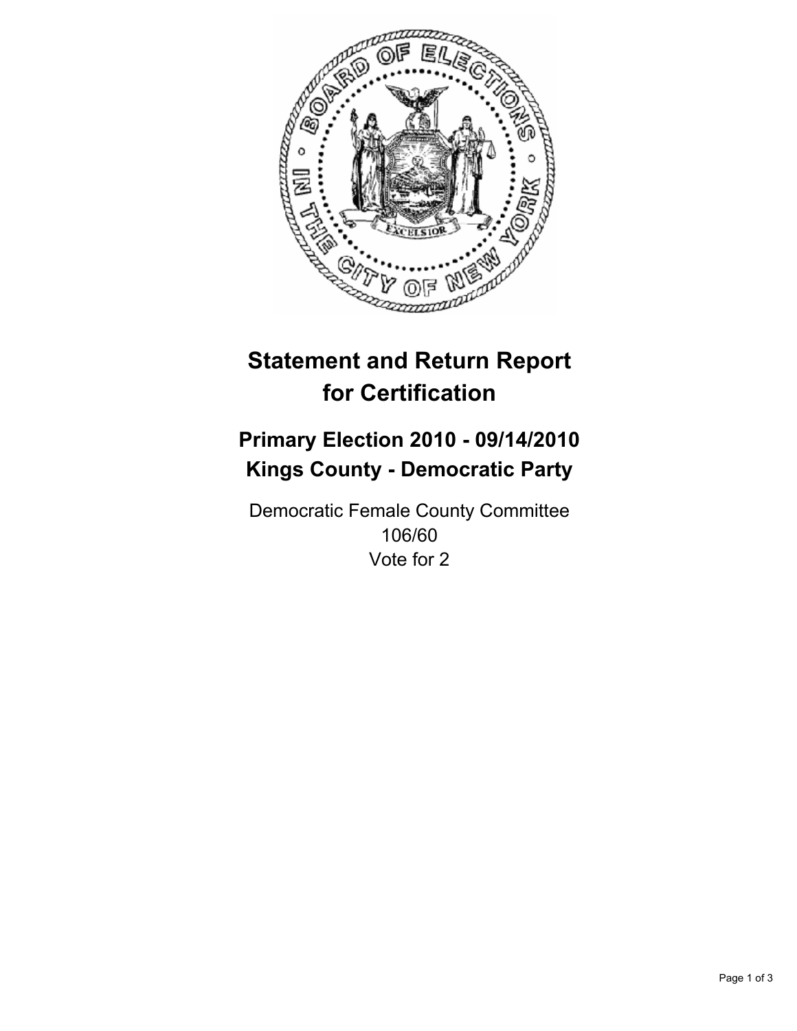# Statement and Return Report for Certification

## Primary Election 2010 - 09/14/2010
## Kings County - Democratic Party

Democratic Female County Committee
106/60
Vote for 2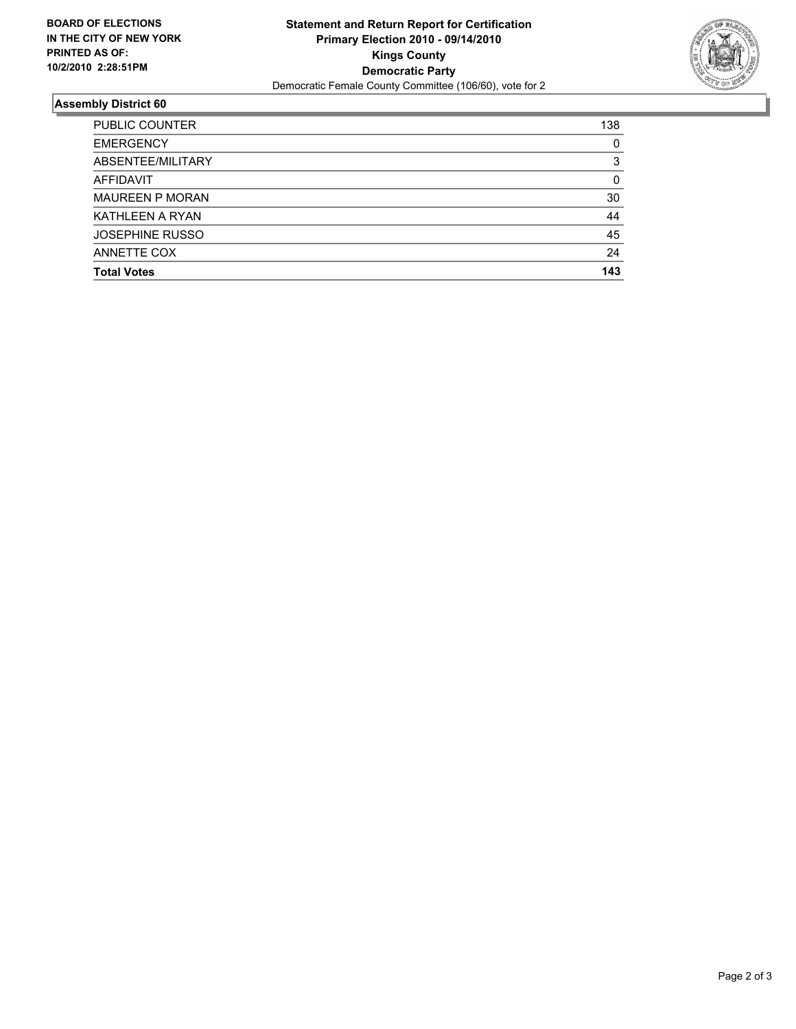**BOARD OF ELECTIONS IN THE CITY OF NEW YORK PRINTED AS OF: 10/2/2010 2:28:51PM**

**Statement and Return Report for Certification**
**Primary Election 2010 - 09/14/2010**
**Kings County**
**Democratic Party**
Democratic Female County Committee (106/60), vote for 2

## Assembly District 60

| | |
|---|---|
| PUBLIC COUNTER | 138 |
| EMERGENCY | 0 |
| ABSENTEE/MILITARY | 3 |
| AFFIDAVIT | 0 |
| MAUREEN P MORAN | 30 |
| KATHLEEN A RYAN | 44 |
| JOSEPHINE RUSSO | 45 |
| ANNETTE COX | 24 |
| **Total Votes** | **143** |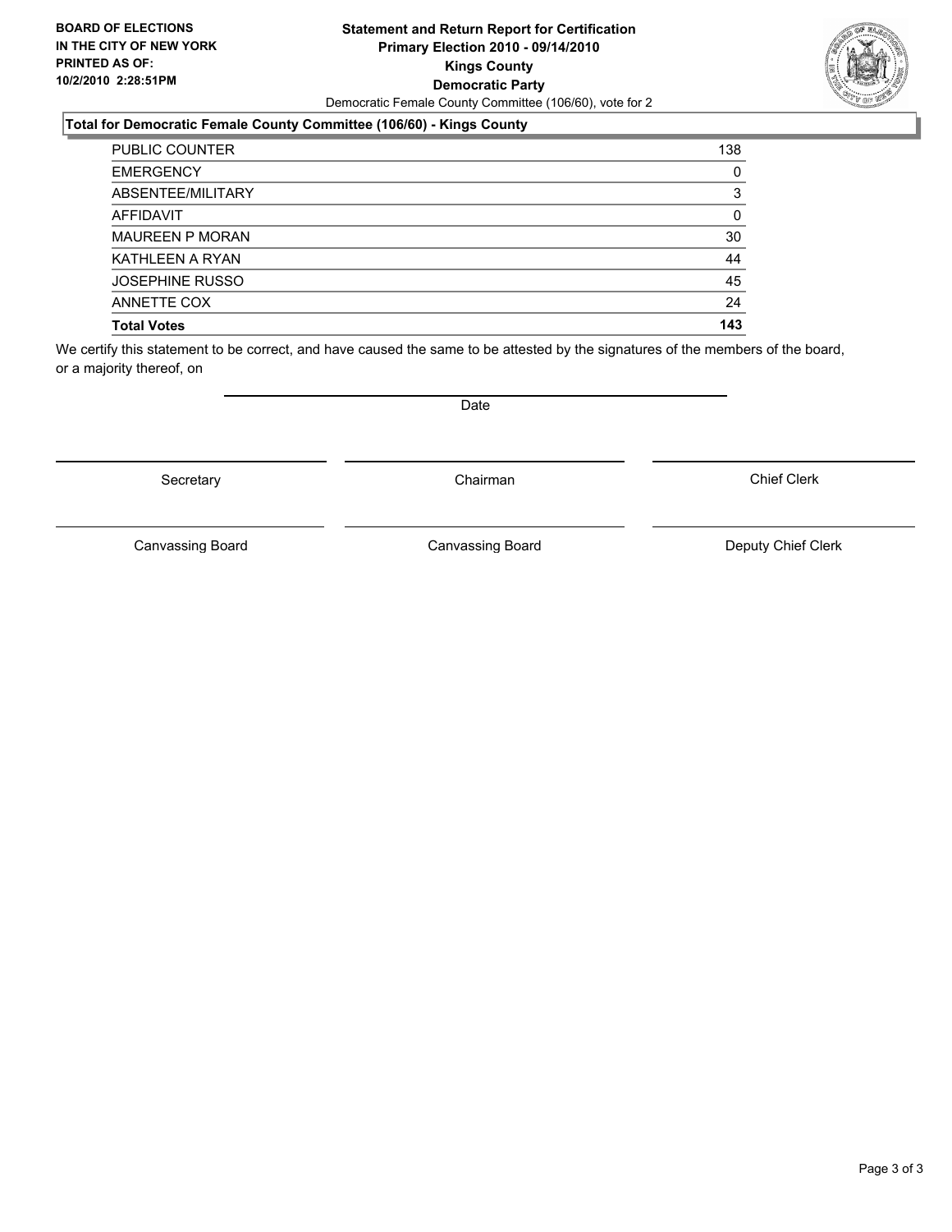**BOARD OF ELECTIONS IN THE CITY OF NEW YORK PRINTED AS OF: 10/2/2010 2:28:51PM**

**Statement and Return Report for Certification**
**Primary Election 2010 - 09/14/2010**
**Kings County**
**Democratic Party**
Democratic Female County Committee (106/60), vote for 2

### Total for Democratic Female County Committee (106/60) - Kings County

| | |
|---|---|
| PUBLIC COUNTER | 138 |
| EMERGENCY | 0 |
| ABSENTEE/MILITARY | 3 |
| AFFIDAVIT | 0 |
| MAUREEN P MORAN | 30 |
| KATHLEEN A RYAN | 44 |
| JOSEPHINE RUSSO | 45 |
| ANNETTE COX | 24 |
| **Total Votes** | **143** |

We certify this statement to be correct, and have caused the same to be attested by the signatures of the members of the board, or a majority thereof, on

Date

Secretary | Chairman | Chief Clerk

Canvassing Board | Canvassing Board | Deputy Chief Clerk